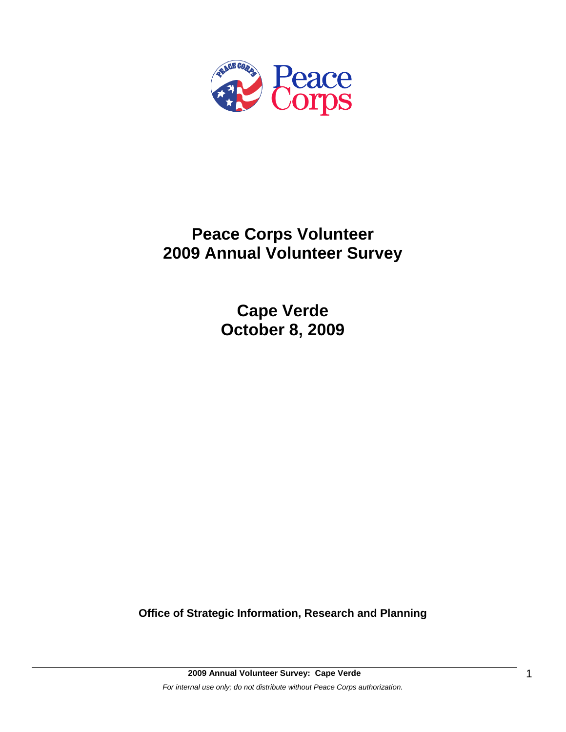# Peace Corps Volunteer
# 2009 Annual Volunteer Survey

## Cape Verde
## October 8, 2009

**Office of Strategic Information, Research and Planning**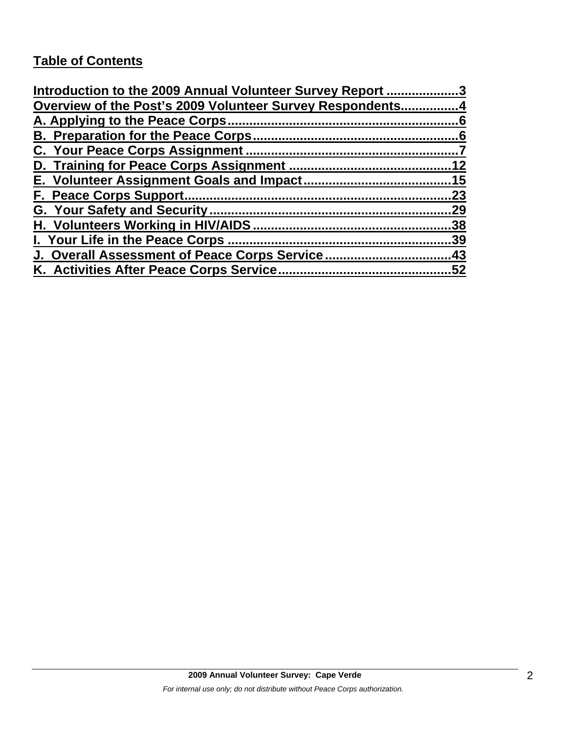## Table of Contents

Introduction to the 2009 Annual Volunteer Survey Report ....................3
Overview of the Post's 2009 Volunteer Survey Respondents................4
A. Applying to the Peace Corps...............................................................6
B. Preparation for the Peace Corps.........................................................6
C. Your Peace Corps Assignment ..........................................................7
D. Training for Peace Corps Assignment ............................................12
E. Volunteer Assignment Goals and Impact........................................15
F. Peace Corps Support..........................................................................23
G. Your Safety and Security...................................................................29
H. Volunteers Working in HIV/AIDS.......................................................38
I. Your Life in the Peace Corps .............................................................39
J. Overall Assessment of Peace Corps Service ..................................43
K. Activities After Peace Corps Service...............................................52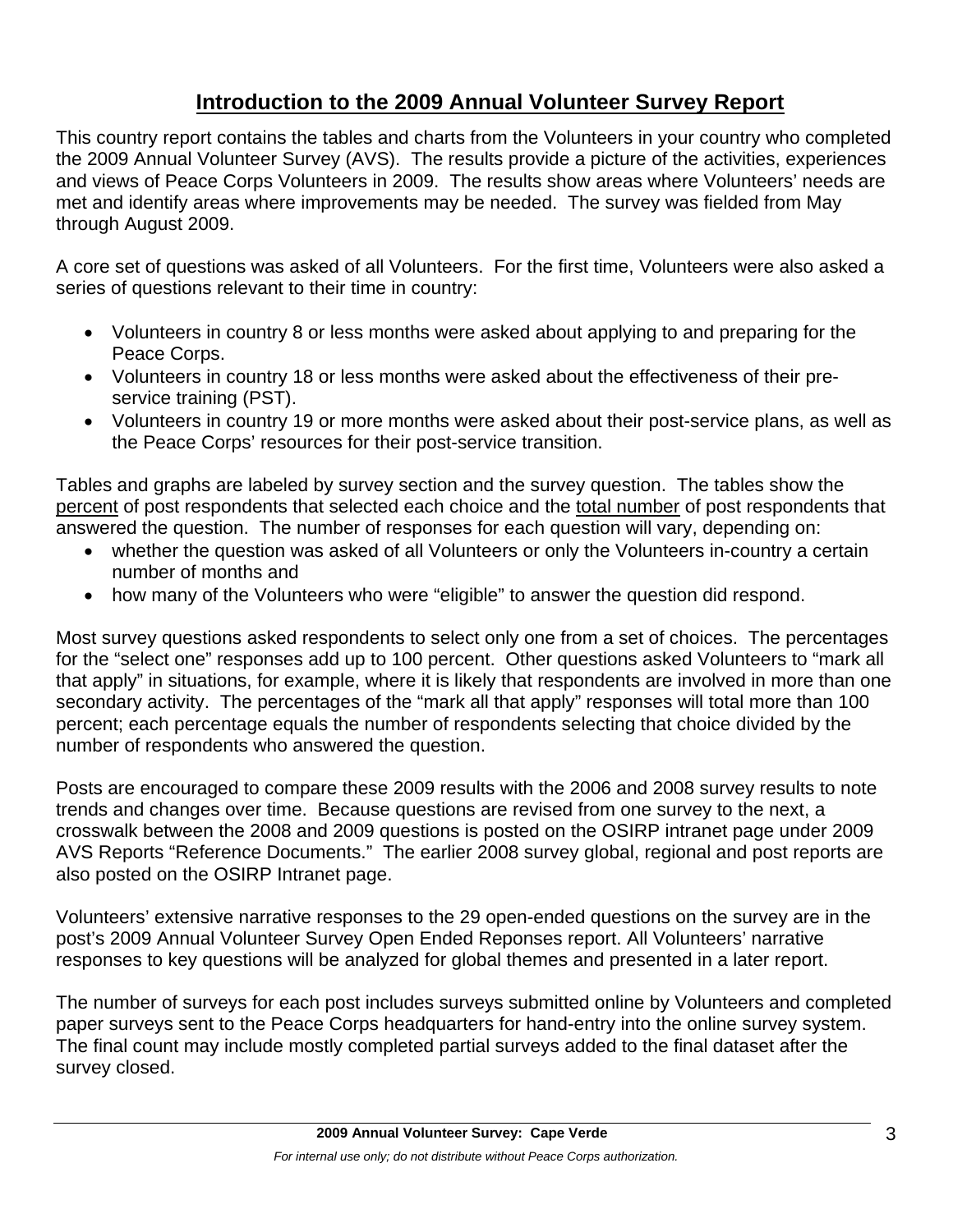# Introduction to the 2009 Annual Volunteer Survey Report

This country report contains the tables and charts from the Volunteers in your country who completed the 2009 Annual Volunteer Survey (AVS). The results provide a picture of the activities, experiences and views of Peace Corps Volunteers in 2009. The results show areas where Volunteers' needs are met and identify areas where improvements may be needed. The survey was fielded from May through August 2009.

A core set of questions was asked of all Volunteers. For the first time, Volunteers were also asked a series of questions relevant to their time in country:

- Volunteers in country 8 or less months were asked about applying to and preparing for the Peace Corps.
- Volunteers in country 18 or less months were asked about the effectiveness of their pre-service training (PST).
- Volunteers in country 19 or more months were asked about their post-service plans, as well as the Peace Corps' resources for their post-service transition.

Tables and graphs are labeled by survey section and the survey question. The tables show the percent of post respondents that selected each choice and the total number of post respondents that answered the question. The number of responses for each question will vary, depending on:

- whether the question was asked of all Volunteers or only the Volunteers in-country a certain number of months and
- how many of the Volunteers who were "eligible" to answer the question did respond.

Most survey questions asked respondents to select only one from a set of choices. The percentages for the "select one" responses add up to 100 percent. Other questions asked Volunteers to "mark all that apply" in situations, for example, where it is likely that respondents are involved in more than one secondary activity. The percentages of the "mark all that apply" responses will total more than 100 percent; each percentage equals the number of respondents selecting that choice divided by the number of respondents who answered the question.

Posts are encouraged to compare these 2009 results with the 2006 and 2008 survey results to note trends and changes over time. Because questions are revised from one survey to the next, a crosswalk between the 2008 and 2009 questions is posted on the OSIRP intranet page under 2009 AVS Reports "Reference Documents." The earlier 2008 survey global, regional and post reports are also posted on the OSIRP Intranet page.

Volunteers' extensive narrative responses to the 29 open-ended questions on the survey are in the post's 2009 Annual Volunteer Survey Open Ended Reponses report. All Volunteers' narrative responses to key questions will be analyzed for global themes and presented in a later report.

The number of surveys for each post includes surveys submitted online by Volunteers and completed paper surveys sent to the Peace Corps headquarters for hand-entry into the online survey system. The final count may include mostly completed partial surveys added to the final dataset after the survey closed.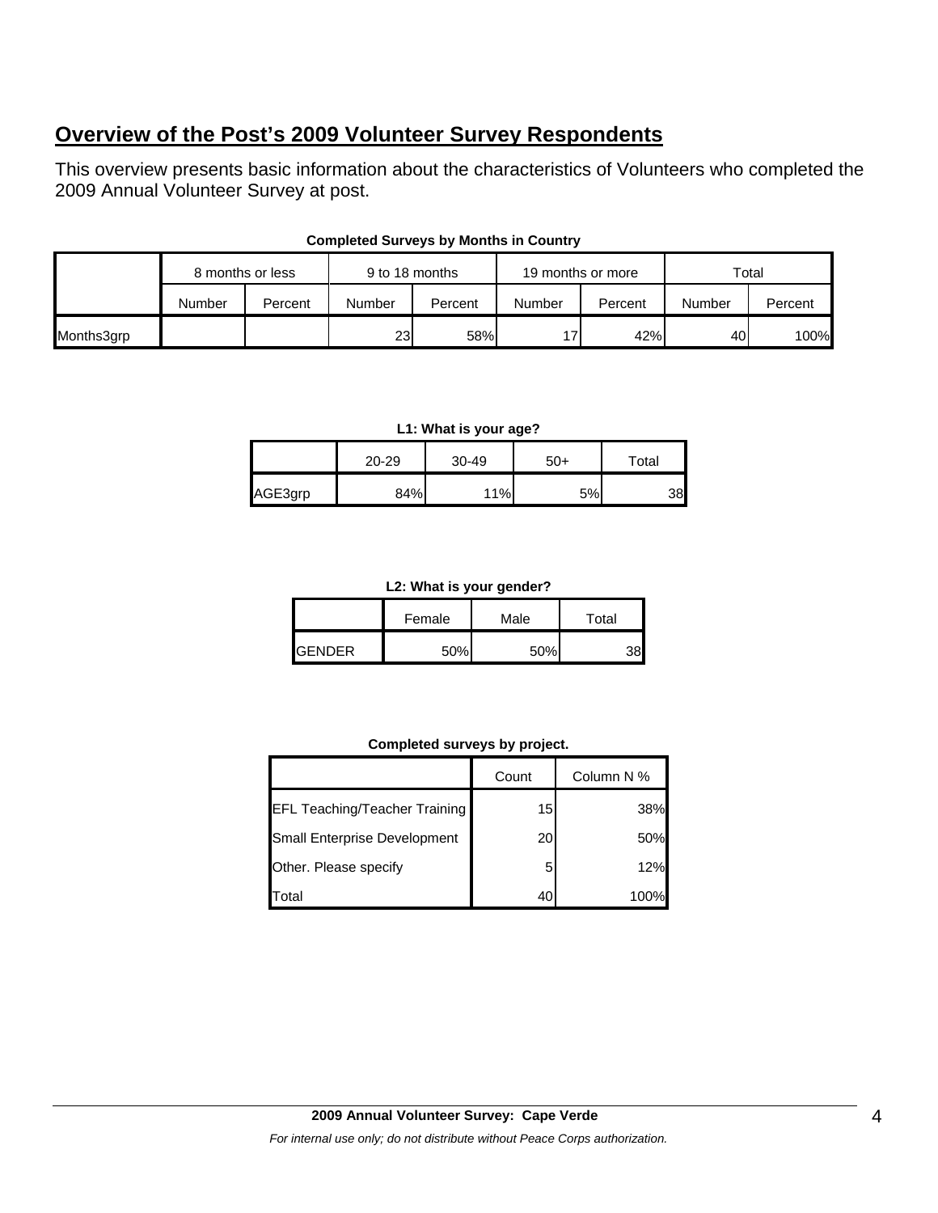## Overview of the Post's 2009 Volunteer Survey Respondents

This overview presents basic information about the characteristics of Volunteers who completed the 2009 Annual Volunteer Survey at post.

**Completed Surveys by Months in Country**

| | 8 months or less | | 9 to 18 months | | 19 months or more | | Total | |
|---|---|---|---|---|---|---|---|---|
| | Number | Percent | Number | Percent | Number | Percent | Number | Percent |
| Months3grp | | | 23 | 58% | 17 | 42% | 40 | 100% |

**L1: What is your age?**

| | 20-29 | 30-49 | 50+ | Total |
|---|---|---|---|---|
| AGE3grp | 84% | 11% | 5% | 38 |

**L2: What is your gender?**

| | Female | Male | Total |
|---|---|---|---|
| GENDER | 50% | 50% | 38 |

**Completed surveys by project.**

| | Count | Column N % |
|---|---|---|
| EFL Teaching/Teacher Training | 15 | 38% |
| Small Enterprise Development | 20 | 50% |
| Other. Please specify | 5 | 12% |
| Total | 40 | 100% |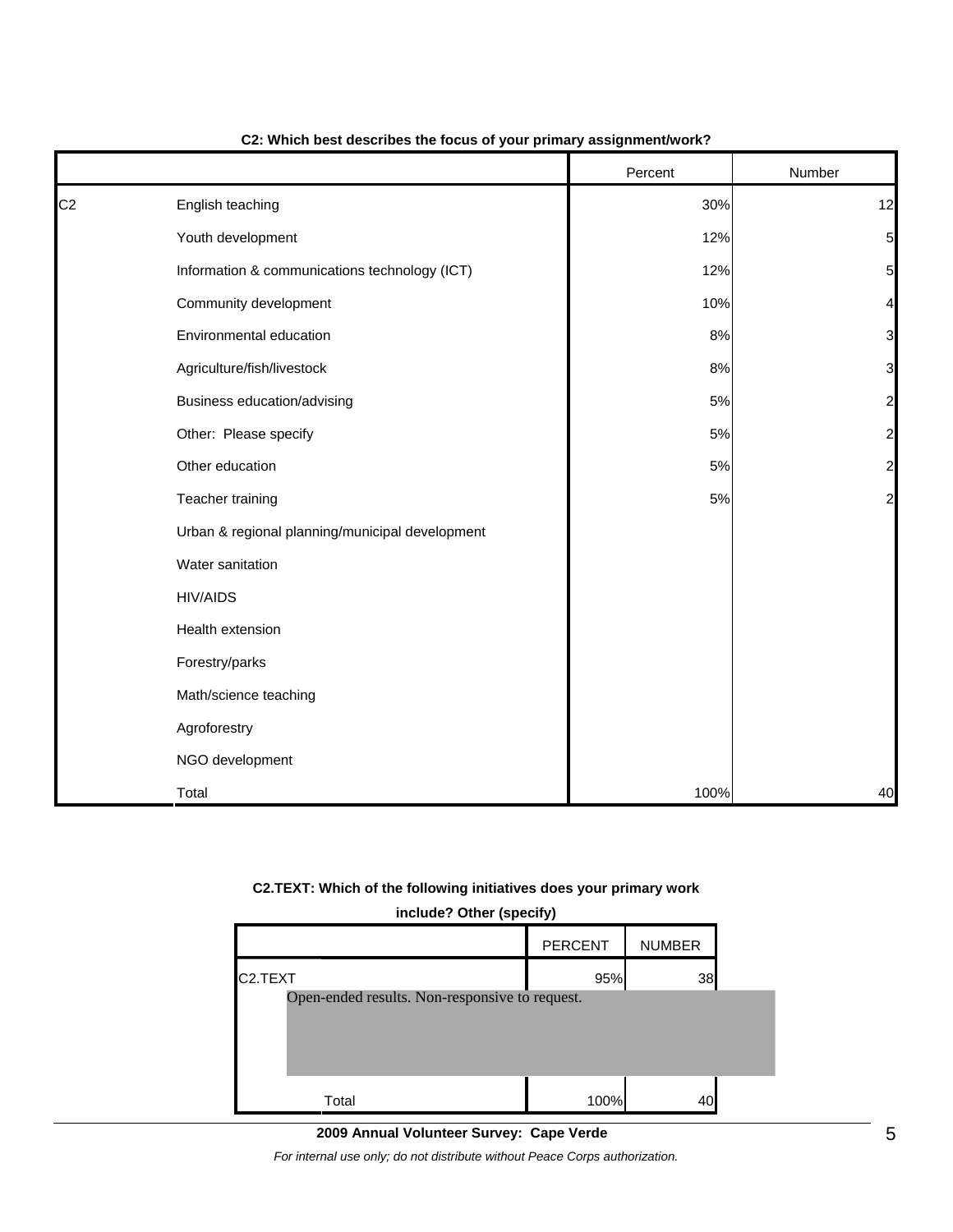**C2: Which best describes the focus of your primary assignment/work?**

| | | Percent | Number |
|---|---|---|---|
| C2 | English teaching | 30% | 12 |
| | Youth development | 12% | 5 |
| | Information & communications technology (ICT) | 12% | 5 |
| | Community development | 10% | 4 |
| | Environmental education | 8% | 3 |
| | Agriculture/fish/livestock | 8% | 3 |
| | Business education/advising | 5% | 2 |
| | Other: Please specify | 5% | 2 |
| | Other education | 5% | 2 |
| | Teacher training | 5% | 2 |
| | Urban & regional planning/municipal development | | |
| | Water sanitation | | |
| | HIV/AIDS | | |
| | Health extension | | |
| | Forestry/parks | | |
| | Math/science teaching | | |
| | Agroforestry | | |
| | NGO development | | |
| | Total | 100% | 40 |

**C2.TEXT: Which of the following initiatives does your primary work include? Other (specify)**

| | | PERCENT | NUMBER |
|---|---|---|---|
| C2.TEXT | | 95% | 38 |
| | Open-ended results. Non-responsive to request. | | |
| | Total | 100% | 40 |

**2009 Annual Volunteer Survey: Cape Verde**

*For internal use only; do not distribute without Peace Corps authorization.*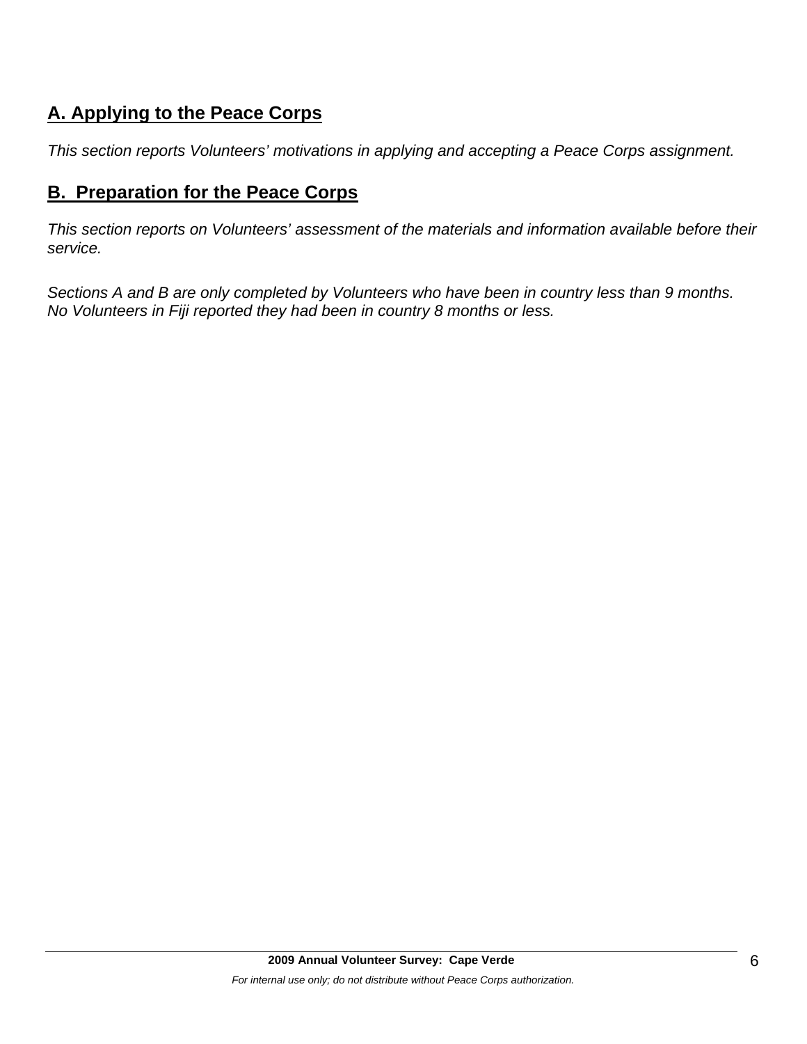## A. Applying to the Peace Corps

*This section reports Volunteers' motivations in applying and accepting a Peace Corps assignment.*

## B. Preparation for the Peace Corps

*This section reports on Volunteers' assessment of the materials and information available before their service.*

*Sections A and B are only completed by Volunteers who have been in country less than 9 months. No Volunteers in Fiji reported they had been in country 8 months or less.*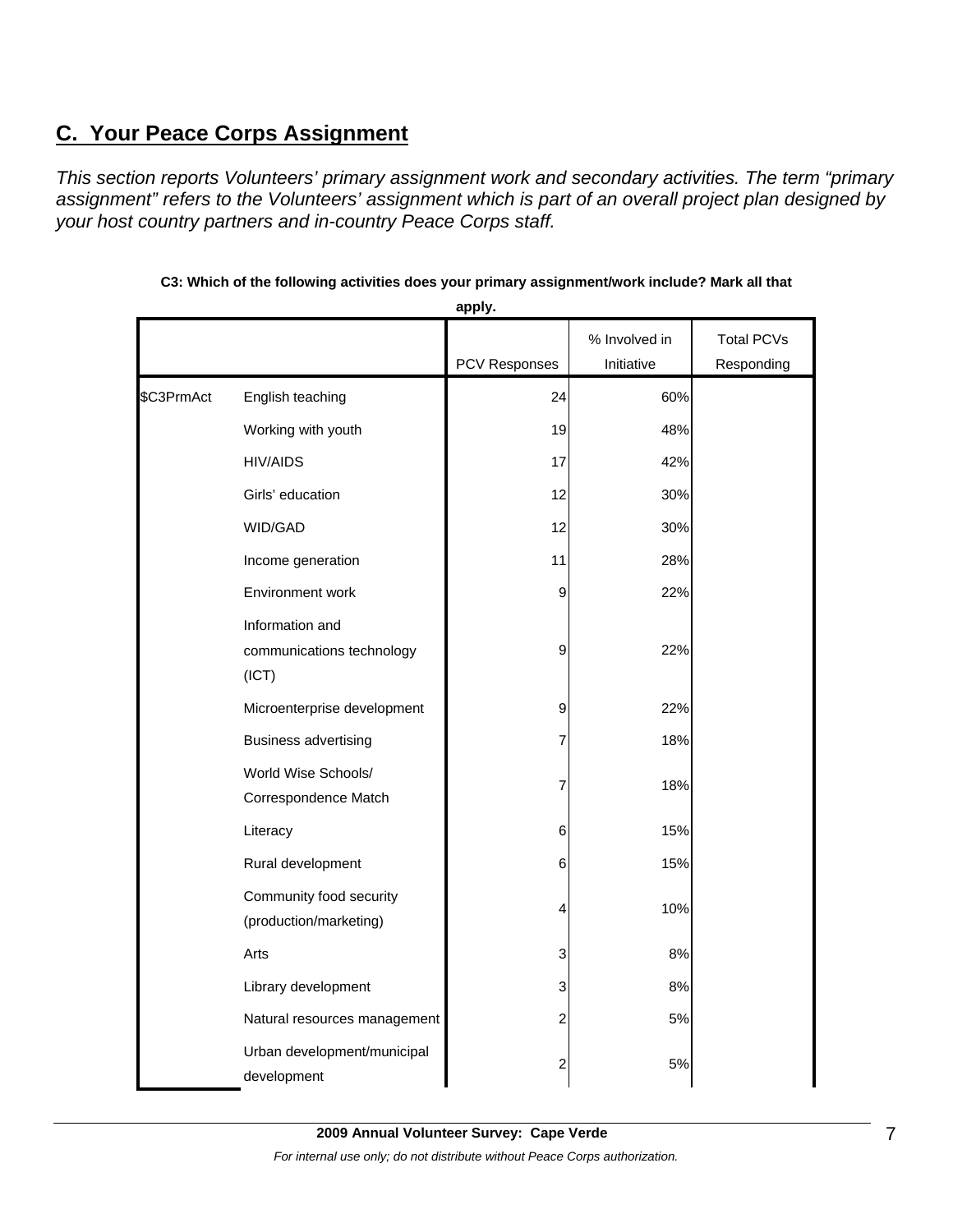## C. Your Peace Corps Assignment

*This section reports Volunteers' primary assignment work and secondary activities. The term "primary assignment" refers to the Volunteers' assignment which is part of an overall project plan designed by your host country partners and in-country Peace Corps staff.*

**C3: Which of the following activities does your primary assignment/work include? Mark all that apply.**

| | | PCV Responses | % Involved in Initiative | Total PCVs Responding |
|---|---|---|---|---|
| $C3PrmAct | English teaching | 24 | 60% | |
| | Working with youth | 19 | 48% | |
| | HIV/AIDS | 17 | 42% | |
| | Girls' education | 12 | 30% | |
| | WID/GAD | 12 | 30% | |
| | Income generation | 11 | 28% | |
| | Environment work | 9 | 22% | |
| | Information and communications technology (ICT) | 9 | 22% | |
| | Microenterprise development | 9 | 22% | |
| | Business advertising | 7 | 18% | |
| | World Wise Schools/ Correspondence Match | 7 | 18% | |
| | Literacy | 6 | 15% | |
| | Rural development | 6 | 15% | |
| | Community food security (production/marketing) | 4 | 10% | |
| | Arts | 3 | 8% | |
| | Library development | 3 | 8% | |
| | Natural resources management | 2 | 5% | |
| | Urban development/municipal development | 2 | 5% | |

**2009 Annual Volunteer Survey: Cape Verde**

*For internal use only; do not distribute without Peace Corps authorization.*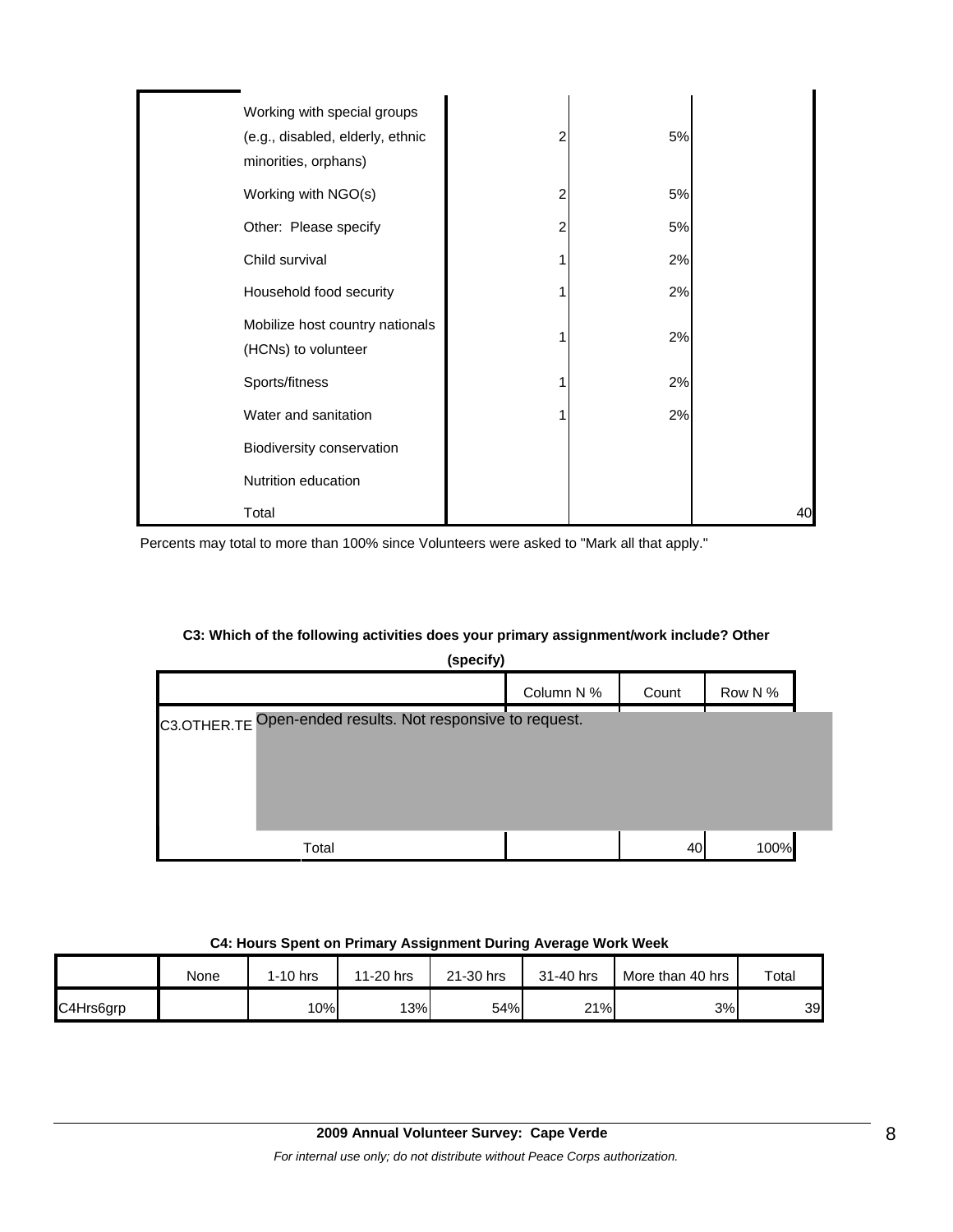| | | | | |
|---|---|---|---|---|
| | Working with special groups (e.g., disabled, elderly, ethnic minorities, orphans) | 2 | 5% | |
| | Working with NGO(s) | 2 | 5% | |
| | Other: Please specify | 2 | 5% | |
| | Child survival | 1 | 2% | |
| | Household food security | 1 | 2% | |
| | Mobilize host country nationals (HCNs) to volunteer | 1 | 2% | |
| | Sports/fitness | 1 | 2% | |
| | Water and sanitation | 1 | 2% | |
| | Biodiversity conservation | | | |
| | Nutrition education | | | |
| | Total | | | 40 |

Percents may total to more than 100% since Volunteers were asked to "Mark all that apply."

**C3: Which of the following activities does your primary assignment/work include? Other (specify)**

| | Column N % | Count | Row N % |
|---|---|---|---|
| C3.OTHER.TE Open-ended results. Not responsive to request. | | | |
| Total | | 40 | 100% |

**C4: Hours Spent on Primary Assignment During Average Work Week**

| | None | 1-10 hrs | 11-20 hrs | 21-30 hrs | 31-40 hrs | More than 40 hrs | Total |
|---|---|---|---|---|---|---|---|
| C4Hrs6grp | | 10% | 13% | 54% | 21% | 3% | 39 |

**2009 Annual Volunteer Survey: Cape Verde**

*For internal use only; do not distribute without Peace Corps authorization.*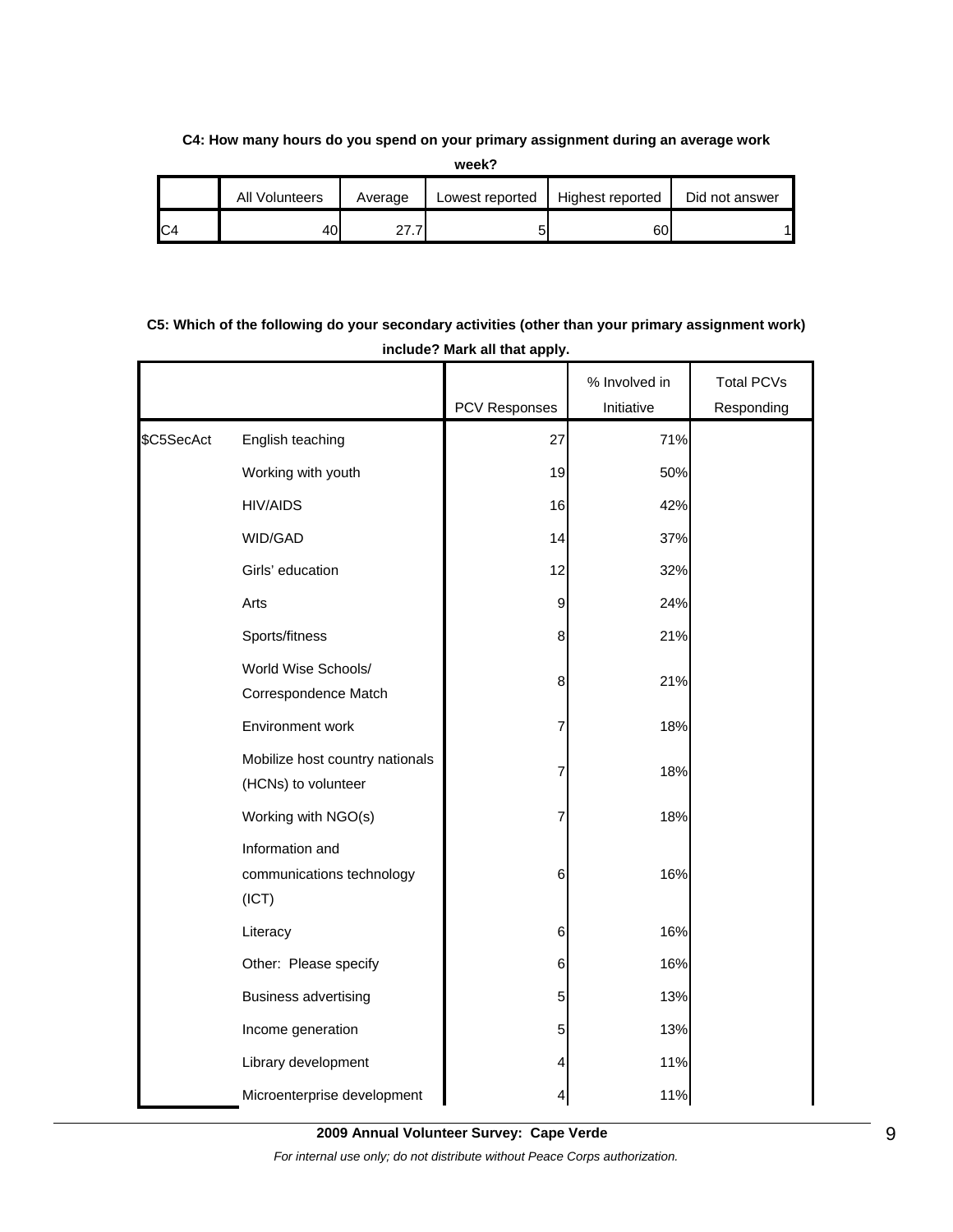**C4: How many hours do you spend on your primary assignment during an average work week?**

| | All Volunteers | Average | Lowest reported | Highest reported | Did not answer |
|---|---|---|---|---|---|
| C4 | 40 | 27.7 | 5 | 60 | 1 |

**C5: Which of the following do your secondary activities (other than your primary assignment work) include? Mark all that apply.**

| | | PCV Responses | % Involved in Initiative | Total PCVs Responding |
|---|---|---|---|---|
| $C5SecAct | English teaching | 27 | 71% | |
| | Working with youth | 19 | 50% | |
| | HIV/AIDS | 16 | 42% | |
| | WID/GAD | 14 | 37% | |
| | Girls' education | 12 | 32% | |
| | Arts | 9 | 24% | |
| | Sports/fitness | 8 | 21% | |
| | World Wise Schools/ Correspondence Match | 8 | 21% | |
| | Environment work | 7 | 18% | |
| | Mobilize host country nationals (HCNs) to volunteer | 7 | 18% | |
| | Working with NGO(s) | 7 | 18% | |
| | Information and communications technology (ICT) | 6 | 16% | |
| | Literacy | 6 | 16% | |
| | Other: Please specify | 6 | 16% | |
| | Business advertising | 5 | 13% | |
| | Income generation | 5 | 13% | |
| | Library development | 4 | 11% | |
| | Microenterprise development | 4 | 11% | |

**2009 Annual Volunteer Survey: Cape Verde**

*For internal use only; do not distribute without Peace Corps authorization.*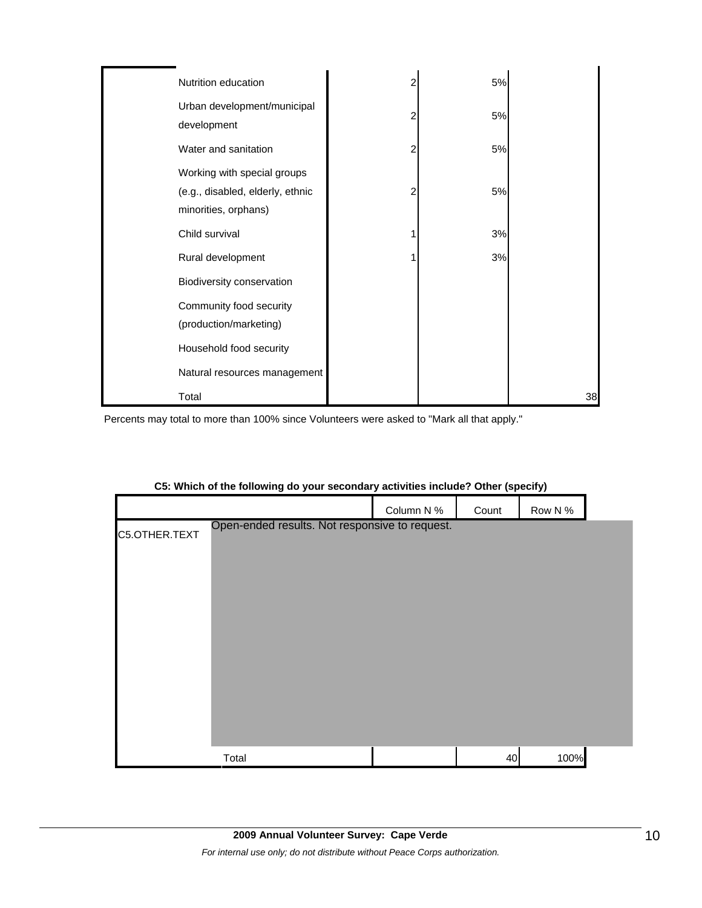| | Count | Column N % | Row N % |
|---|---|---|---|
| Nutrition education | 2 | 5% | |
| Urban development/municipal development | 2 | 5% | |
| Water and sanitation | 2 | 5% | |
| Working with special groups (e.g., disabled, elderly, ethnic minorities, orphans) | 2 | 5% | |
| Child survival | 1 | 3% | |
| Rural development | 1 | 3% | |
| Biodiversity conservation | | | |
| Community food security (production/marketing) | | | |
| Household food security | | | |
| Natural resources management | | | |
| Total | | | 38 |

Percents may total to more than 100% since Volunteers were asked to "Mark all that apply."

**C5: Which of the following do your secondary activities include? Other (specify)**

| | | Column N % | Count | Row N % |
|---|---|---|---|---|
| C5.OTHER.TEXT | Open-ended results. Not responsive to request. | | | |
| | Total | | 40 | 100% |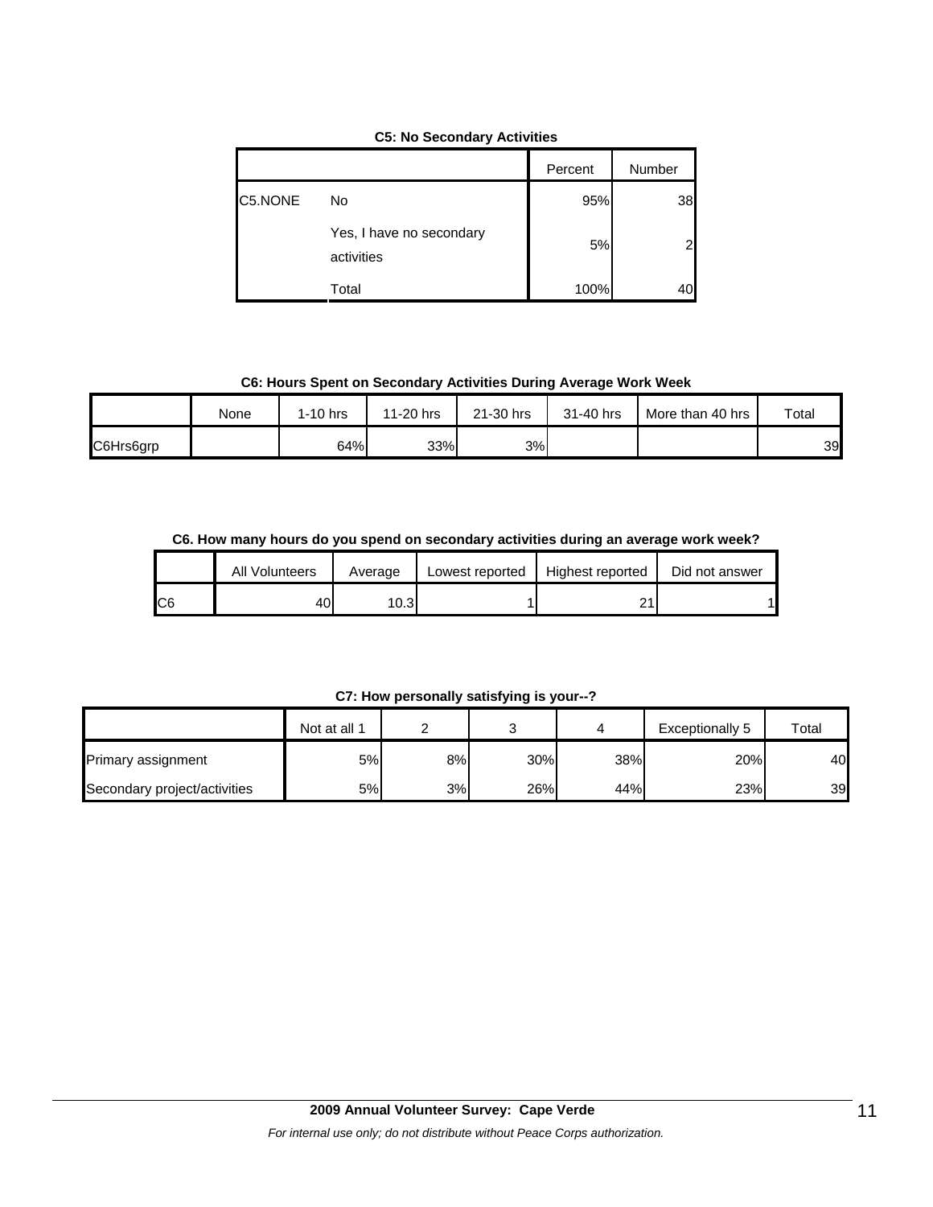**C5: No Secondary Activities**

| | | Percent | Number |
|---|---|---|---|
| C5.NONE | No | 95% | 38 |
| | Yes, I have no secondary activities | 5% | 2 |
| | Total | 100% | 40 |

**C6: Hours Spent on Secondary Activities During Average Work Week**

| | None | 1-10 hrs | 11-20 hrs | 21-30 hrs | 31-40 hrs | More than 40 hrs | Total |
|---|---|---|---|---|---|---|---|
| C6Hrs6grp | | 64% | 33% | 3% | | | 39 |

**C6. How many hours do you spend on secondary activities during an average work week?**

| | All Volunteers | Average | Lowest reported | Highest reported | Did not answer |
|---|---|---|---|---|---|
| C6 | 40 | 10.3 | 1 | 21 | 1 |

**C7: How personally satisfying is your--?**

| | Not at all 1 | 2 | 3 | 4 | Exceptionally 5 | Total |
|---|---|---|---|---|---|---|
| Primary assignment | 5% | 8% | 30% | 38% | 20% | 40 |
| Secondary project/activities | 5% | 3% | 26% | 44% | 23% | 39 |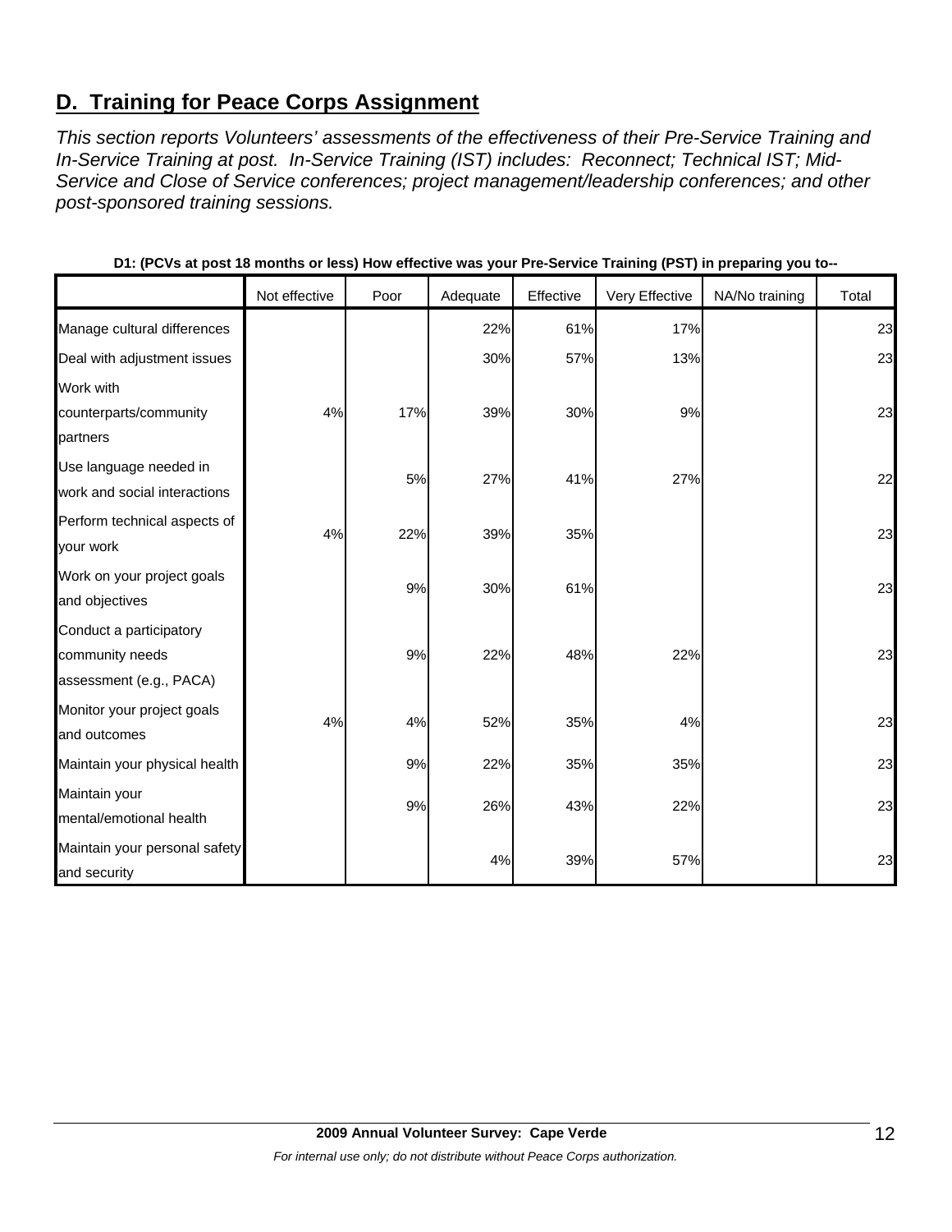## D. Training for Peace Corps Assignment

*This section reports Volunteers' assessments of the effectiveness of their Pre-Service Training and In-Service Training at post. In-Service Training (IST) includes: Reconnect; Technical IST; Mid-Service and Close of Service conferences; project management/leadership conferences; and other post-sponsored training sessions.*

**D1: (PCVs at post 18 months or less) How effective was your Pre-Service Training (PST) in preparing you to--**

| | Not effective | Poor | Adequate | Effective | Very Effective | NA/No training | Total |
|---|---|---|---|---|---|---|---|
| Manage cultural differences | | | 22% | 61% | 17% | | 23 |
| Deal with adjustment issues | | | 30% | 57% | 13% | | 23 |
| Work with counterparts/community partners | 4% | 17% | 39% | 30% | 9% | | 23 |
| Use language needed in work and social interactions | | 5% | 27% | 41% | 27% | | 22 |
| Perform technical aspects of your work | 4% | 22% | 39% | 35% | | | 23 |
| Work on your project goals and objectives | | 9% | 30% | 61% | | | 23 |
| Conduct a participatory community needs assessment (e.g., PACA) | | 9% | 22% | 48% | 22% | | 23 |
| Monitor your project goals and outcomes | 4% | 4% | 52% | 35% | 4% | | 23 |
| Maintain your physical health | | 9% | 22% | 35% | 35% | | 23 |
| Maintain your mental/emotional health | | 9% | 26% | 43% | 22% | | 23 |
| Maintain your personal safety and security | | | 4% | 39% | 57% | | 23 |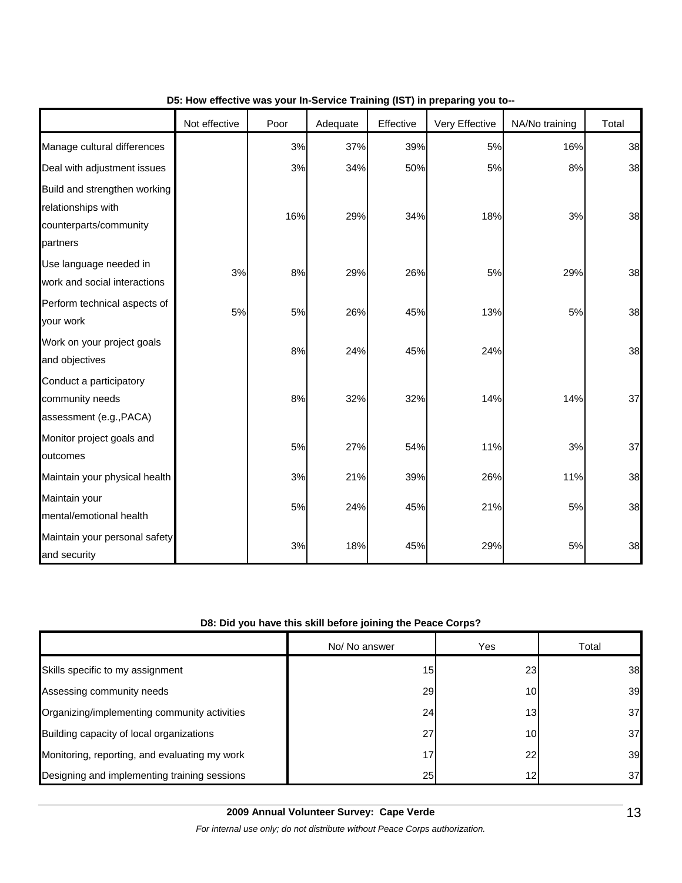**D5: How effective was your In-Service Training (IST) in preparing you to--**

| | Not effective | Poor | Adequate | Effective | Very Effective | NA/No training | Total |
|---|---|---|---|---|---|---|---|
| Manage cultural differences | | 3% | 37% | 39% | 5% | 16% | 38 |
| Deal with adjustment issues | | 3% | 34% | 50% | 5% | 8% | 38 |
| Build and strengthen working relationships with counterparts/community partners | | 16% | 29% | 34% | 18% | 3% | 38 |
| Use language needed in work and social interactions | 3% | 8% | 29% | 26% | 5% | 29% | 38 |
| Perform technical aspects of your work | 5% | 5% | 26% | 45% | 13% | 5% | 38 |
| Work on your project goals and objectives | | 8% | 24% | 45% | 24% | | 38 |
| Conduct a participatory community needs assessment (e.g.,PACA) | | 8% | 32% | 32% | 14% | 14% | 37 |
| Monitor project goals and outcomes | | 5% | 27% | 54% | 11% | 3% | 37 |
| Maintain your physical health | | 3% | 21% | 39% | 26% | 11% | 38 |
| Maintain your mental/emotional health | | 5% | 24% | 45% | 21% | 5% | 38 |
| Maintain your personal safety and security | | 3% | 18% | 45% | 29% | 5% | 38 |

**D8: Did you have this skill before joining the Peace Corps?**

| | No/ No answer | Yes | Total |
|---|---|---|---|
| Skills specific to my assignment | 15 | 23 | 38 |
| Assessing community needs | 29 | 10 | 39 |
| Organizing/implementing community activities | 24 | 13 | 37 |
| Building capacity of local organizations | 27 | 10 | 37 |
| Monitoring, reporting, and evaluating my work | 17 | 22 | 39 |
| Designing and implementing training sessions | 25 | 12 | 37 |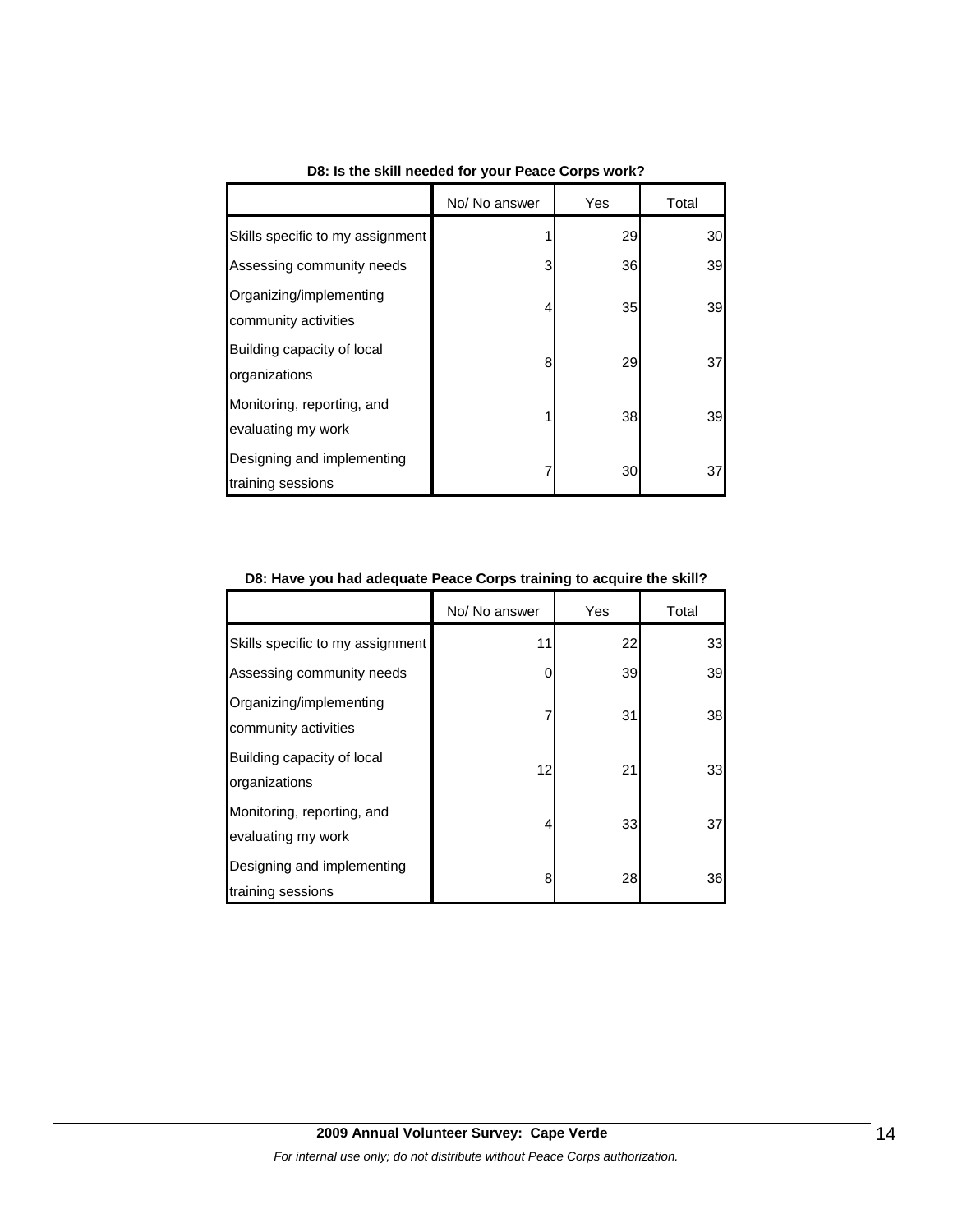**D8: Is the skill needed for your Peace Corps work?**

| | No/ No answer | Yes | Total |
|---|---|---|---|
| Skills specific to my assignment | 1 | 29 | 30 |
| Assessing community needs | 3 | 36 | 39 |
| Organizing/implementing community activities | 4 | 35 | 39 |
| Building capacity of local organizations | 8 | 29 | 37 |
| Monitoring, reporting, and evaluating my work | 1 | 38 | 39 |
| Designing and implementing training sessions | 7 | 30 | 37 |

**D8: Have you had adequate Peace Corps training to acquire the skill?**

| | No/ No answer | Yes | Total |
|---|---|---|---|
| Skills specific to my assignment | 11 | 22 | 33 |
| Assessing community needs | 0 | 39 | 39 |
| Organizing/implementing community activities | 7 | 31 | 38 |
| Building capacity of local organizations | 12 | 21 | 33 |
| Monitoring, reporting, and evaluating my work | 4 | 33 | 37 |
| Designing and implementing training sessions | 8 | 28 | 36 |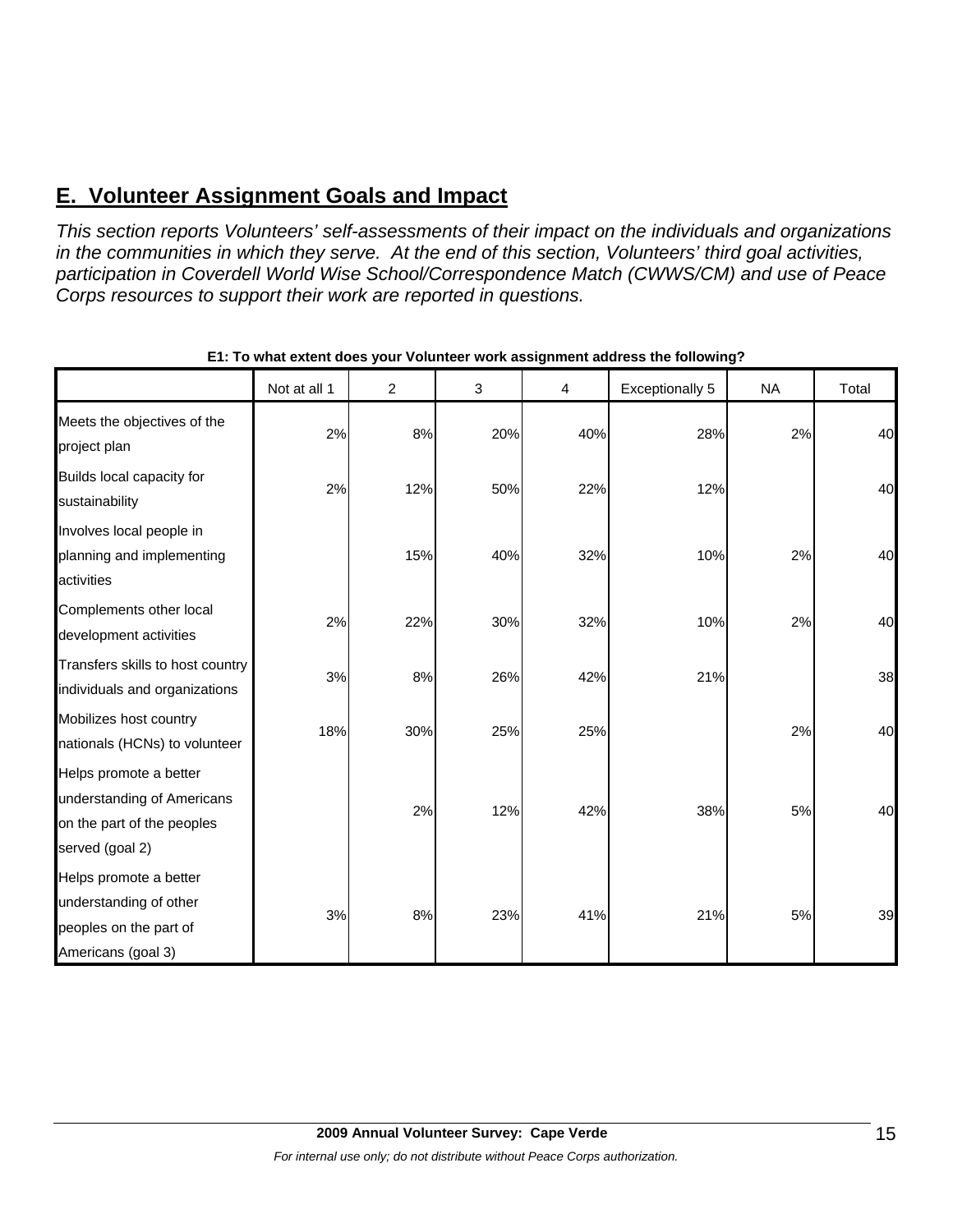## E.  Volunteer Assignment Goals and Impact

*This section reports Volunteers' self-assessments of their impact on the individuals and organizations in the communities in which they serve.  At the end of this section, Volunteers' third goal activities, participation in Coverdell World Wise School/Correspondence Match (CWWS/CM) and use of Peace Corps resources to support their work are reported in questions.*

**E1: To what extent does your Volunteer work assignment address the following?**

| | Not at all 1 | 2 | 3 | 4 | Exceptionally 5 | NA | Total |
|---|---|---|---|---|---|---|---|
| Meets the objectives of the project plan | 2% | 8% | 20% | 40% | 28% | 2% | 40 |
| Builds local capacity for sustainability | 2% | 12% | 50% | 22% | 12% | | 40 |
| Involves local people in planning and implementing activities | | 15% | 40% | 32% | 10% | 2% | 40 |
| Complements other local development activities | 2% | 22% | 30% | 32% | 10% | 2% | 40 |
| Transfers skills to host country individuals and organizations | 3% | 8% | 26% | 42% | 21% | | 38 |
| Mobilizes host country nationals (HCNs) to volunteer | 18% | 30% | 25% | 25% | | 2% | 40 |
| Helps promote a better understanding of Americans on the part of the peoples served (goal 2) | | 2% | 12% | 42% | 38% | 5% | 40 |
| Helps promote a better understanding of other peoples on the part of Americans (goal 3) | 3% | 8% | 23% | 41% | 21% | 5% | 39 |

**2009 Annual Volunteer Survey:  Cape Verde**

*For internal use only; do not distribute without Peace Corps authorization.*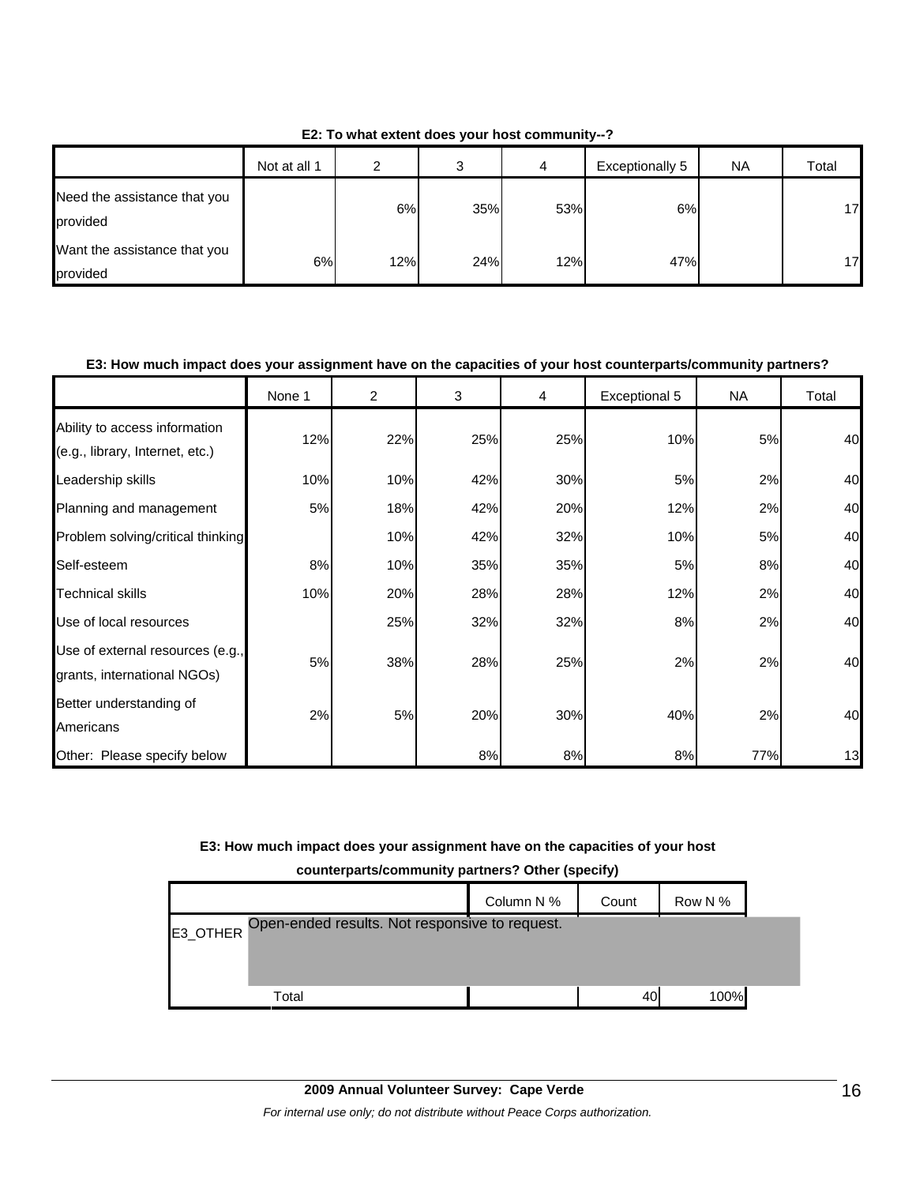**E2: To what extent does your host community--?**

| | Not at all 1 | 2 | 3 | 4 | Exceptionally 5 | NA | Total |
|---|---|---|---|---|---|---|---|
| Need the assistance that you provided | | 6% | 35% | 53% | 6% | | 17 |
| Want the assistance that you provided | 6% | 12% | 24% | 12% | 47% | | 17 |

**E3: How much impact does your assignment have on the capacities of your host counterparts/community partners?**

| | None 1 | 2 | 3 | 4 | Exceptional 5 | NA | Total |
|---|---|---|---|---|---|---|---|
| Ability to access information (e.g., library, Internet, etc.) | 12% | 22% | 25% | 25% | 10% | 5% | 40 |
| Leadership skills | 10% | 10% | 42% | 30% | 5% | 2% | 40 |
| Planning and management | 5% | 18% | 42% | 20% | 12% | 2% | 40 |
| Problem solving/critical thinking | | 10% | 42% | 32% | 10% | 5% | 40 |
| Self-esteem | 8% | 10% | 35% | 35% | 5% | 8% | 40 |
| Technical skills | 10% | 20% | 28% | 28% | 12% | 2% | 40 |
| Use of local resources | | 25% | 32% | 32% | 8% | 2% | 40 |
| Use of external resources (e.g., grants, international NGOs) | 5% | 38% | 28% | 25% | 2% | 2% | 40 |
| Better understanding of Americans | 2% | 5% | 20% | 30% | 40% | 2% | 40 |
| Other: Please specify below | | | 8% | 8% | 8% | 77% | 13 |

**E3: How much impact does your assignment have on the capacities of your host counterparts/community partners? Other (specify)**

| | | Column N % | Count | Row N % |
|---|---|---|---|---|
| E3_OTHER | Open-ended results. Not responsive to request. | | | |
| | Total | | 40 | 100% |

**2009 Annual Volunteer Survey: Cape Verde**

*For internal use only; do not distribute without Peace Corps authorization.*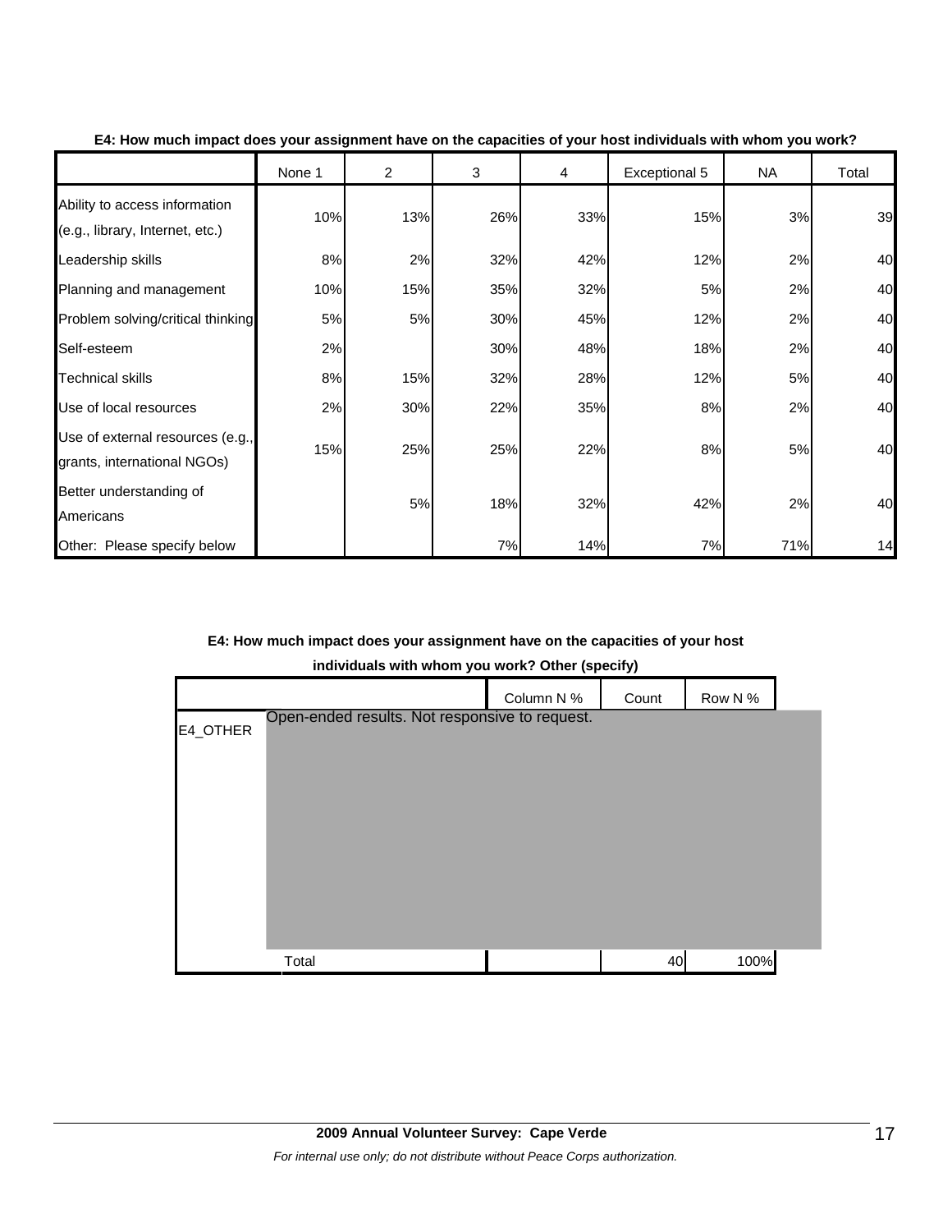**E4: How much impact does your assignment have on the capacities of your host individuals with whom you work?**

| | None 1 | 2 | 3 | 4 | Exceptional 5 | NA | Total |
|---|---|---|---|---|---|---|---|
| Ability to access information (e.g., library, Internet, etc.) | 10% | 13% | 26% | 33% | 15% | 3% | 39 |
| Leadership skills | 8% | 2% | 32% | 42% | 12% | 2% | 40 |
| Planning and management | 10% | 15% | 35% | 32% | 5% | 2% | 40 |
| Problem solving/critical thinking | 5% | 5% | 30% | 45% | 12% | 2% | 40 |
| Self-esteem | 2% | | 30% | 48% | 18% | 2% | 40 |
| Technical skills | 8% | 15% | 32% | 28% | 12% | 5% | 40 |
| Use of local resources | 2% | 30% | 22% | 35% | 8% | 2% | 40 |
| Use of external resources (e.g., grants, international NGOs) | 15% | 25% | 25% | 22% | 8% | 5% | 40 |
| Better understanding of Americans | | 5% | 18% | 32% | 42% | 2% | 40 |
| Other: Please specify below | | | 7% | 14% | 7% | 71% | 14 |

**E4: How much impact does your assignment have on the capacities of your host individuals with whom you work? Other (specify)**

| | | Column N % | Count | Row N % |
|---|---|---|---|---|
| E4_OTHER | Open-ended results. Not responsive to request. | | | |
| | Total | | 40 | 100% |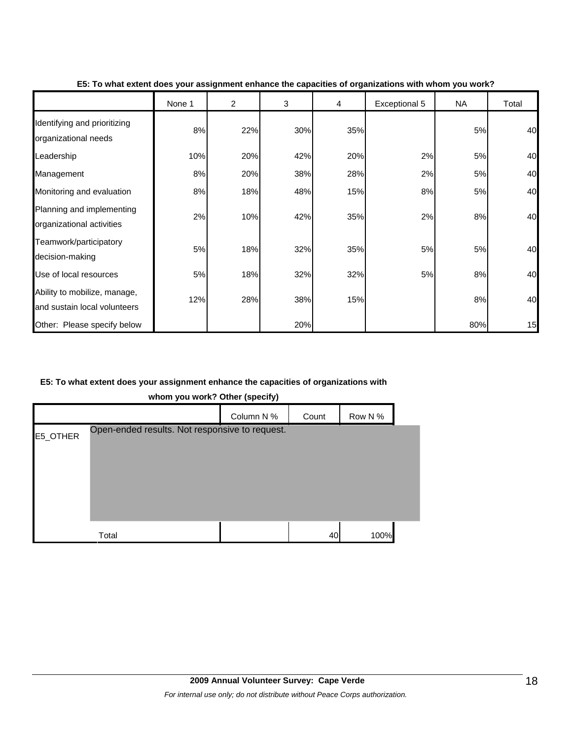**E5: To what extent does your assignment enhance the capacities of organizations with whom you work?**

| | None 1 | 2 | 3 | 4 | Exceptional 5 | NA | Total |
|---|---|---|---|---|---|---|---|
| Identifying and prioritizing organizational needs | 8% | 22% | 30% | 35% | | 5% | 40 |
| Leadership | 10% | 20% | 42% | 20% | 2% | 5% | 40 |
| Management | 8% | 20% | 38% | 28% | 2% | 5% | 40 |
| Monitoring and evaluation | 8% | 18% | 48% | 15% | 8% | 5% | 40 |
| Planning and implementing organizational activities | 2% | 10% | 42% | 35% | 2% | 8% | 40 |
| Teamwork/participatory decision-making | 5% | 18% | 32% | 35% | 5% | 5% | 40 |
| Use of local resources | 5% | 18% | 32% | 32% | 5% | 8% | 40 |
| Ability to mobilize, manage, and sustain local volunteers | 12% | 28% | 38% | 15% | | 8% | 40 |
| Other: Please specify below | | | 20% | | | 80% | 15 |

**E5: To what extent does your assignment enhance the capacities of organizations with whom you work? Other (specify)**

| | | Column N % | Count | Row N % |
|---|---|---|---|---|
| E5_OTHER | Open-ended results. Not responsive to request. | | | |
| | Total | | 40 | 100% |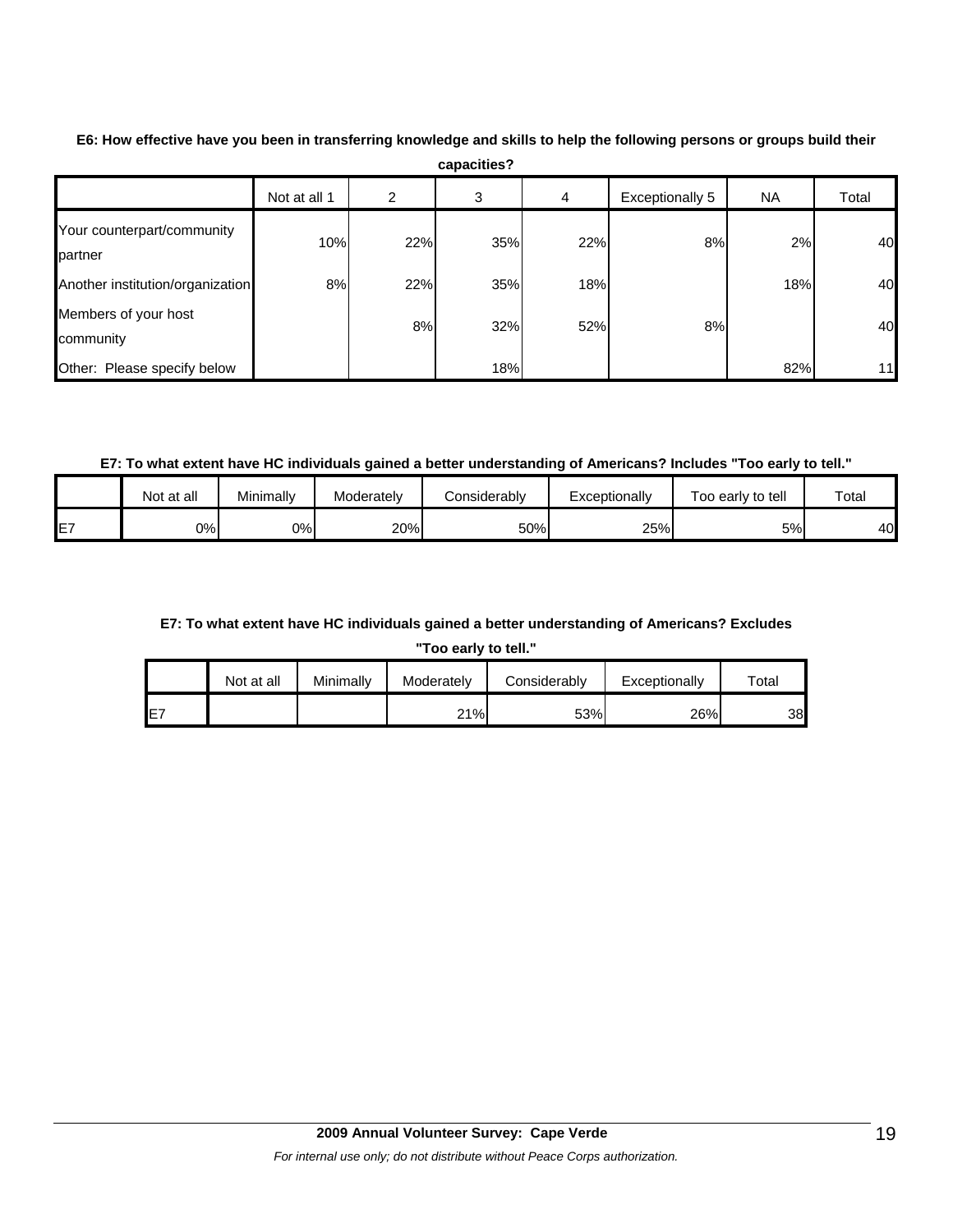**E6: How effective have you been in transferring knowledge and skills to help the following persons or groups build their capacities?**

| | Not at all 1 | 2 | 3 | 4 | Exceptionally 5 | NA | Total |
|---|---|---|---|---|---|---|---|
| Your counterpart/community partner | 10% | 22% | 35% | 22% | 8% | 2% | 40 |
| Another institution/organization | 8% | 22% | 35% | 18% | | 18% | 40 |
| Members of your host community | | 8% | 32% | 52% | 8% | | 40 |
| Other: Please specify below | | | 18% | | | 82% | 11 |

**E7: To what extent have HC individuals gained a better understanding of Americans? Includes "Too early to tell."**

| | Not at all | Minimally | Moderately | Considerably | Exceptionally | Too early to tell | Total |
|---|---|---|---|---|---|---|---|
| E7 | 0% | 0% | 20% | 50% | 25% | 5% | 40 |

**E7: To what extent have HC individuals gained a better understanding of Americans? Excludes "Too early to tell."**

| | Not at all | Minimally | Moderately | Considerably | Exceptionally | Total |
|---|---|---|---|---|---|---|
| E7 | | | 21% | 53% | 26% | 38 |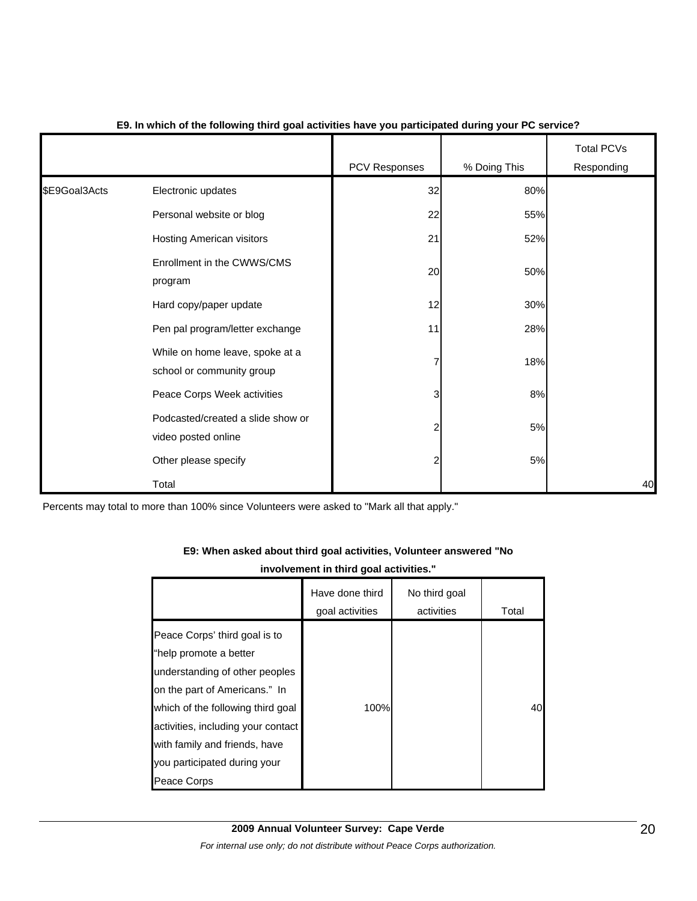**E9. In which of the following third goal activities have you participated during your PC service?**

| | | PCV Responses | % Doing This | Total PCVs Responding |
|---|---|---|---|---|
| $E9Goal3Acts | Electronic updates | 32 | 80% | |
| | Personal website or blog | 22 | 55% | |
| | Hosting American visitors | 21 | 52% | |
| | Enrollment in the CWWS/CMS program | 20 | 50% | |
| | Hard copy/paper update | 12 | 30% | |
| | Pen pal program/letter exchange | 11 | 28% | |
| | While on home leave, spoke at a school or community group | 7 | 18% | |
| | Peace Corps Week activities | 3 | 8% | |
| | Podcasted/created a slide show or video posted online | 2 | 5% | |
| | Other please specify | 2 | 5% | |
| | Total | | | 40 |

Percents may total to more than 100% since Volunteers were asked to "Mark all that apply."

**E9: When asked about third goal activities, Volunteer answered "No involvement in third goal activities."**

| | Have done third goal activities | No third goal activities | Total |
|---|---|---|---|
| Peace Corps' third goal is to "help promote a better understanding of other peoples on the part of Americans." In which of the following third goal activities, including your contact with family and friends, have you participated during your Peace Corps | 100% | | 40 |

**2009 Annual Volunteer Survey: Cape Verde**

*For internal use only; do not distribute without Peace Corps authorization.*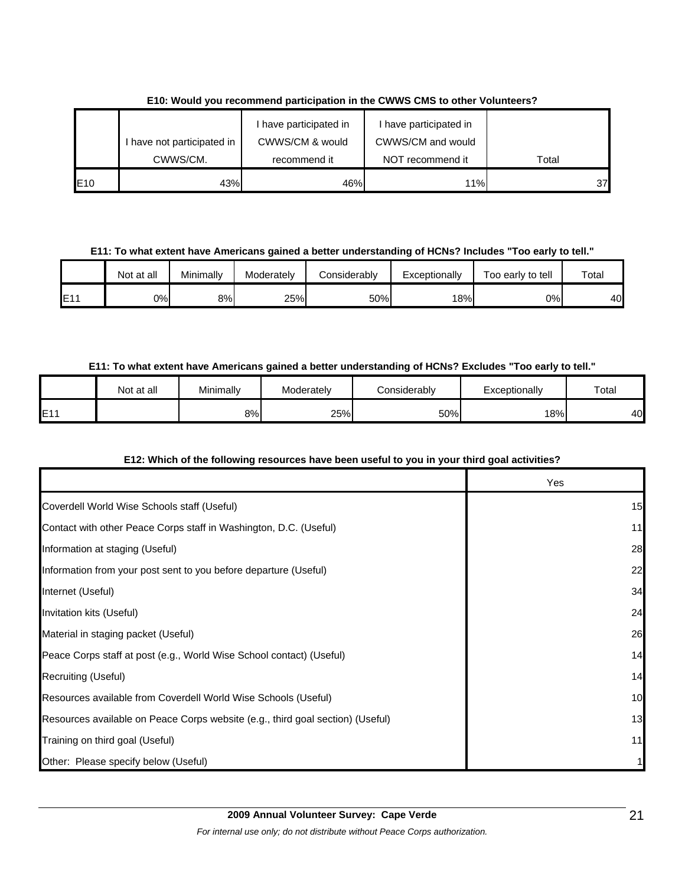**E10: Would you recommend participation in the CWWS CMS to other Volunteers?**

| | I have not participated in CWWS/CM. | I have participated in CWWS/CM & would recommend it | I have participated in CWWS/CM and would NOT recommend it | Total |
|---|---|---|---|---|
| E10 | 43% | 46% | 11% | 37 |

**E11: To what extent have Americans gained a better understanding of HCNs? Includes "Too early to tell."**

| | Not at all | Minimally | Moderately | Considerably | Exceptionally | Too early to tell | Total |
|---|---|---|---|---|---|---|---|
| E11 | 0% | 8% | 25% | 50% | 18% | 0% | 40 |

**E11: To what extent have Americans gained a better understanding of HCNs? Excludes "Too early to tell."**

| | Not at all | Minimally | Moderately | Considerably | Exceptionally | Total |
|---|---|---|---|---|---|---|
| E11 | | 8% | 25% | 50% | 18% | 40 |

**E12: Which of the following resources have been useful to you in your third goal activities?**

| | Yes |
|---|---|
| Coverdell World Wise Schools staff (Useful) | 15 |
| Contact with other Peace Corps staff in Washington, D.C. (Useful) | 11 |
| Information at staging (Useful) | 28 |
| Information from your post sent to you before departure (Useful) | 22 |
| Internet (Useful) | 34 |
| Invitation kits (Useful) | 24 |
| Material in staging packet (Useful) | 26 |
| Peace Corps staff at post (e.g., World Wise School contact) (Useful) | 14 |
| Recruiting (Useful) | 14 |
| Resources available from Coverdell World Wise Schools (Useful) | 10 |
| Resources available on Peace Corps website (e.g., third goal section) (Useful) | 13 |
| Training on third goal (Useful) | 11 |
| Other: Please specify below (Useful) | 1 |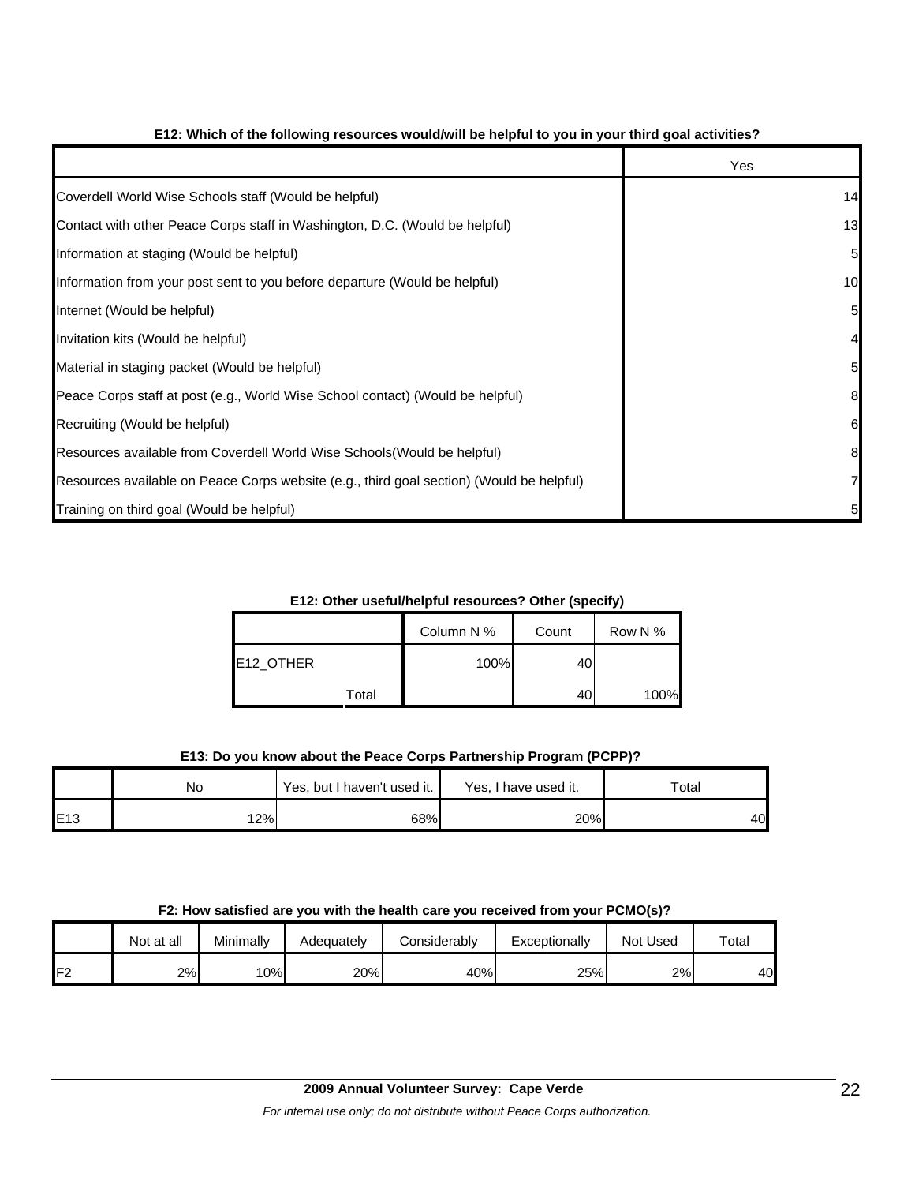**E12: Which of the following resources would/will be helpful to you in your third goal activities?**

| | Yes |
|---|---|
| Coverdell World Wise Schools staff (Would be helpful) | 14 |
| Contact with other Peace Corps staff in Washington, D.C. (Would be helpful) | 13 |
| Information at staging (Would be helpful) | 5 |
| Information from your post sent to you before departure (Would be helpful) | 10 |
| Internet (Would be helpful) | 5 |
| Invitation kits (Would be helpful) | 4 |
| Material in staging packet (Would be helpful) | 5 |
| Peace Corps staff at post (e.g., World Wise School contact) (Would be helpful) | 8 |
| Recruiting (Would be helpful) | 6 |
| Resources available from Coverdell World Wise Schools(Would be helpful) | 8 |
| Resources available on Peace Corps website (e.g., third goal section) (Would be helpful) | 7 |
| Training on third goal (Would be helpful) | 5 |

**E12: Other useful/helpful resources? Other (specify)**

| | | Column N % | Count | Row N % |
|---|---|---|---|---|
| E12_OTHER | | 100% | 40 | |
| | Total | | 40 | 100% |

**E13: Do you know about the Peace Corps Partnership Program (PCPP)?**

| | No | Yes, but I haven't used it. | Yes, I have used it. | Total |
|---|---|---|---|---|
| E13 | 12% | 68% | 20% | 40 |

**F2: How satisfied are you with the health care you received from your PCMO(s)?**

| | Not at all | Minimally | Adequately | Considerably | Exceptionally | Not Used | Total |
|---|---|---|---|---|---|---|---|
| F2 | 2% | 10% | 20% | 40% | 25% | 2% | 40 |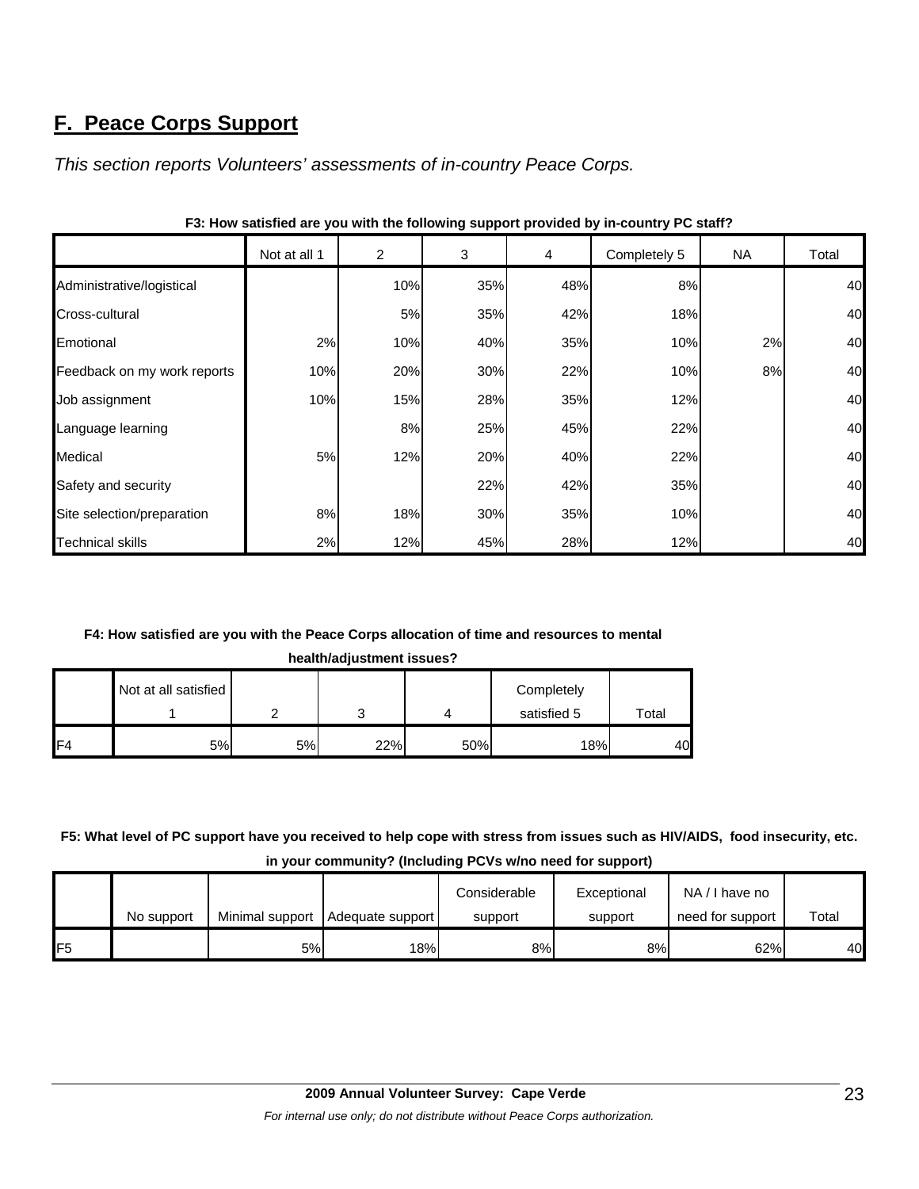## F. Peace Corps Support

*This section reports Volunteers' assessments of in-country Peace Corps.*

**F3: How satisfied are you with the following support provided by in-country PC staff?**

| | Not at all 1 | 2 | 3 | 4 | Completely 5 | NA | Total |
|---|---|---|---|---|---|---|---|
| Administrative/logistical | | 10% | 35% | 48% | 8% | | 40 |
| Cross-cultural | | 5% | 35% | 42% | 18% | | 40 |
| Emotional | 2% | 10% | 40% | 35% | 10% | 2% | 40 |
| Feedback on my work reports | 10% | 20% | 30% | 22% | 10% | 8% | 40 |
| Job assignment | 10% | 15% | 28% | 35% | 12% | | 40 |
| Language learning | | 8% | 25% | 45% | 22% | | 40 |
| Medical | 5% | 12% | 20% | 40% | 22% | | 40 |
| Safety and security | | | 22% | 42% | 35% | | 40 |
| Site selection/preparation | 8% | 18% | 30% | 35% | 10% | | 40 |
| Technical skills | 2% | 12% | 45% | 28% | 12% | | 40 |

**F4: How satisfied are you with the Peace Corps allocation of time and resources to mental health/adjustment issues?**

| | Not at all satisfied 1 | 2 | 3 | 4 | Completely satisfied 5 | Total |
|---|---|---|---|---|---|---|
| F4 | 5% | 5% | 22% | 50% | 18% | 40 |

**F5: What level of PC support have you received to help cope with stress from issues such as HIV/AIDS, food insecurity, etc. in your community? (Including PCVs w/no need for support)**

| | No support | Minimal support | Adequate support | Considerable support | Exceptional support | NA / I have no need for support | Total |
|---|---|---|---|---|---|---|---|
| F5 | | 5% | 18% | 8% | 8% | 62% | 40 |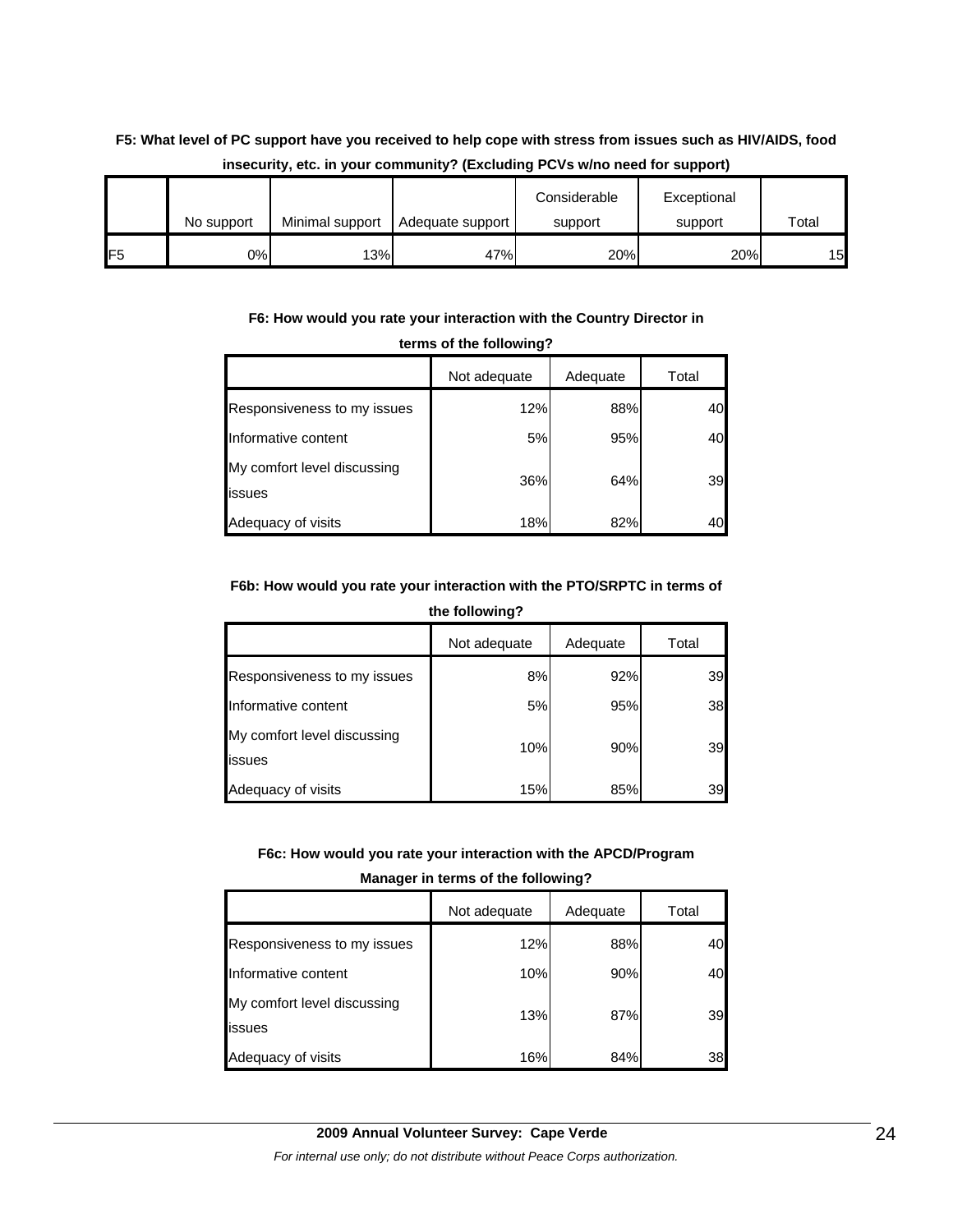**F5: What level of PC support have you received to help cope with stress from issues such as HIV/AIDS, food insecurity, etc. in your community? (Excluding PCVs w/no need for support)**

| | No support | Minimal support | Adequate support | Considerable support | Exceptional support | Total |
|---|---|---|---|---|---|---|
| F5 | 0% | 13% | 47% | 20% | 20% | 15 |

**F6: How would you rate your interaction with the Country Director in terms of the following?**

| | Not adequate | Adequate | Total |
|---|---|---|---|
| Responsiveness to my issues | 12% | 88% | 40 |
| Informative content | 5% | 95% | 40 |
| My comfort level discussing issues | 36% | 64% | 39 |
| Adequacy of visits | 18% | 82% | 40 |

**F6b: How would you rate your interaction with the PTO/SRPTC in terms of the following?**

| | Not adequate | Adequate | Total |
|---|---|---|---|
| Responsiveness to my issues | 8% | 92% | 39 |
| Informative content | 5% | 95% | 38 |
| My comfort level discussing issues | 10% | 90% | 39 |
| Adequacy of visits | 15% | 85% | 39 |

**F6c: How would you rate your interaction with the APCD/Program Manager in terms of the following?**

| | Not adequate | Adequate | Total |
|---|---|---|---|
| Responsiveness to my issues | 12% | 88% | 40 |
| Informative content | 10% | 90% | 40 |
| My comfort level discussing issues | 13% | 87% | 39 |
| Adequacy of visits | 16% | 84% | 38 |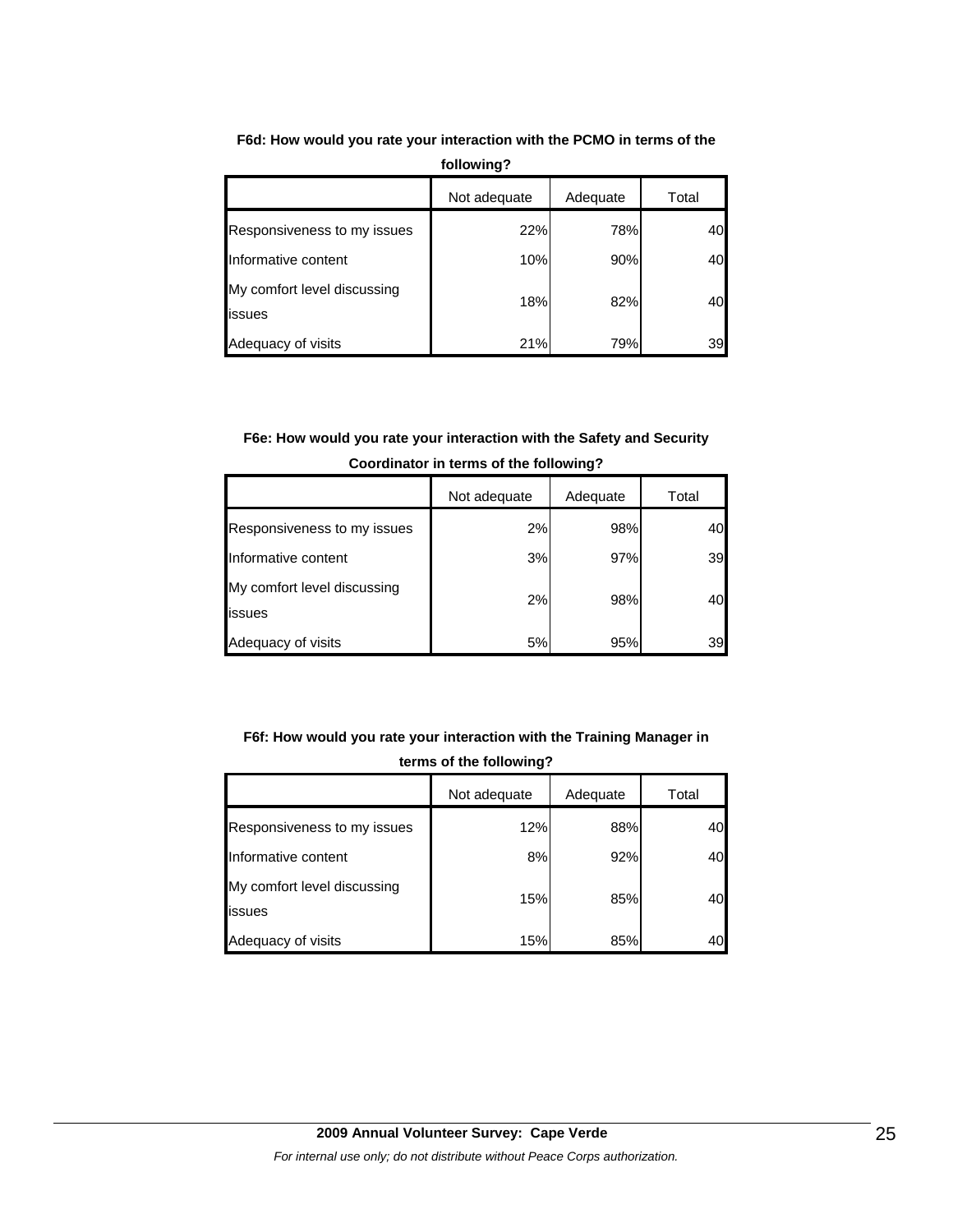**F6d: How would you rate your interaction with the PCMO in terms of the following?**

| | Not adequate | Adequate | Total |
|---|---|---|---|
| Responsiveness to my issues | 22% | 78% | 40 |
| Informative content | 10% | 90% | 40 |
| My comfort level discussing issues | 18% | 82% | 40 |
| Adequacy of visits | 21% | 79% | 39 |

**F6e: How would you rate your interaction with the Safety and Security Coordinator in terms of the following?**

| | Not adequate | Adequate | Total |
|---|---|---|---|
| Responsiveness to my issues | 2% | 98% | 40 |
| Informative content | 3% | 97% | 39 |
| My comfort level discussing issues | 2% | 98% | 40 |
| Adequacy of visits | 5% | 95% | 39 |

**F6f: How would you rate your interaction with the Training Manager in terms of the following?**

| | Not adequate | Adequate | Total |
|---|---|---|---|
| Responsiveness to my issues | 12% | 88% | 40 |
| Informative content | 8% | 92% | 40 |
| My comfort level discussing issues | 15% | 85% | 40 |
| Adequacy of visits | 15% | 85% | 40 |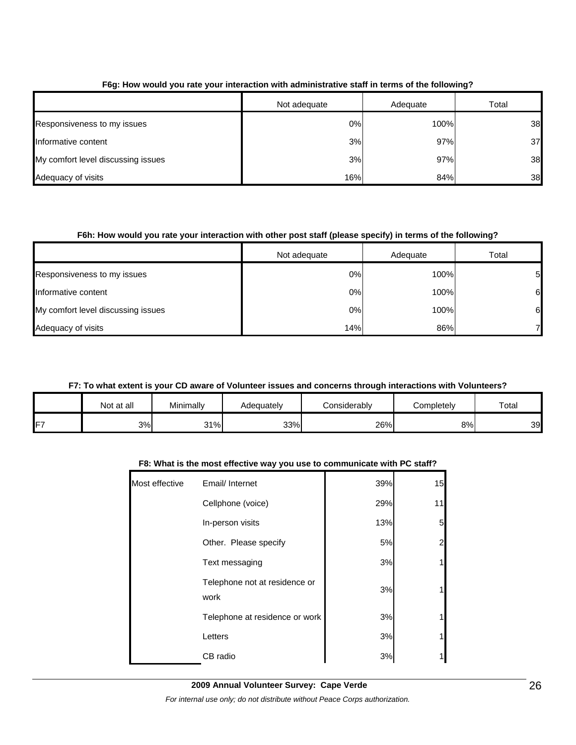**F6g: How would you rate your interaction with administrative staff in terms of the following?**

| | Not adequate | Adequate | Total |
|---|---|---|---|
| Responsiveness to my issues | 0% | 100% | 38 |
| Informative content | 3% | 97% | 37 |
| My comfort level discussing issues | 3% | 97% | 38 |
| Adequacy of visits | 16% | 84% | 38 |

**F6h: How would you rate your interaction with other post staff (please specify) in terms of the following?**

| | Not adequate | Adequate | Total |
|---|---|---|---|
| Responsiveness to my issues | 0% | 100% | 5 |
| Informative content | 0% | 100% | 6 |
| My comfort level discussing issues | 0% | 100% | 6 |
| Adequacy of visits | 14% | 86% | 7 |

**F7: To what extent is your CD aware of Volunteer issues and concerns through interactions with Volunteers?**

| | Not at all | Minimally | Adequately | Considerably | Completely | Total |
|---|---|---|---|---|---|---|
| F7 | 3% | 31% | 33% | 26% | 8% | 39 |

**F8: What is the most effective way you use to communicate with PC staff?**

| | | | |
|---|---|---|---|
| Most effective | Email/ Internet | 39% | 15 |
| | Cellphone (voice) | 29% | 11 |
| | In-person visits | 13% | 5 |
| | Other. Please specify | 5% | 2 |
| | Text messaging | 3% | 1 |
| | Telephone not at residence or work | 3% | 1 |
| | Telephone at residence or work | 3% | 1 |
| | Letters | 3% | 1 |
| | CB radio | 3% | 1 |

**2009 Annual Volunteer Survey: Cape Verde**

*For internal use only; do not distribute without Peace Corps authorization.*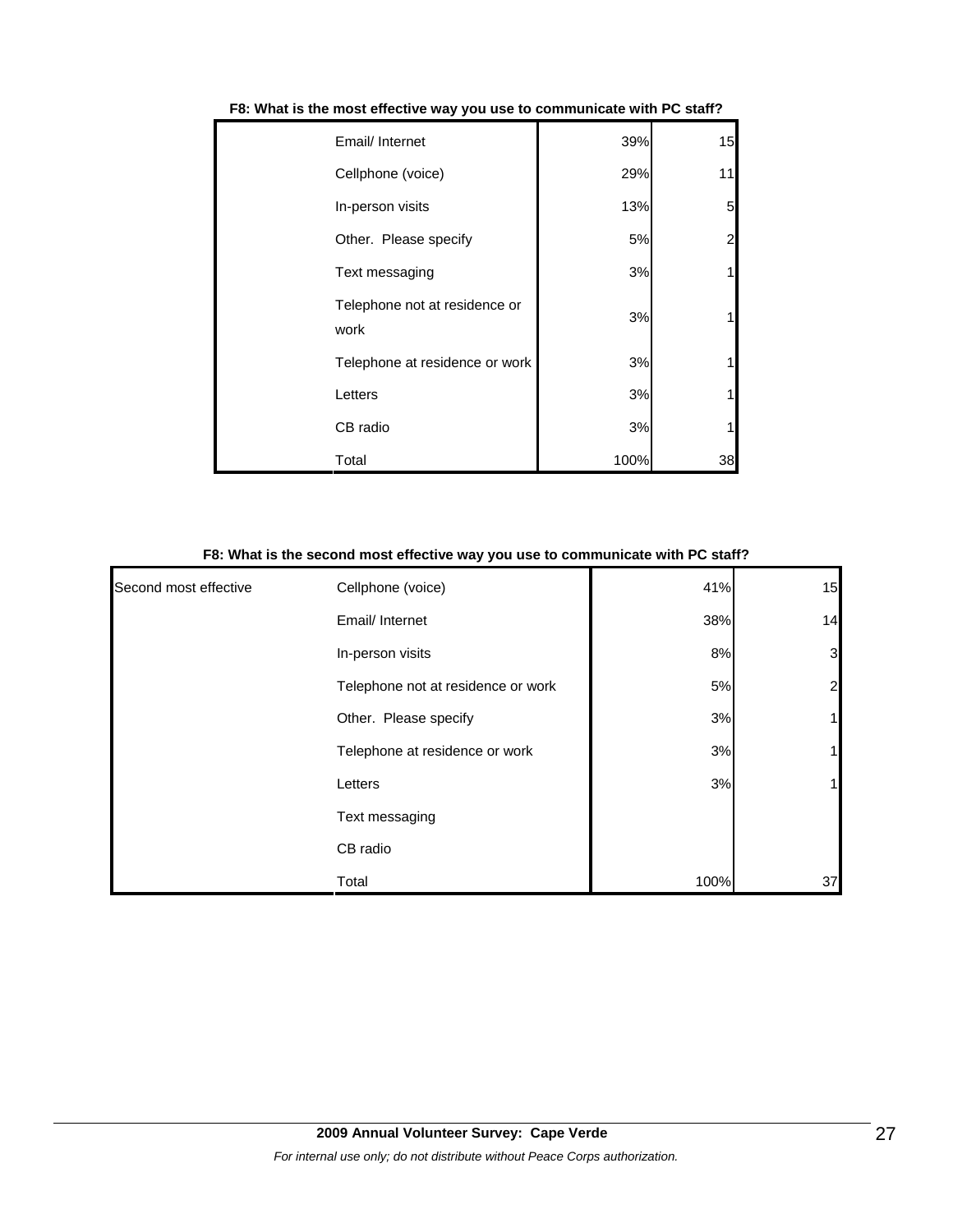**F8: What is the most effective way you use to communicate with PC staff?**

| | | | |
|---|---|---|---|
| | Email/ Internet | 39% | 15 |
| | Cellphone (voice) | 29% | 11 |
| | In-person visits | 13% | 5 |
| | Other. Please specify | 5% | 2 |
| | Text messaging | 3% | 1 |
| | Telephone not at residence or work | 3% | 1 |
| | Telephone at residence or work | 3% | 1 |
| | Letters | 3% | 1 |
| | CB radio | 3% | 1 |
| | Total | 100% | 38 |

**F8: What is the second most effective way you use to communicate with PC staff?**

| | | | |
|---|---|---|---|
| Second most effective | Cellphone (voice) | 41% | 15 |
| | Email/ Internet | 38% | 14 |
| | In-person visits | 8% | 3 |
| | Telephone not at residence or work | 5% | 2 |
| | Other. Please specify | 3% | 1 |
| | Telephone at residence or work | 3% | 1 |
| | Letters | 3% | 1 |
| | Text messaging | | |
| | CB radio | | |
| | Total | 100% | 37 |

**2009 Annual Volunteer Survey: Cape Verde**

*For internal use only; do not distribute without Peace Corps authorization.*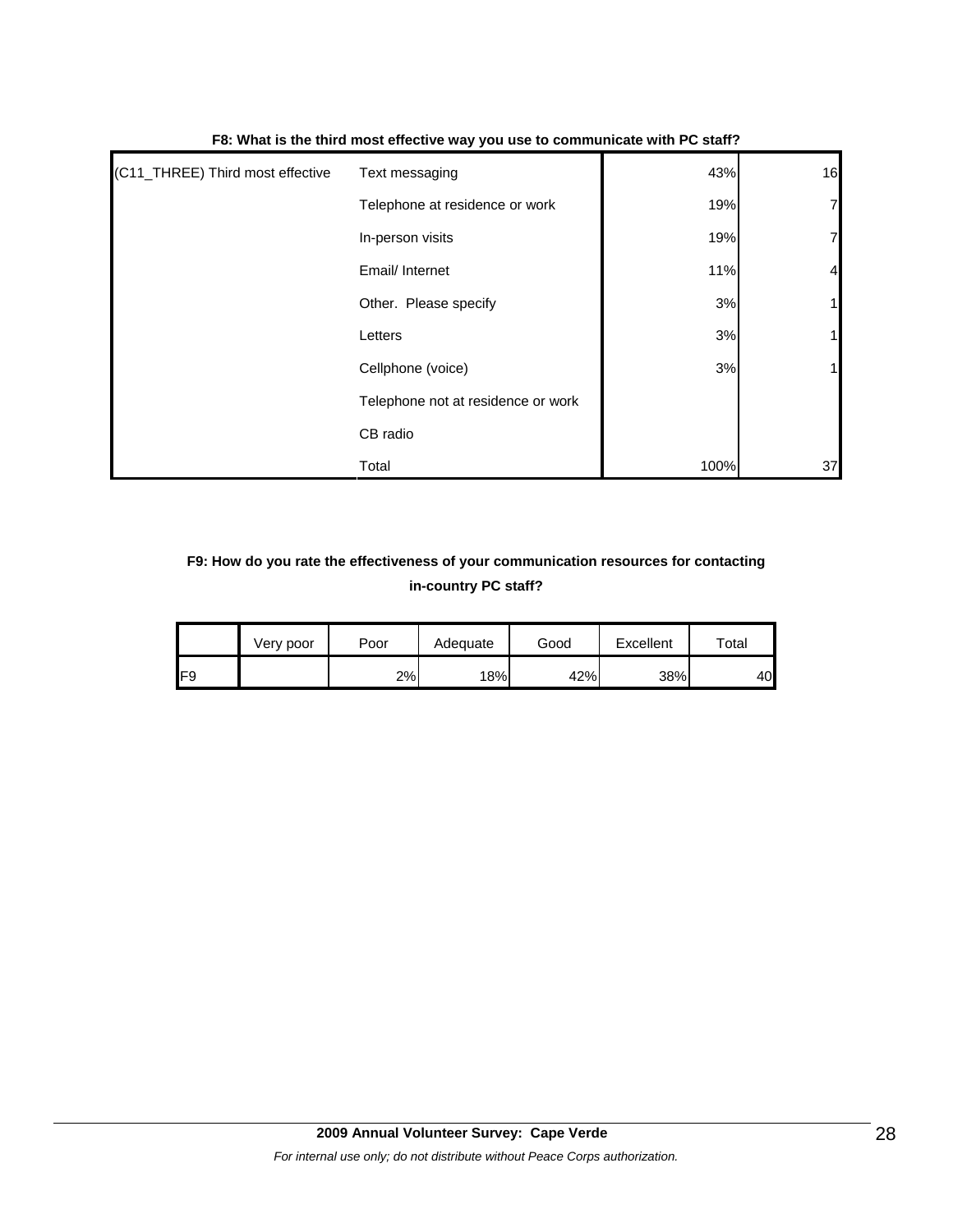**F8: What is the third most effective way you use to communicate with PC staff?**

| | | | |
|---|---|---|---|
| (C11_THREE) Third most effective | Text messaging | 43% | 16 |
| | Telephone at residence or work | 19% | 7 |
| | In-person visits | 19% | 7 |
| | Email/ Internet | 11% | 4 |
| | Other. Please specify | 3% | 1 |
| | Letters | 3% | 1 |
| | Cellphone (voice) | 3% | 1 |
| | Telephone not at residence or work | | |
| | CB radio | | |
| | Total | 100% | 37 |

**F9: How do you rate the effectiveness of your communication resources for contacting in-country PC staff?**

| | Very poor | Poor | Adequate | Good | Excellent | Total |
|---|---|---|---|---|---|---|
| F9 | | 2% | 18% | 42% | 38% | 40 |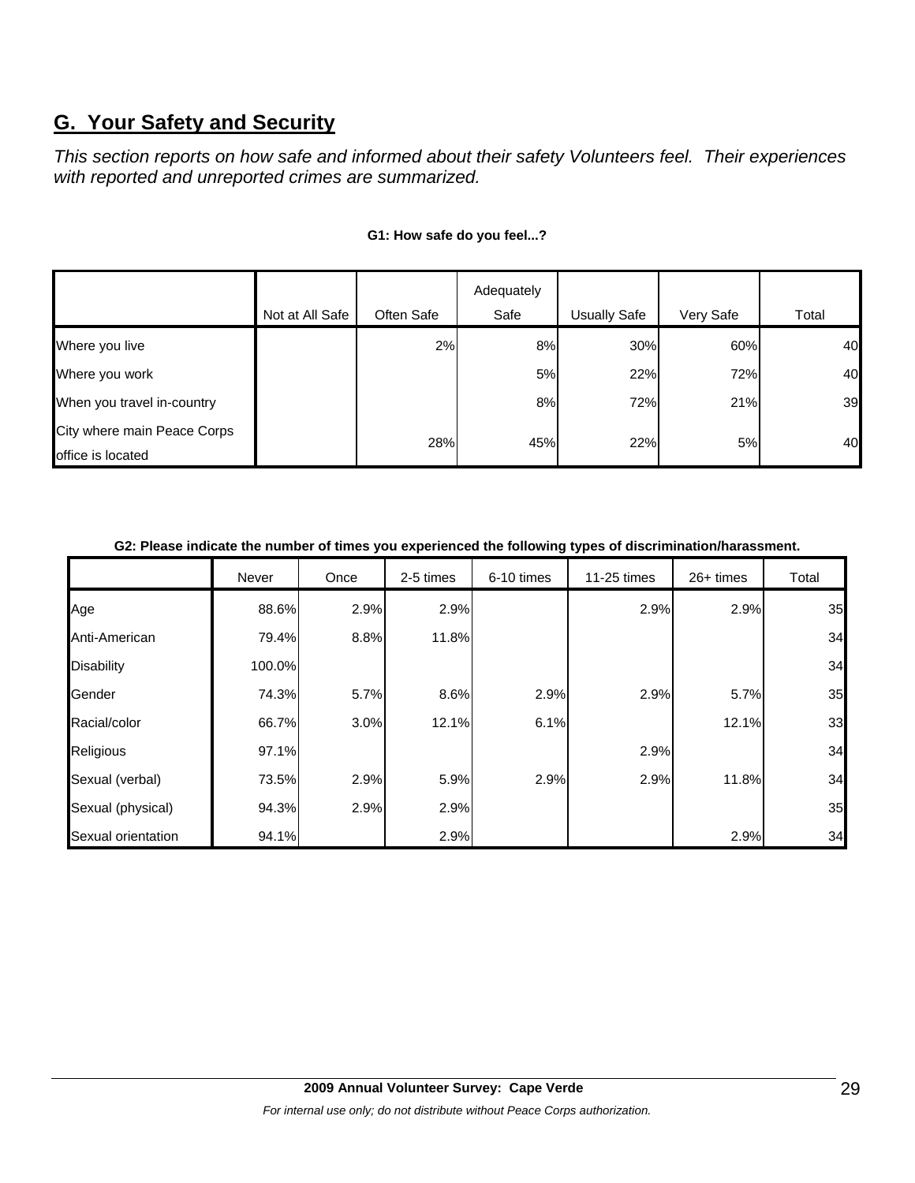## G. Your Safety and Security

*This section reports on how safe and informed about their safety Volunteers feel. Their experiences with reported and unreported crimes are summarized.*

**G1: How safe do you feel...?**

| | Not at All Safe | Often Safe | Adequately Safe | Usually Safe | Very Safe | Total |
|---|---|---|---|---|---|---|
| Where you live | | 2% | 8% | 30% | 60% | 40 |
| Where you work | | | 5% | 22% | 72% | 40 |
| When you travel in-country | | | 8% | 72% | 21% | 39 |
| City where main Peace Corps office is located | | 28% | 45% | 22% | 5% | 40 |

**G2: Please indicate the number of times you experienced the following types of discrimination/harassment.**

| | Never | Once | 2-5 times | 6-10 times | 11-25 times | 26+ times | Total |
|---|---|---|---|---|---|---|---|
| Age | 88.6% | 2.9% | 2.9% | | 2.9% | 2.9% | 35 |
| Anti-American | 79.4% | 8.8% | 11.8% | | | | 34 |
| Disability | 100.0% | | | | | | 34 |
| Gender | 74.3% | 5.7% | 8.6% | 2.9% | 2.9% | 5.7% | 35 |
| Racial/color | 66.7% | 3.0% | 12.1% | 6.1% | | 12.1% | 33 |
| Religious | 97.1% | | | | 2.9% | | 34 |
| Sexual (verbal) | 73.5% | 2.9% | 5.9% | 2.9% | 2.9% | 11.8% | 34 |
| Sexual (physical) | 94.3% | 2.9% | 2.9% | | | | 35 |
| Sexual orientation | 94.1% | | 2.9% | | | 2.9% | 34 |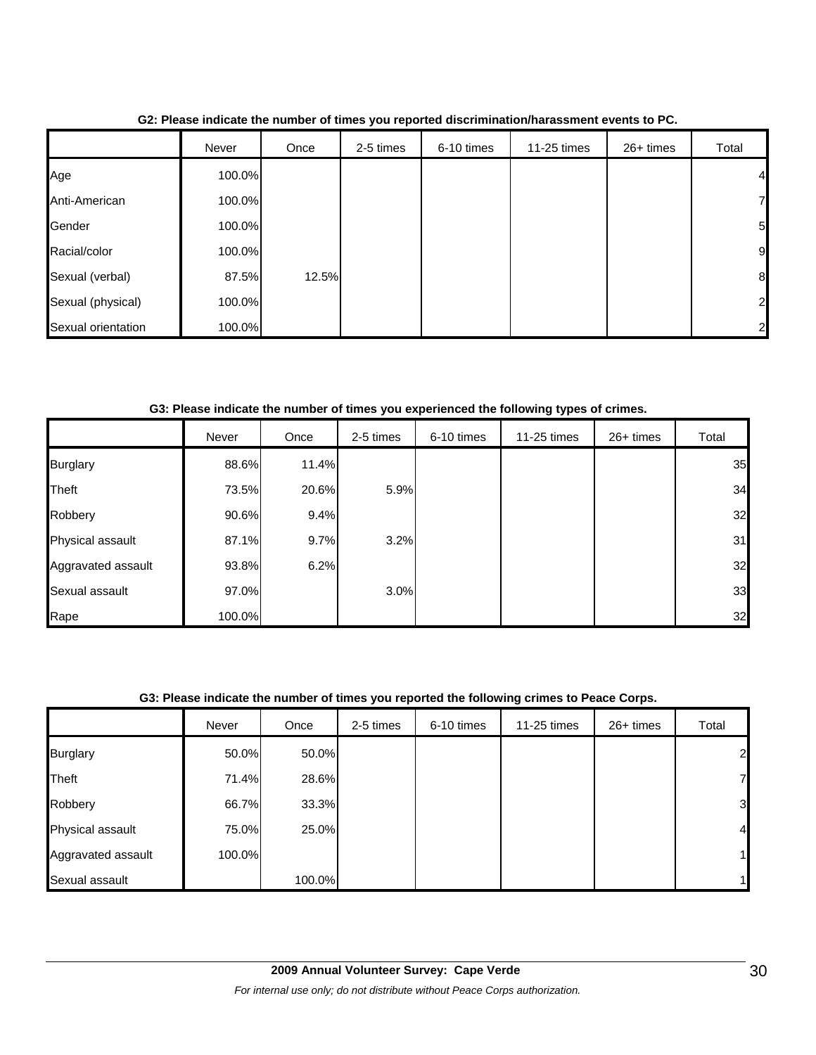**G2: Please indicate the number of times you reported discrimination/harassment events to PC.**

| | Never | Once | 2-5 times | 6-10 times | 11-25 times | 26+ times | Total |
|---|---|---|---|---|---|---|---|
| Age | 100.0% | | | | | | 4 |
| Anti-American | 100.0% | | | | | | 7 |
| Gender | 100.0% | | | | | | 5 |
| Racial/color | 100.0% | | | | | | 9 |
| Sexual (verbal) | 87.5% | 12.5% | | | | | 8 |
| Sexual (physical) | 100.0% | | | | | | 2 |
| Sexual orientation | 100.0% | | | | | | 2 |

**G3: Please indicate the number of times you experienced the following types of crimes.**

| | Never | Once | 2-5 times | 6-10 times | 11-25 times | 26+ times | Total |
|---|---|---|---|---|---|---|---|
| Burglary | 88.6% | 11.4% | | | | | 35 |
| Theft | 73.5% | 20.6% | 5.9% | | | | 34 |
| Robbery | 90.6% | 9.4% | | | | | 32 |
| Physical assault | 87.1% | 9.7% | 3.2% | | | | 31 |
| Aggravated assault | 93.8% | 6.2% | | | | | 32 |
| Sexual assault | 97.0% | | 3.0% | | | | 33 |
| Rape | 100.0% | | | | | | 32 |

**G3: Please indicate the number of times you reported the following crimes to Peace Corps.**

| | Never | Once | 2-5 times | 6-10 times | 11-25 times | 26+ times | Total |
|---|---|---|---|---|---|---|---|
| Burglary | 50.0% | 50.0% | | | | | 2 |
| Theft | 71.4% | 28.6% | | | | | 7 |
| Robbery | 66.7% | 33.3% | | | | | 3 |
| Physical assault | 75.0% | 25.0% | | | | | 4 |
| Aggravated assault | 100.0% | | | | | | 1 |
| Sexual assault | | 100.0% | | | | | 1 |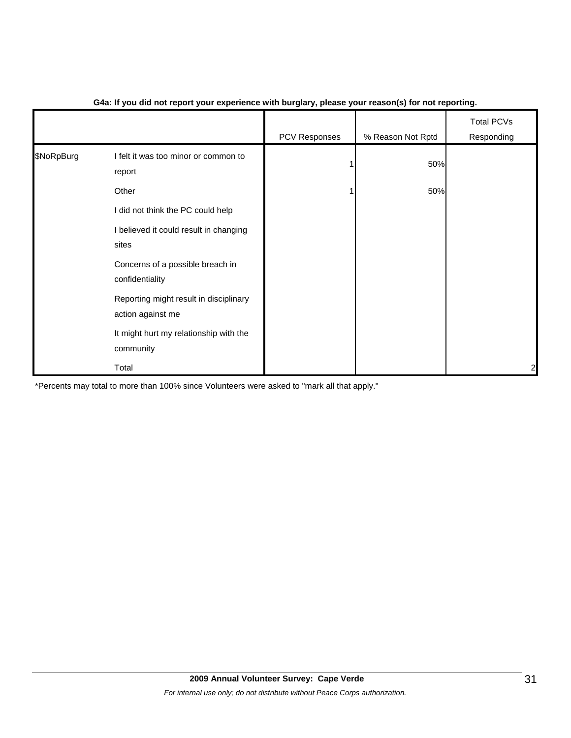**G4a: If you did not report your experience with burglary, please your reason(s) for not reporting.**

| | | PCV Responses | % Reason Not Rptd | Total PCVs Responding |
|---|---|---|---|---|
| $NoRpBurg | I felt it was too minor or common to report | 1 | 50% | |
| | Other | 1 | 50% | |
| | I did not think the PC could help | | | |
| | I believed it could result in changing sites | | | |
| | Concerns of a possible breach in confidentiality | | | |
| | Reporting might result in disciplinary action against me | | | |
| | It might hurt my relationship with the community | | | |
| | Total | | | 2 |

*Percents may total to more than 100% since Volunteers were asked to "mark all that apply."

**2009 Annual Volunteer Survey: Cape Verde**

*For internal use only; do not distribute without Peace Corps authorization.*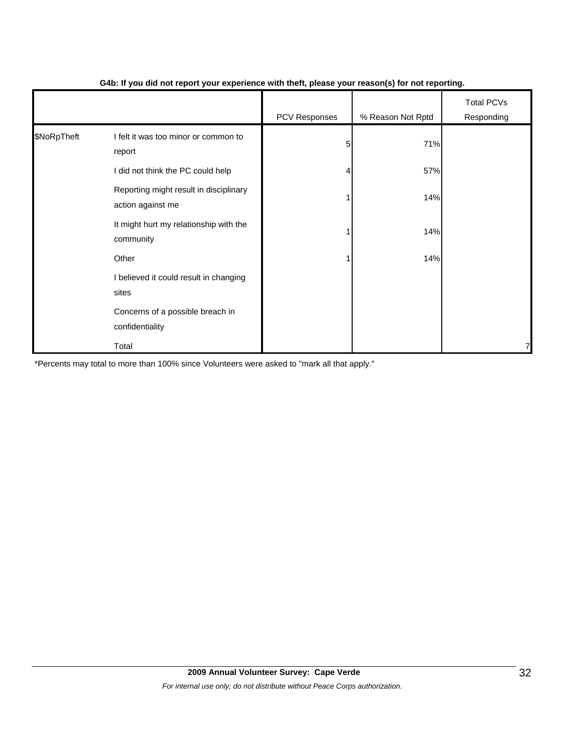**G4b: If you did not report your experience with theft, please your reason(s) for not reporting.**

| | | PCV Responses | % Reason Not Rptd | Total PCVs Responding |
|---|---|---|---|---|
| $NoRpTheft | I felt it was too minor or common to report | 5 | 71% | |
| | I did not think the PC could help | 4 | 57% | |
| | Reporting might result in disciplinary action against me | 1 | 14% | |
| | It might hurt my relationship with the community | 1 | 14% | |
| | Other | 1 | 14% | |
| | I believed it could result in changing sites | | | |
| | Concerns of a possible breach in confidentiality | | | |
| | Total | | | 7 |

*Percents may total to more than 100% since Volunteers were asked to "mark all that apply."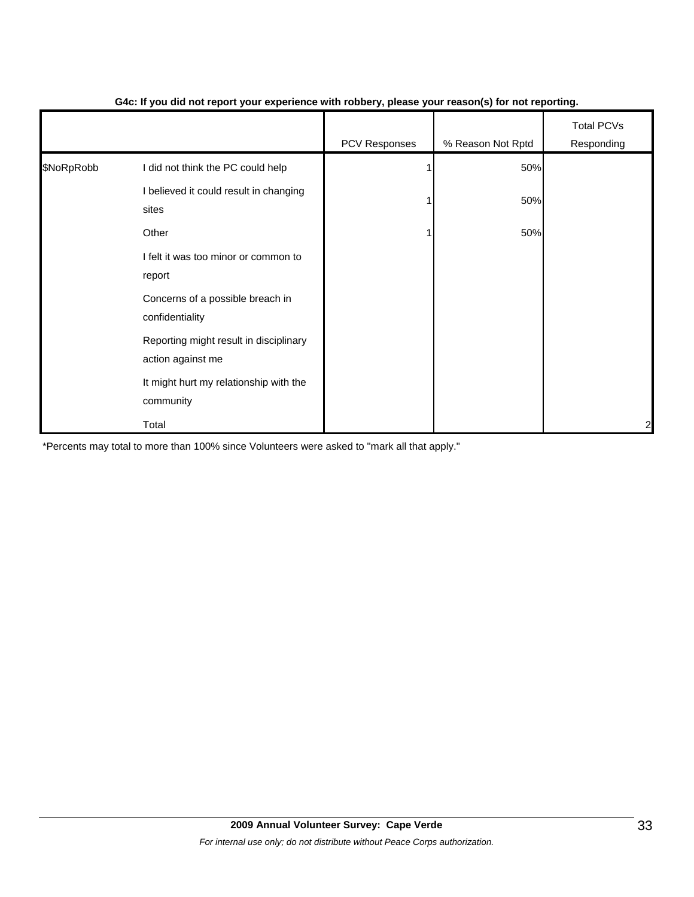**G4c: If you did not report your experience with robbery, please your reason(s) for not reporting.**

| | | PCV Responses | % Reason Not Rptd | Total PCVs Responding |
|---|---|---|---|---|
| $NoRpRobb | I did not think the PC could help | 1 | 50% | |
| | I believed it could result in changing sites | 1 | 50% | |
| | Other | 1 | 50% | |
| | I felt it was too minor or common to report | | | |
| | Concerns of a possible breach in confidentiality | | | |
| | Reporting might result in disciplinary action against me | | | |
| | It might hurt my relationship with the community | | | |
| | Total | | | 2 |

*Percents may total to more than 100% since Volunteers were asked to "mark all that apply."

**2009 Annual Volunteer Survey: Cape Verde**

*For internal use only; do not distribute without Peace Corps authorization.*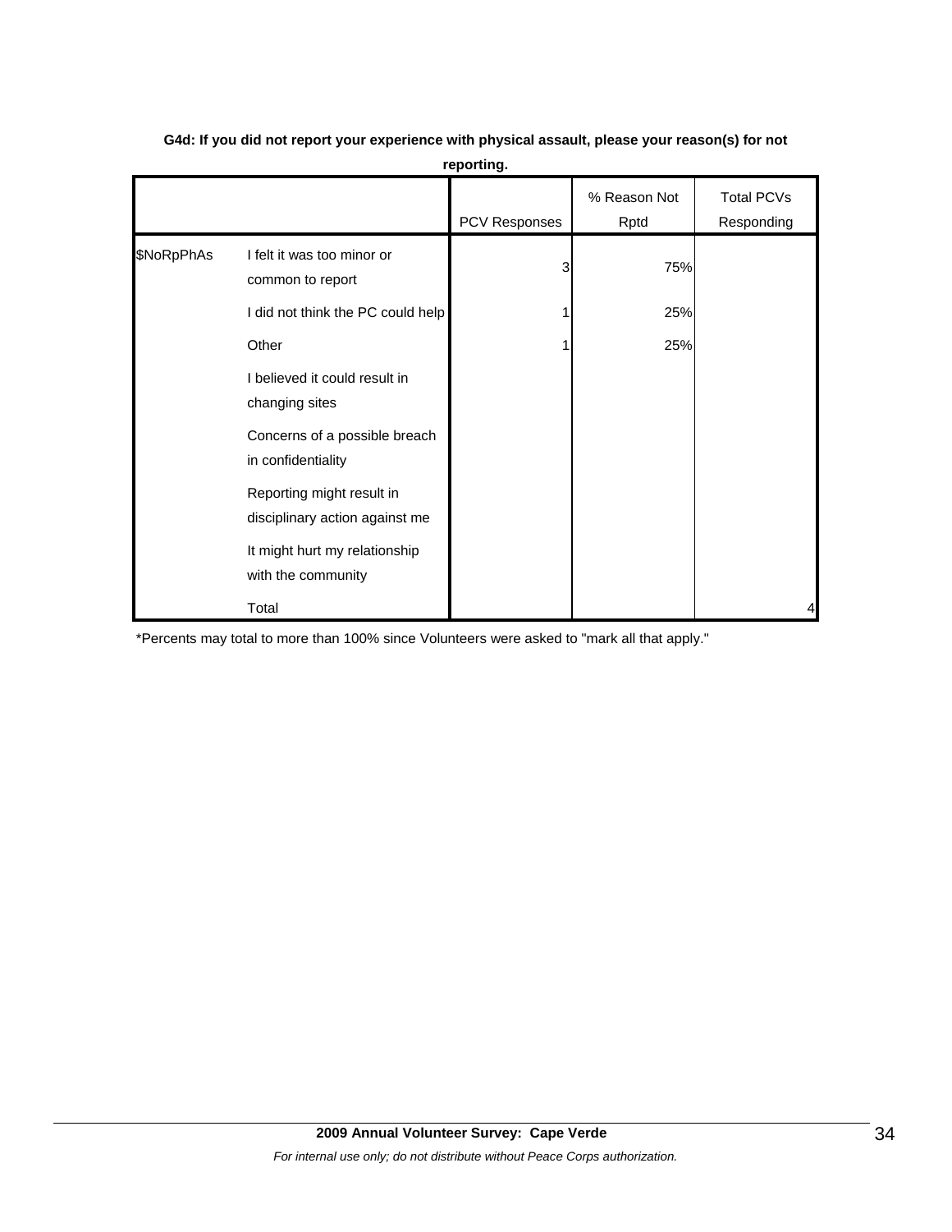**G4d: If you did not report your experience with physical assault, please your reason(s) for not reporting.**

| | | PCV Responses | % Reason Not Rptd | Total PCVs Responding |
|---|---|---|---|---|
| $NoRpPhAs | I felt it was too minor or common to report | 3 | 75% | |
| | I did not think the PC could help | 1 | 25% | |
| | Other | 1 | 25% | |
| | I believed it could result in changing sites | | | |
| | Concerns of a possible breach in confidentiality | | | |
| | Reporting might result in disciplinary action against me | | | |
| | It might hurt my relationship with the community | | | |
| | Total | | | 4 |

*Percents may total to more than 100% since Volunteers were asked to "mark all that apply."

**2009 Annual Volunteer Survey: Cape Verde**

*For internal use only; do not distribute without Peace Corps authorization.*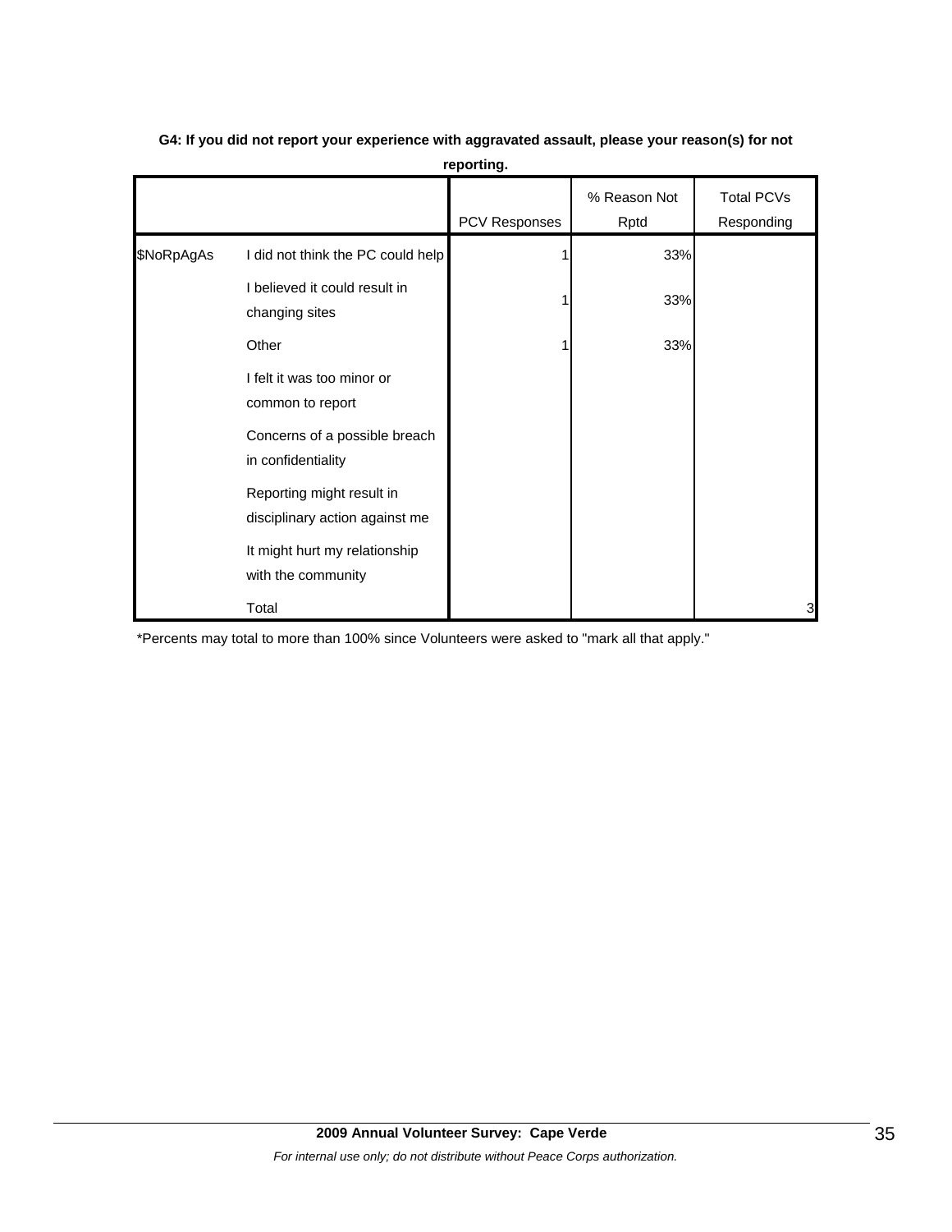**G4: If you did not report your experience with aggravated assault, please your reason(s) for not reporting.**

| | | PCV Responses | % Reason Not Rptd | Total PCVs Responding |
|---|---|---|---|---|
| $NoRpAgAs | I did not think the PC could help | 1 | 33% | |
| | I believed it could result in changing sites | 1 | 33% | |
| | Other | 1 | 33% | |
| | I felt it was too minor or common to report | | | |
| | Concerns of a possible breach in confidentiality | | | |
| | Reporting might result in disciplinary action against me | | | |
| | It might hurt my relationship with the community | | | |
| | Total | | | 3 |

*Percents may total to more than 100% since Volunteers were asked to "mark all that apply."

**2009 Annual Volunteer Survey: Cape Verde**

*For internal use only; do not distribute without Peace Corps authorization.*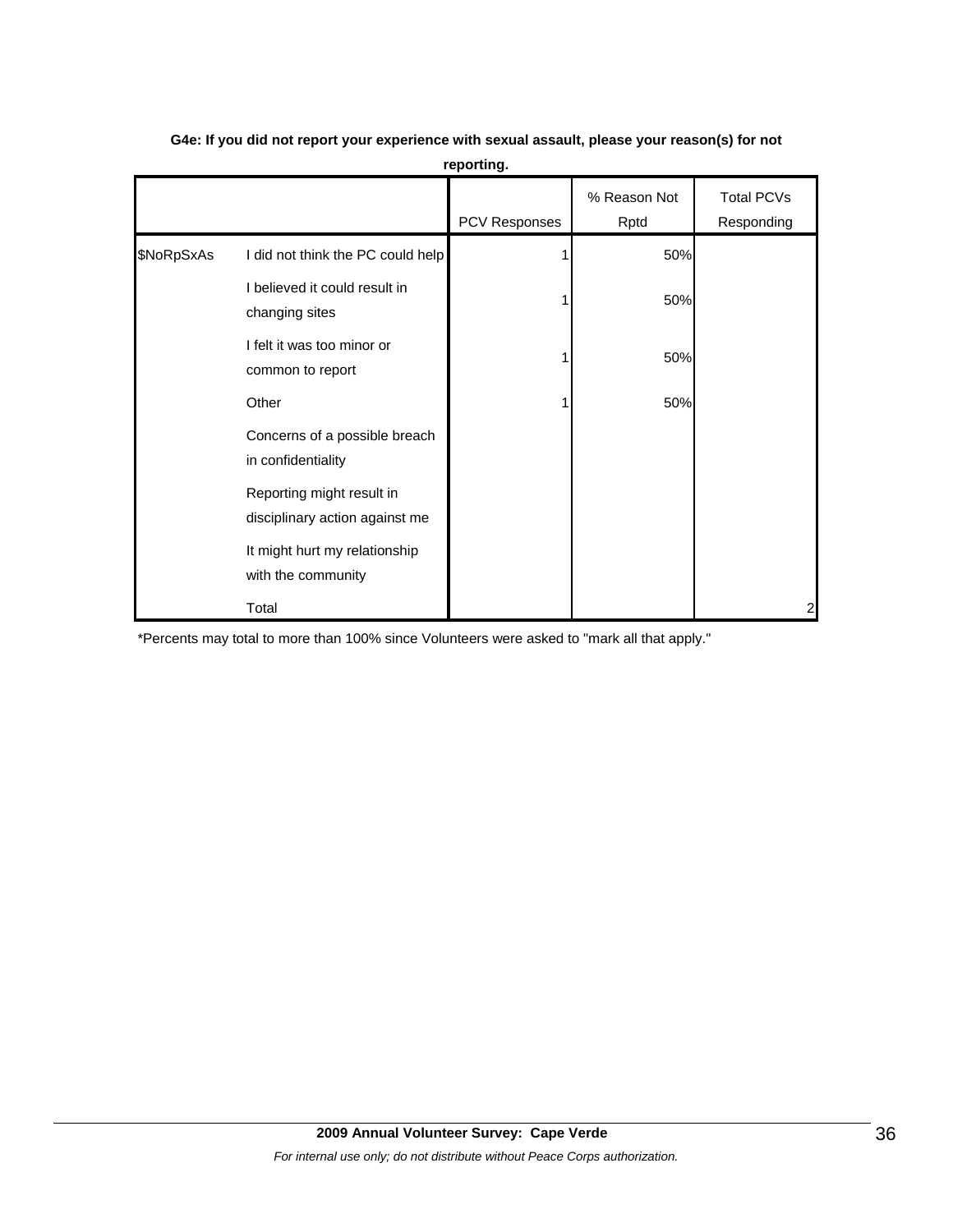**G4e: If you did not report your experience with sexual assault, please your reason(s) for not reporting.**

| | | PCV Responses | % Reason Not Rptd | Total PCVs Responding |
|---|---|---|---|---|
| $NoRpSxAs | I did not think the PC could help | 1 | 50% | |
| | I believed it could result in changing sites | 1 | 50% | |
| | I felt it was too minor or common to report | 1 | 50% | |
| | Other | 1 | 50% | |
| | Concerns of a possible breach in confidentiality | | | |
| | Reporting might result in disciplinary action against me | | | |
| | It might hurt my relationship with the community | | | |
| | Total | | | 2 |

*Percents may total to more than 100% since Volunteers were asked to "mark all that apply."

**2009 Annual Volunteer Survey: Cape Verde**

*For internal use only; do not distribute without Peace Corps authorization.*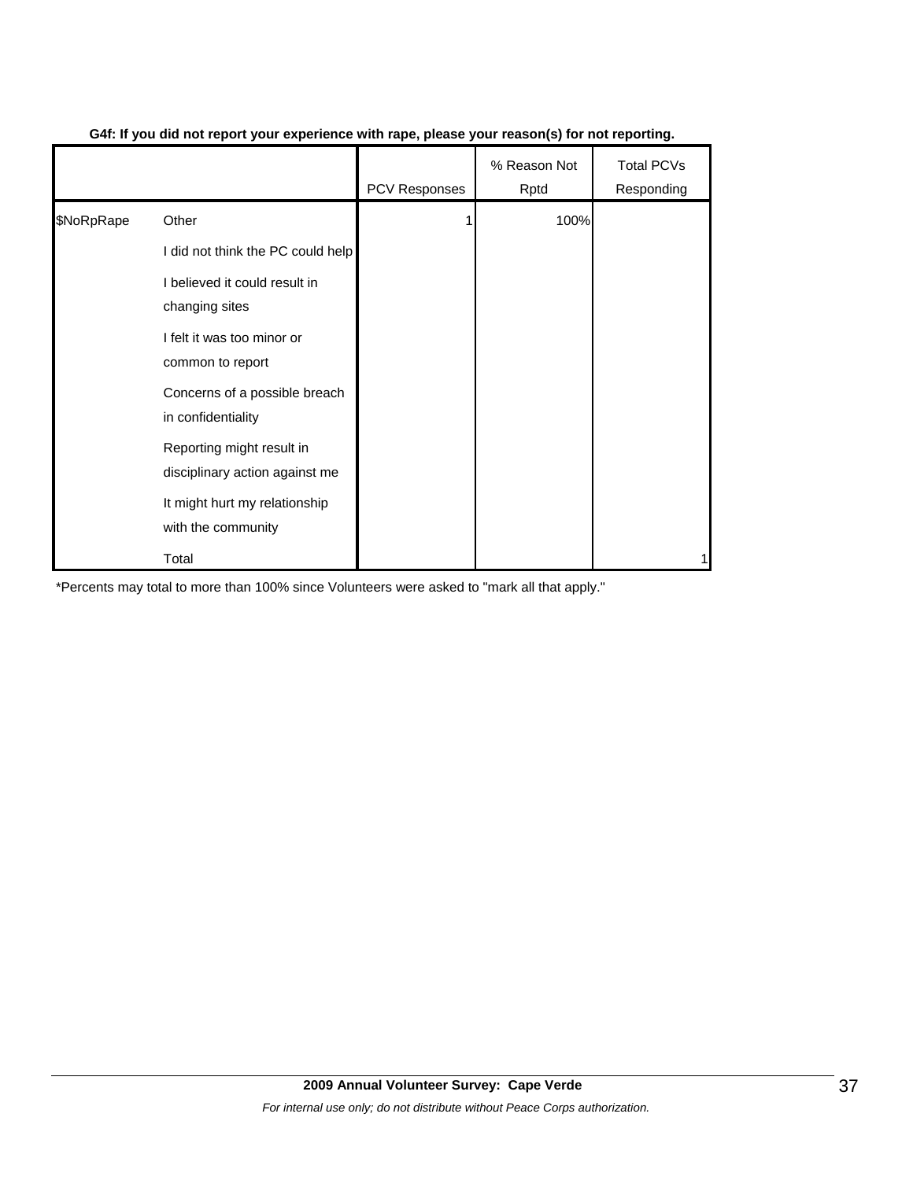**G4f: If you did not report your experience with rape, please your reason(s) for not reporting.**

| | | PCV Responses | % Reason Not Rptd | Total PCVs Responding |
|---|---|---|---|---|
| $NoRpRape | Other | 1 | 100% | |
| | I did not think the PC could help | | | |
| | I believed it could result in changing sites | | | |
| | I felt it was too minor or common to report | | | |
| | Concerns of a possible breach in confidentiality | | | |
| | Reporting might result in disciplinary action against me | | | |
| | It might hurt my relationship with the community | | | |
| | Total | | | 1 |

*Percents may total to more than 100% since Volunteers were asked to "mark all that apply."

**2009 Annual Volunteer Survey: Cape Verde**

*For internal use only; do not distribute without Peace Corps authorization.*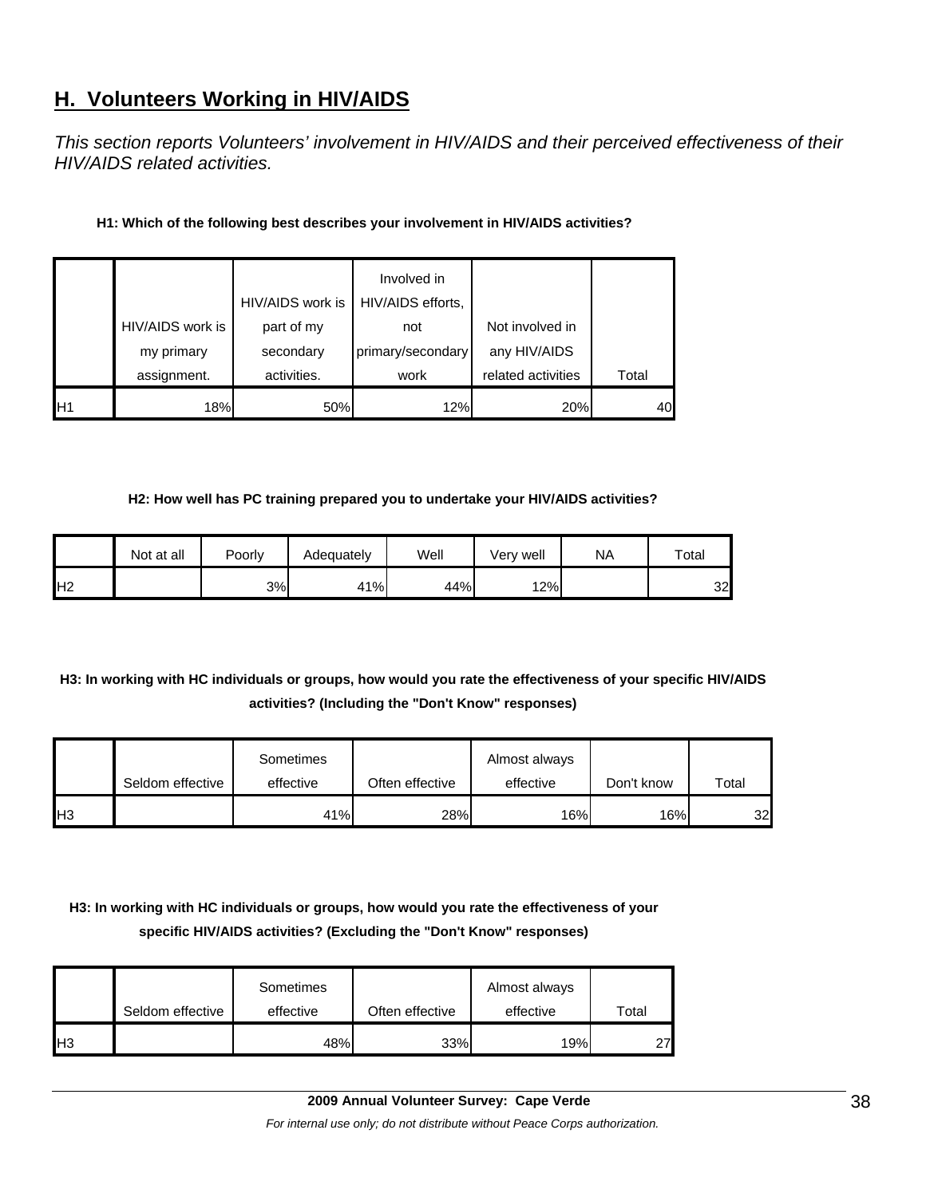## H. Volunteers Working in HIV/AIDS

*This section reports Volunteers' involvement in HIV/AIDS and their perceived effectiveness of their HIV/AIDS related activities.*

**H1: Which of the following best describes your involvement in HIV/AIDS activities?**

| | HIV/AIDS work is my primary assignment. | HIV/AIDS work is part of my secondary activities. | Involved in HIV/AIDS efforts, not primary/secondary work | Not involved in any HIV/AIDS related activities | Total |
|---|---|---|---|---|---|
| H1 | 18% | 50% | 12% | 20% | 40 |

**H2: How well has PC training prepared you to undertake your HIV/AIDS activities?**

| | Not at all | Poorly | Adequately | Well | Very well | NA | Total |
|---|---|---|---|---|---|---|---|
| H2 | | 3% | 41% | 44% | 12% | | 32 |

**H3: In working with HC individuals or groups, how would you rate the effectiveness of your specific HIV/AIDS activities? (Including the "Don't Know" responses)**

| | Seldom effective | Sometimes effective | Often effective | Almost always effective | Don't know | Total |
|---|---|---|---|---|---|---|
| H3 | | 41% | 28% | 16% | 16% | 32 |

**H3: In working with HC individuals or groups, how would you rate the effectiveness of your specific HIV/AIDS activities? (Excluding the "Don't Know" responses)**

| | Seldom effective | Sometimes effective | Often effective | Almost always effective | Total |
|---|---|---|---|---|---|
| H3 | | 48% | 33% | 19% | 27 |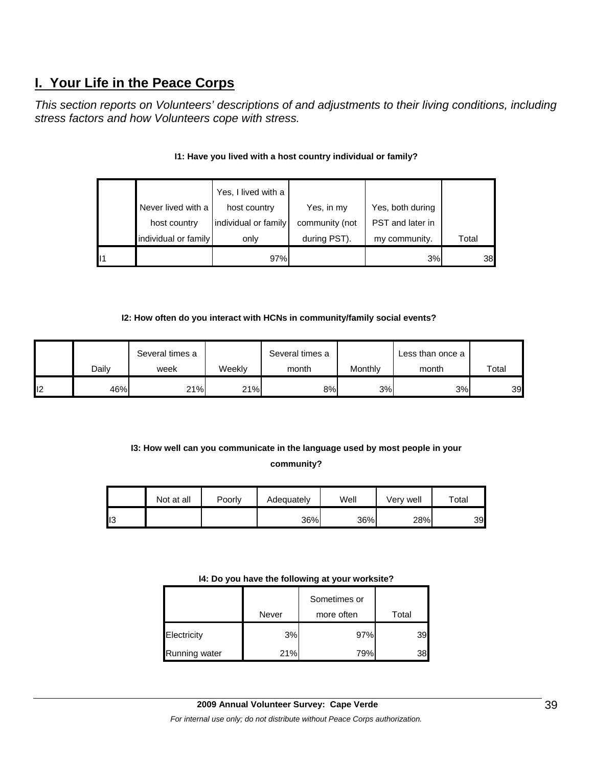# I. Your Life in the Peace Corps

*This section reports on Volunteers' descriptions of and adjustments to their living conditions, including stress factors and how Volunteers cope with stress.*

**I1: Have you lived with a host country individual or family?**

| | Never lived with a host country individual or family | Yes, I lived with a host country individual or family only | Yes, in my community (not during PST). | Yes, both during PST and later in my community. | Total |
|---|---|---|---|---|---|
| I1 | | 97% | | 3% | 38 |

**I2: How often do you interact with HCNs in community/family social events?**

| | Daily | Several times a week | Weekly | Several times a month | Monthly | Less than once a month | Total |
|---|---|---|---|---|---|---|---|
| I2 | 46% | 21% | 21% | 8% | 3% | 3% | 39 |

**I3: How well can you communicate in the language used by most people in your community?**

| | Not at all | Poorly | Adequately | Well | Very well | Total |
|---|---|---|---|---|---|---|
| I3 | | | 36% | 36% | 28% | 39 |

**I4: Do you have the following at your worksite?**

| | Never | Sometimes or more often | Total |
|---|---|---|---|
| Electricity | 3% | 97% | 39 |
| Running water | 21% | 79% | 38 |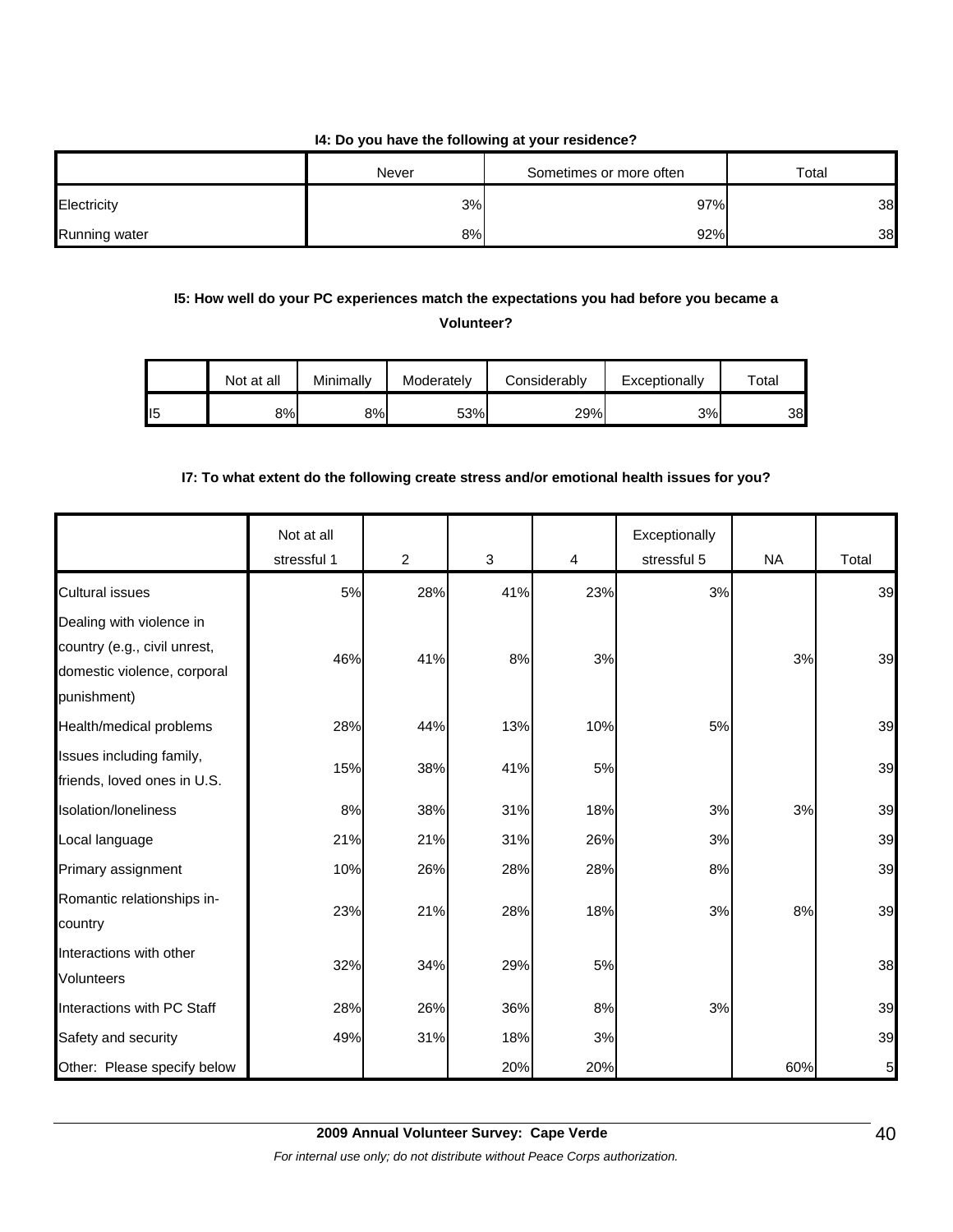**I4: Do you have the following at your residence?**

| | Never | Sometimes or more often | Total |
|---|---|---|---|
| Electricity | 3% | 97% | 38 |
| Running water | 8% | 92% | 38 |

**I5: How well do your PC experiences match the expectations you had before you became a Volunteer?**

| | Not at all | Minimally | Moderately | Considerably | Exceptionally | Total |
|---|---|---|---|---|---|---|
| I5 | 8% | 8% | 53% | 29% | 3% | 38 |

**I7: To what extent do the following create stress and/or emotional health issues for you?**

| | Not at all stressful 1 | 2 | 3 | 4 | Exceptionally stressful 5 | NA | Total |
|---|---|---|---|---|---|---|---|
| Cultural issues | 5% | 28% | 41% | 23% | 3% | | 39 |
| Dealing with violence in country (e.g., civil unrest, domestic violence, corporal punishment) | 46% | 41% | 8% | 3% | | 3% | 39 |
| Health/medical problems | 28% | 44% | 13% | 10% | 5% | | 39 |
| Issues including family, friends, loved ones in U.S. | 15% | 38% | 41% | 5% | | | 39 |
| Isolation/loneliness | 8% | 38% | 31% | 18% | 3% | 3% | 39 |
| Local language | 21% | 21% | 31% | 26% | 3% | | 39 |
| Primary assignment | 10% | 26% | 28% | 28% | 8% | | 39 |
| Romantic relationships in-country | 23% | 21% | 28% | 18% | 3% | 8% | 39 |
| Interactions with other Volunteers | 32% | 34% | 29% | 5% | | | 38 |
| Interactions with PC Staff | 28% | 26% | 36% | 8% | 3% | | 39 |
| Safety and security | 49% | 31% | 18% | 3% | | | 39 |
| Other: Please specify below | | | 20% | 20% | | 60% | 5 |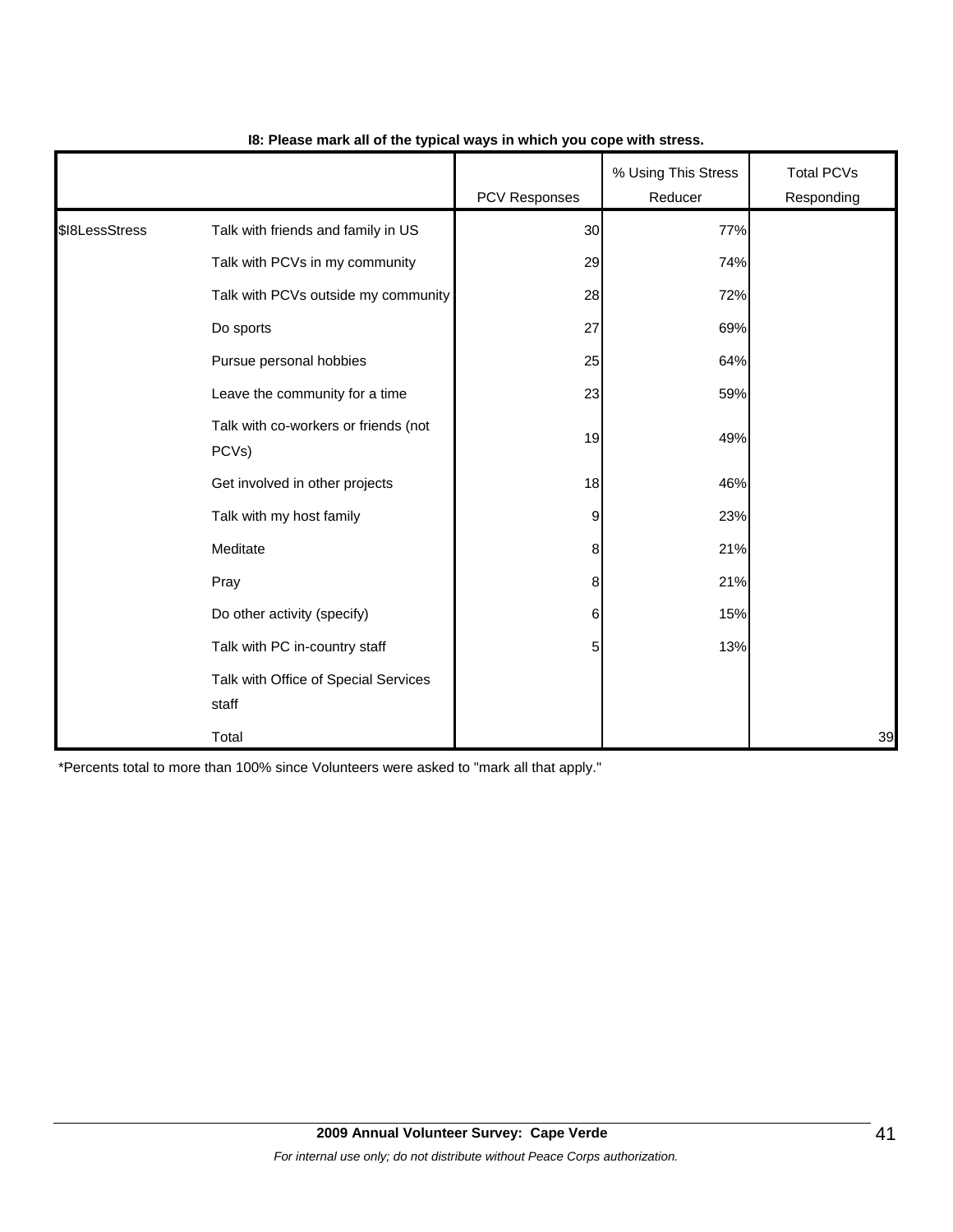**I8: Please mark all of the typical ways in which you cope with stress.**

| | | PCV Responses | % Using This Stress Reducer | Total PCVs Responding |
|---|---|---|---|---|
| $I8LessStress | Talk with friends and family in US | 30 | 77% | |
| | Talk with PCVs in my community | 29 | 74% | |
| | Talk with PCVs outside my community | 28 | 72% | |
| | Do sports | 27 | 69% | |
| | Pursue personal hobbies | 25 | 64% | |
| | Leave the community for a time | 23 | 59% | |
| | Talk with co-workers or friends (not PCVs) | 19 | 49% | |
| | Get involved in other projects | 18 | 46% | |
| | Talk with my host family | 9 | 23% | |
| | Meditate | 8 | 21% | |
| | Pray | 8 | 21% | |
| | Do other activity (specify) | 6 | 15% | |
| | Talk with PC in-country staff | 5 | 13% | |
| | Talk with Office of Special Services staff | | | |
| | Total | | | 39 |

*Percents total to more than 100% since Volunteers were asked to "mark all that apply."

**2009 Annual Volunteer Survey: Cape Verde**

*For internal use only; do not distribute without Peace Corps authorization.*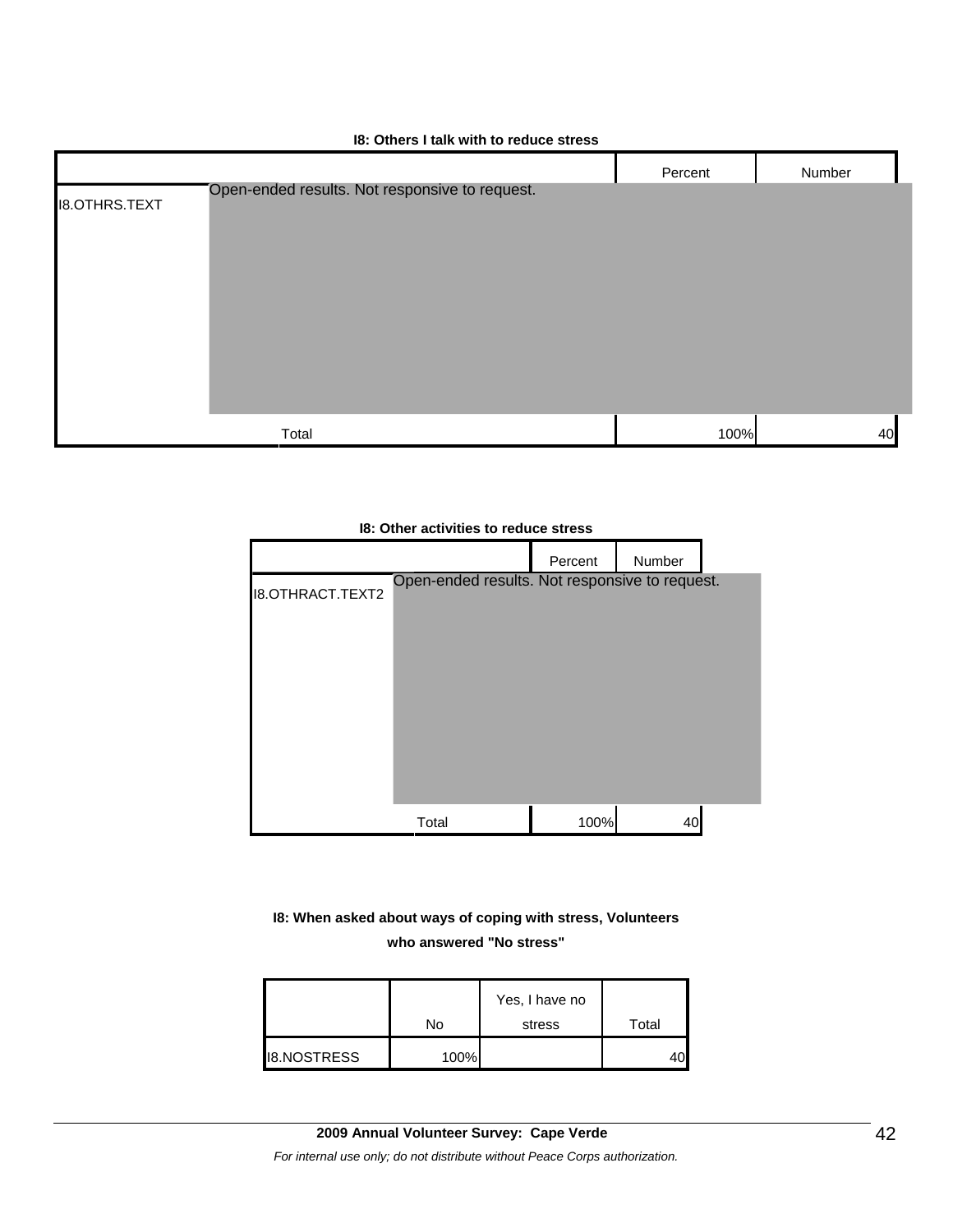**I8: Others I talk with to reduce stress**

| | | Percent | Number |
|---|---|---|---|
| I8.OTHRS.TEXT | Open-ended results. Not responsive to request. | | |
| | Total | 100% | 40 |

**I8: Other activities to reduce stress**

| | | Percent | Number |
|---|---|---|---|
| I8.OTHRACT.TEXT2 | Open-ended results. Not responsive to request. | | |
| | Total | 100% | 40 |

**I8: When asked about ways of coping with stress, Volunteers who answered "No stress"**

| | No | Yes, I have no stress | Total |
|---|---|---|---|
| I8.NOSTRESS | 100% | | 40 |

**2009 Annual Volunteer Survey: Cape Verde**

*For internal use only; do not distribute without Peace Corps authorization.*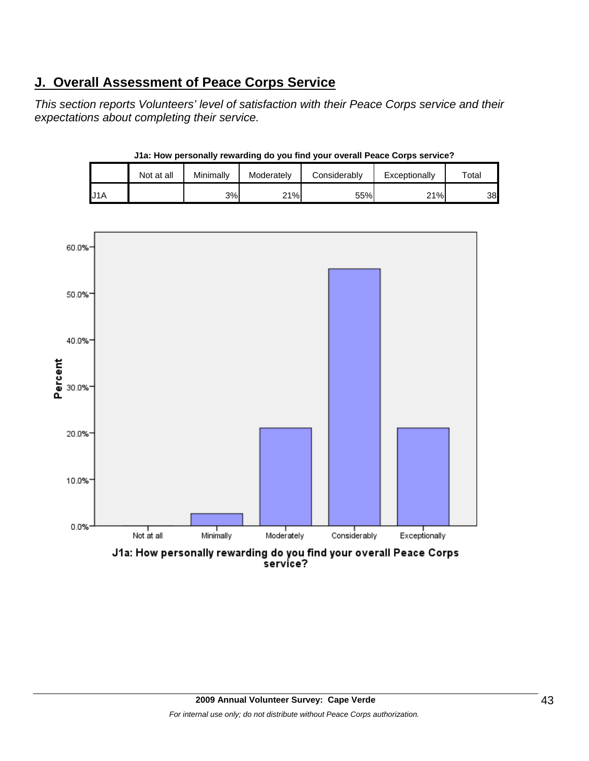## J. Overall Assessment of Peace Corps Service

*This section reports Volunteers' level of satisfaction with their Peace Corps service and their expectations about completing their service.*

**J1a: How personally rewarding do you find your overall Peace Corps service?**

| | Not at all | Minimally | Moderately | Considerably | Exceptionally | Total |
|---|---|---|---|---|---|---|
| J1A | | 3% | 21% | 55% | 21% | 38 |

J1a: How personally rewarding do you find your overall Peace Corps service?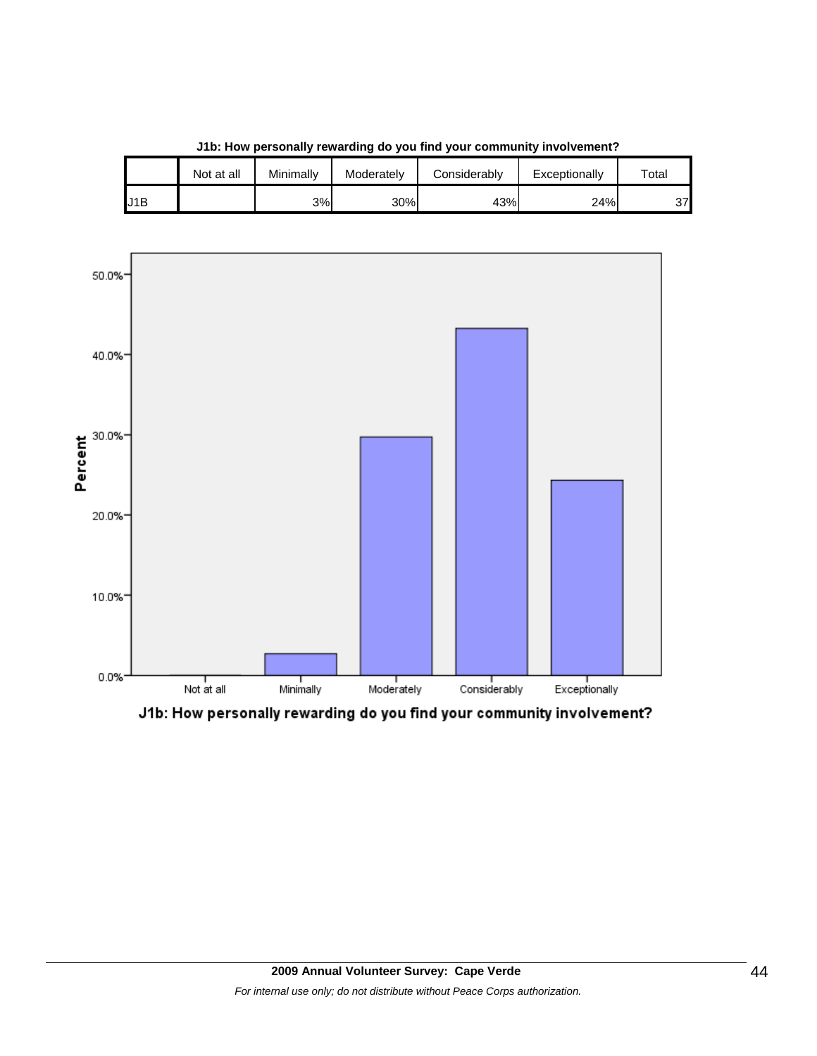**J1b: How personally rewarding do you find your community involvement?**

| | Not at all | Minimally | Moderately | Considerably | Exceptionally | Total |
|---|---|---|---|---|---|---|
| J1B | | 3% | 30% | 43% | 24% | 37 |

50.0%
40.0%
30.0%
20.0%
10.0%
0.0%

Percent

Not at all Minimally Moderately Considerably Exceptionally

J1b: How personally rewarding do you find your community involvement?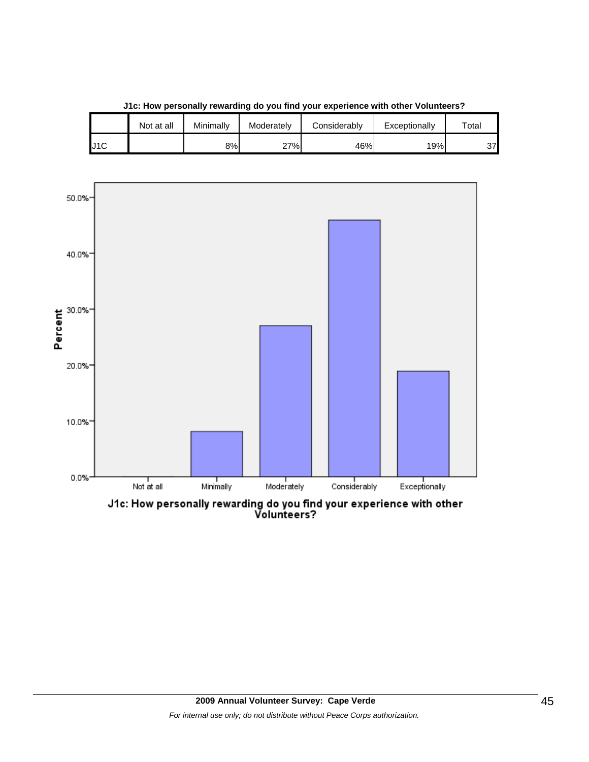**J1c: How personally rewarding do you find your experience with other Volunteers?**

| | Not at all | Minimally | Moderately | Considerably | Exceptionally | Total |
|---|---|---|---|---|---|---|
| J1C | | 8% | 27% | 46% | 19% | 37 |

J1c: How personally rewarding do you find your experience with other Volunteers?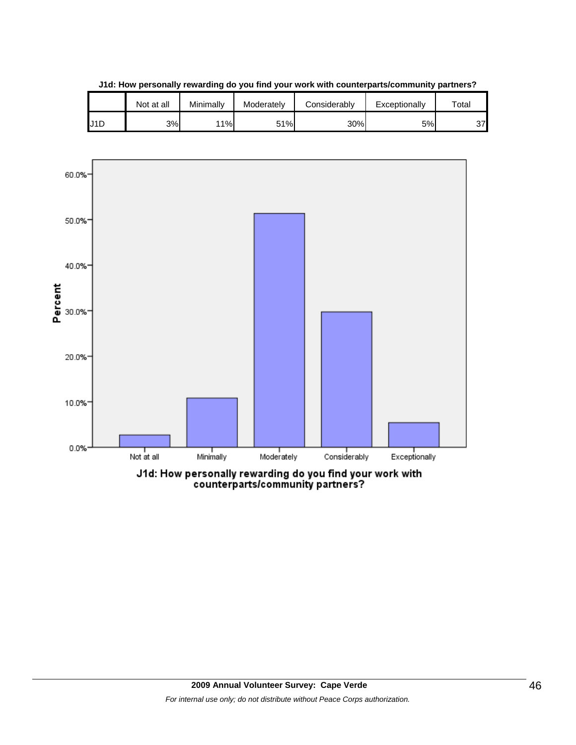**J1d: How personally rewarding do you find your work with counterparts/community partners?**

| | Not at all | Minimally | Moderately | Considerably | Exceptionally | Total |
|---|---|---|---|---|---|---|
| J1D | 3% | 11% | 51% | 30% | 5% | 37 |

J1d: How personally rewarding do you find your work with counterparts/community partners?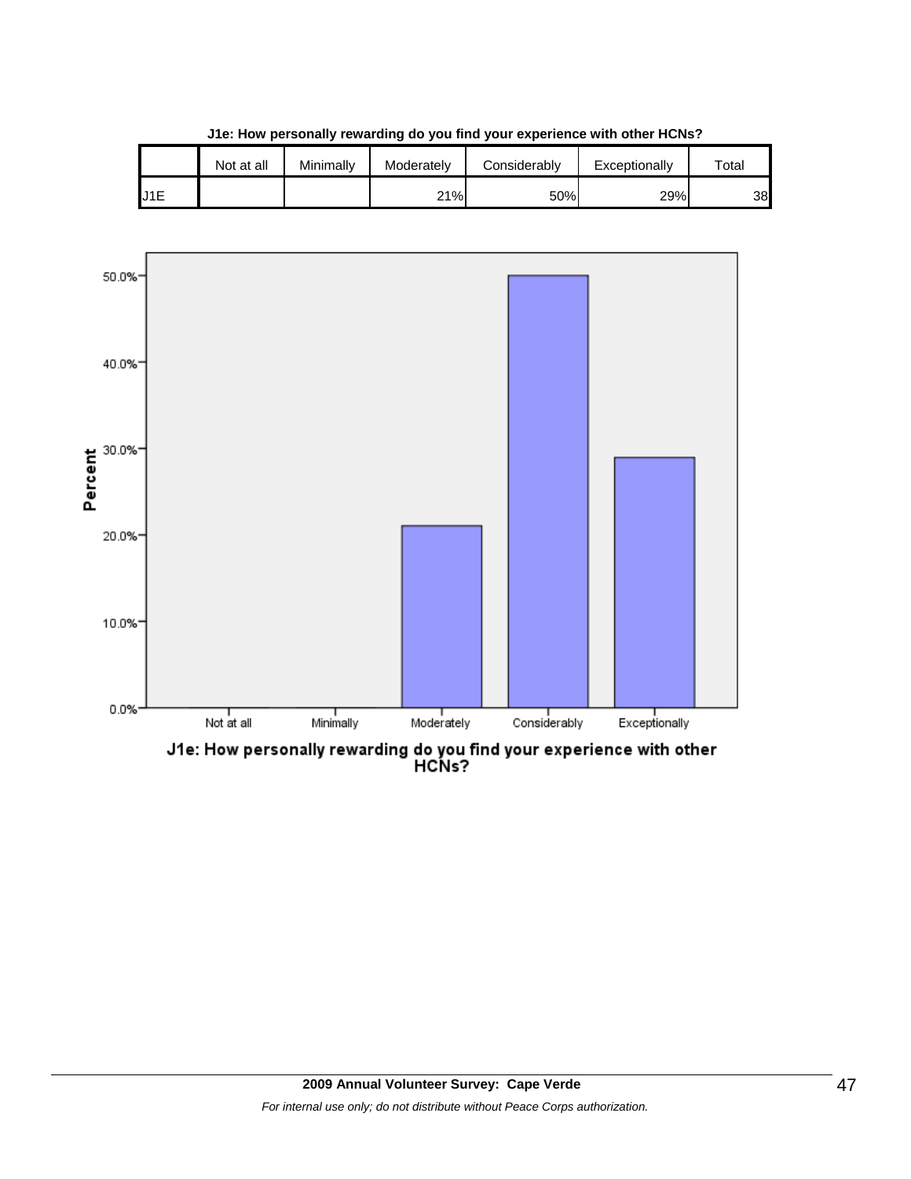**J1e: How personally rewarding do you find your experience with other HCNs?**

| | Not at all | Minimally | Moderately | Considerably | Exceptionally | Total |
|---|---|---|---|---|---|---|
| J1E | | | 21% | 50% | 29% | 38 |

Percent

50.0%
40.0%
30.0%
20.0%
10.0%
0.0%

Not at all | Minimally | Moderately | Considerably | Exceptionally

J1e: How personally rewarding do you find your experience with other HCNs?

**2009 Annual Volunteer Survey: Cape Verde**

*For internal use only; do not distribute without Peace Corps authorization.*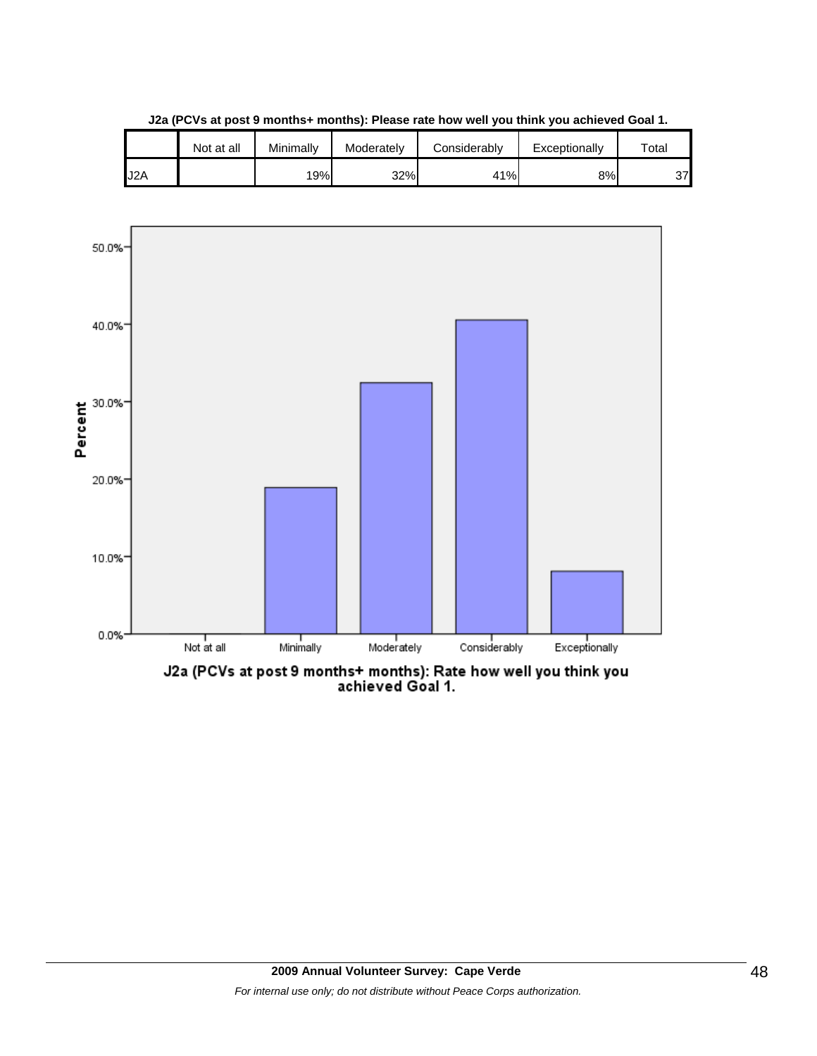**J2a (PCVs at post 9 months+ months): Please rate how well you think you achieved Goal 1.**

| | Not at all | Minimally | Moderately | Considerably | Exceptionally | Total |
|---|---|---|---|---|---|---|
| J2A | | 19% | 32% | 41% | 8% | 37 |

J2a (PCVs at post 9 months+ months): Rate how well you think you achieved Goal 1.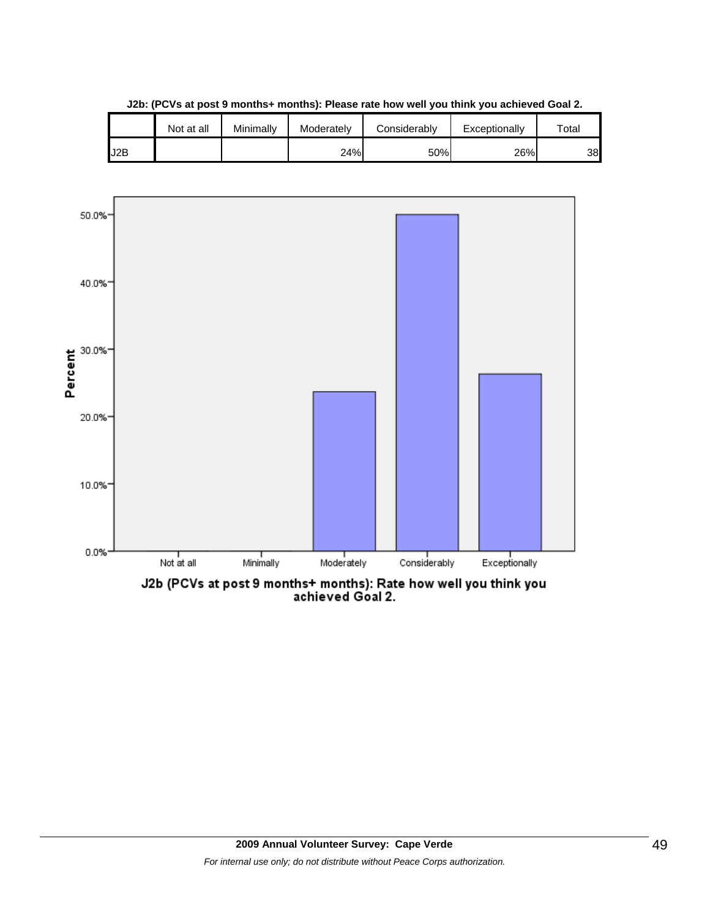**J2b: (PCVs at post 9 months+ months): Please rate how well you think you achieved Goal 2.**

| | Not at all | Minimally | Moderately | Considerably | Exceptionally | Total |
|---|---|---|---|---|---|---|
| J2B | | | 24% | 50% | 26% | 38 |

J2b (PCVs at post 9 months+ months): Rate how well you think you achieved Goal 2.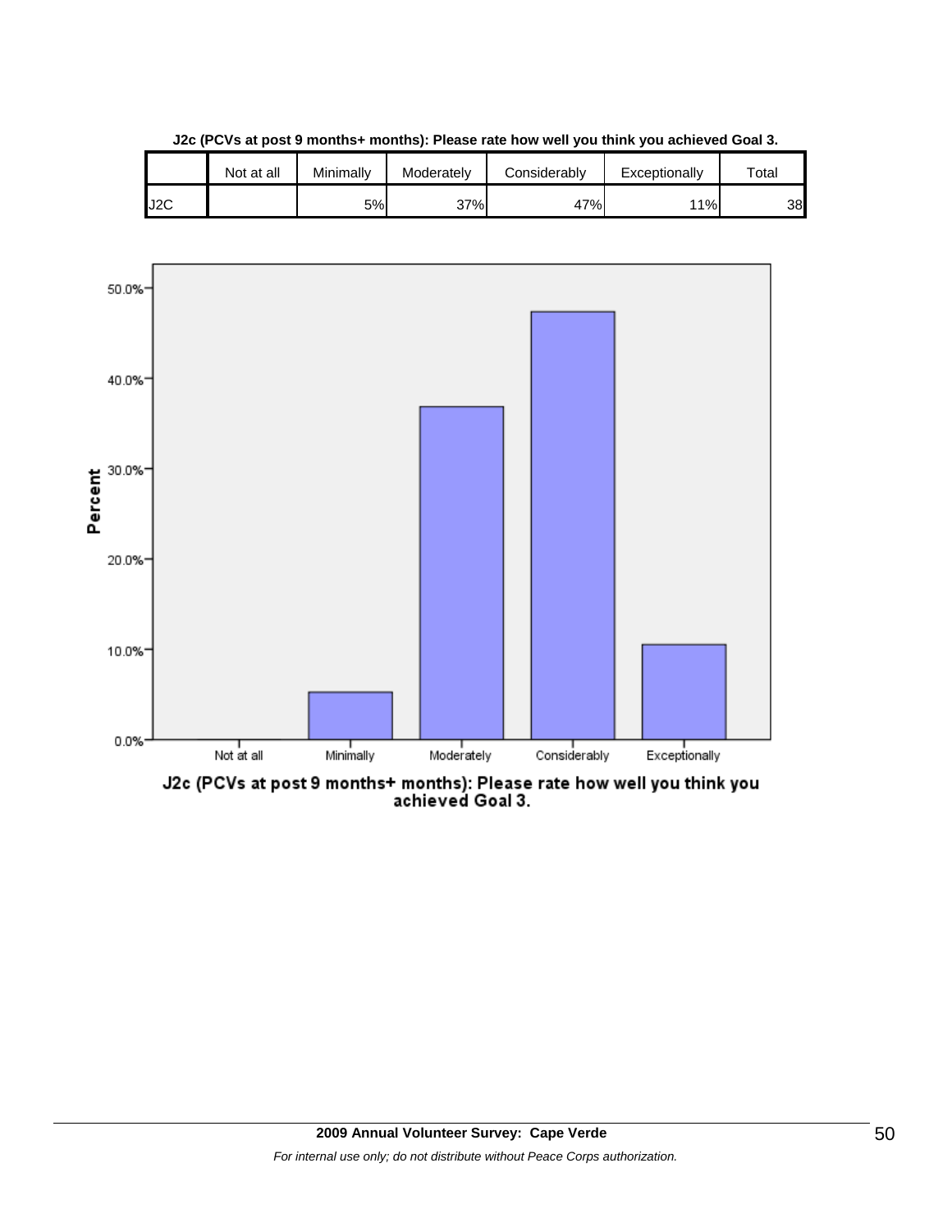**J2c (PCVs at post 9 months+ months): Please rate how well you think you achieved Goal 3.**

| | Not at all | Minimally | Moderately | Considerably | Exceptionally | Total |
|---|---|---|---|---|---|---|
| J2C | | 5% | 37% | 47% | 11% | 38 |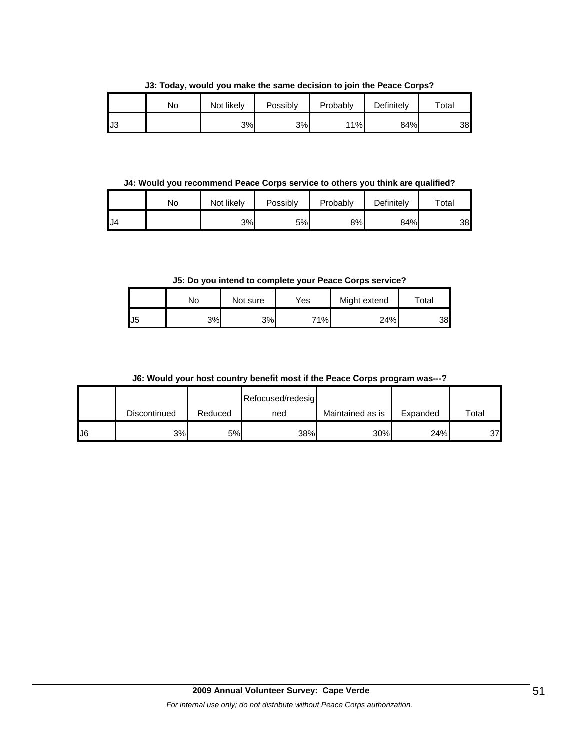**J3: Today, would you make the same decision to join the Peace Corps?**

| | No | Not likely | Possibly | Probably | Definitely | Total |
|---|---|---|---|---|---|---|
| J3 | | 3% | 3% | 11% | 84% | 38 |

**J4: Would you recommend Peace Corps service to others you think are qualified?**

| | No | Not likely | Possibly | Probably | Definitely | Total |
|---|---|---|---|---|---|---|
| J4 | | 3% | 5% | 8% | 84% | 38 |

**J5: Do you intend to complete your Peace Corps service?**

| | No | Not sure | Yes | Might extend | Total |
|---|---|---|---|---|---|
| J5 | 3% | 3% | 71% | 24% | 38 |

**J6: Would your host country benefit most if the Peace Corps program was---?**

| | Discontinued | Reduced | Refocused/redesigned | Maintained as is | Expanded | Total |
|---|---|---|---|---|---|---|
| J6 | 3% | 5% | 38% | 30% | 24% | 37 |

**2009 Annual Volunteer Survey: Cape Verde**

*For internal use only; do not distribute without Peace Corps authorization.*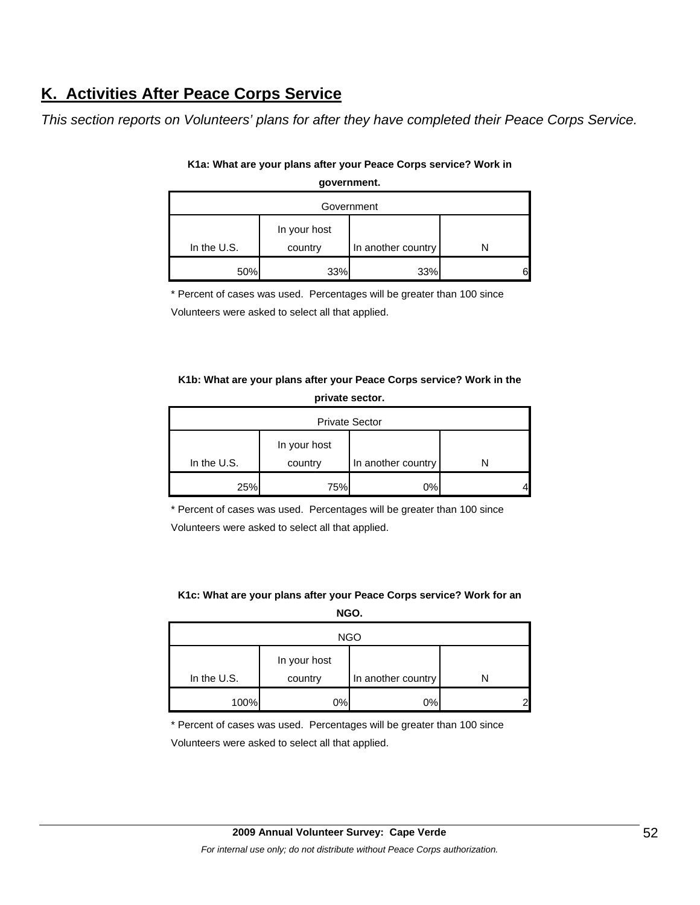## K. Activities After Peace Corps Service

*This section reports on Volunteers' plans for after they have completed their Peace Corps Service.*

**K1a: What are your plans after your Peace Corps service? Work in government.**

| Government | | | |
|---|---|---|---|
| In the U.S. | In your host country | In another country | N |
| 50% | 33% | 33% | 6 |

\* Percent of cases was used. Percentages will be greater than 100 since Volunteers were asked to select all that applied.

**K1b: What are your plans after your Peace Corps service? Work in the private sector.**

| Private Sector | | | |
|---|---|---|---|
| In the U.S. | In your host country | In another country | N |
| 25% | 75% | 0% | 4 |

\* Percent of cases was used. Percentages will be greater than 100 since Volunteers were asked to select all that applied.

**K1c: What are your plans after your Peace Corps service? Work for an NGO.**

| NGO | | | |
|---|---|---|---|
| In the U.S. | In your host country | In another country | N |
| 100% | 0% | 0% | 2 |

\* Percent of cases was used. Percentages will be greater than 100 since Volunteers were asked to select all that applied.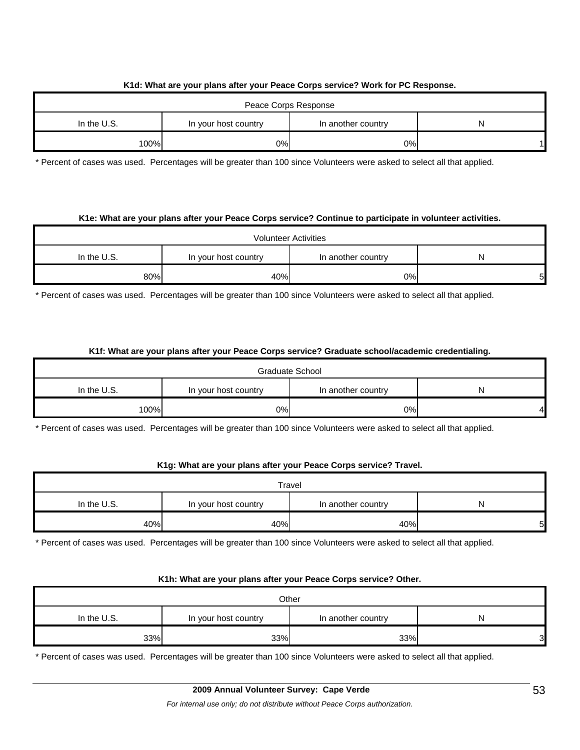**K1d: What are your plans after your Peace Corps service? Work for PC Response.**

| Peace Corps Response | | | |
|---|---|---|---|
| In the U.S. | In your host country | In another country | N |
| 100% | 0% | 0% | 1 |

* Percent of cases was used. Percentages will be greater than 100 since Volunteers were asked to select all that applied.

**K1e: What are your plans after your Peace Corps service? Continue to participate in volunteer activities.**

| Volunteer Activities | | | |
|---|---|---|---|
| In the U.S. | In your host country | In another country | N |
| 80% | 40% | 0% | 5 |

* Percent of cases was used. Percentages will be greater than 100 since Volunteers were asked to select all that applied.

**K1f: What are your plans after your Peace Corps service? Graduate school/academic credentialing.**

| Graduate School | | | |
|---|---|---|---|
| In the U.S. | In your host country | In another country | N |
| 100% | 0% | 0% | 4 |

* Percent of cases was used. Percentages will be greater than 100 since Volunteers were asked to select all that applied.

**K1g: What are your plans after your Peace Corps service? Travel.**

| Travel | | | |
|---|---|---|---|
| In the U.S. | In your host country | In another country | N |
| 40% | 40% | 40% | 5 |

* Percent of cases was used. Percentages will be greater than 100 since Volunteers were asked to select all that applied.

**K1h: What are your plans after your Peace Corps service? Other.**

| Other | | | |
|---|---|---|---|
| In the U.S. | In your host country | In another country | N |
| 33% | 33% | 33% | 3 |

* Percent of cases was used. Percentages will be greater than 100 since Volunteers were asked to select all that applied.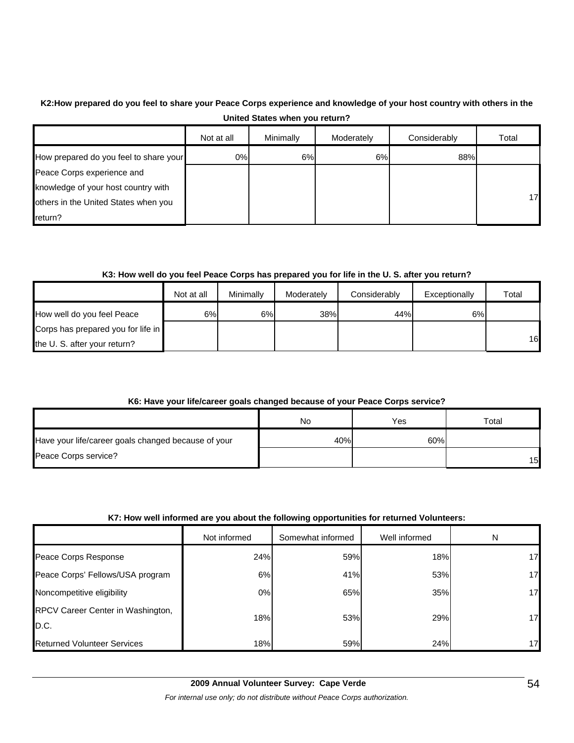**K2:How prepared do you feel to share your Peace Corps experience and knowledge of your host country with others in the United States when you return?**

| | Not at all | Minimally | Moderately | Considerably | Total |
|---|---|---|---|---|---|
| How prepared do you feel to share your Peace Corps experience and knowledge of your host country with others in the United States when you return? | 0% | 6% | 6% | 88% | 17 |

**K3: How well do you feel Peace Corps has prepared you for life in the U. S. after you return?**

| | Not at all | Minimally | Moderately | Considerably | Exceptionally | Total |
|---|---|---|---|---|---|---|
| How well do you feel Peace Corps has prepared you for life in the U. S. after your return? | 6% | 6% | 38% | 44% | 6% | 16 |

**K6: Have your life/career goals changed because of your Peace Corps service?**

| | No | Yes | Total |
|---|---|---|---|
| Have your life/career goals changed because of your Peace Corps service? | 40% | 60% | 15 |

**K7: How well informed are you about the following opportunities for returned Volunteers:**

| | Not informed | Somewhat informed | Well informed | N |
|---|---|---|---|---|
| Peace Corps Response | 24% | 59% | 18% | 17 |
| Peace Corps' Fellows/USA program | 6% | 41% | 53% | 17 |
| Noncompetitive eligibility | 0% | 65% | 35% | 17 |
| RPCV Career Center in Washington, D.C. | 18% | 53% | 29% | 17 |
| Returned Volunteer Services | 18% | 59% | 24% | 17 |

**2009 Annual Volunteer Survey: Cape Verde**

*For internal use only; do not distribute without Peace Corps authorization.*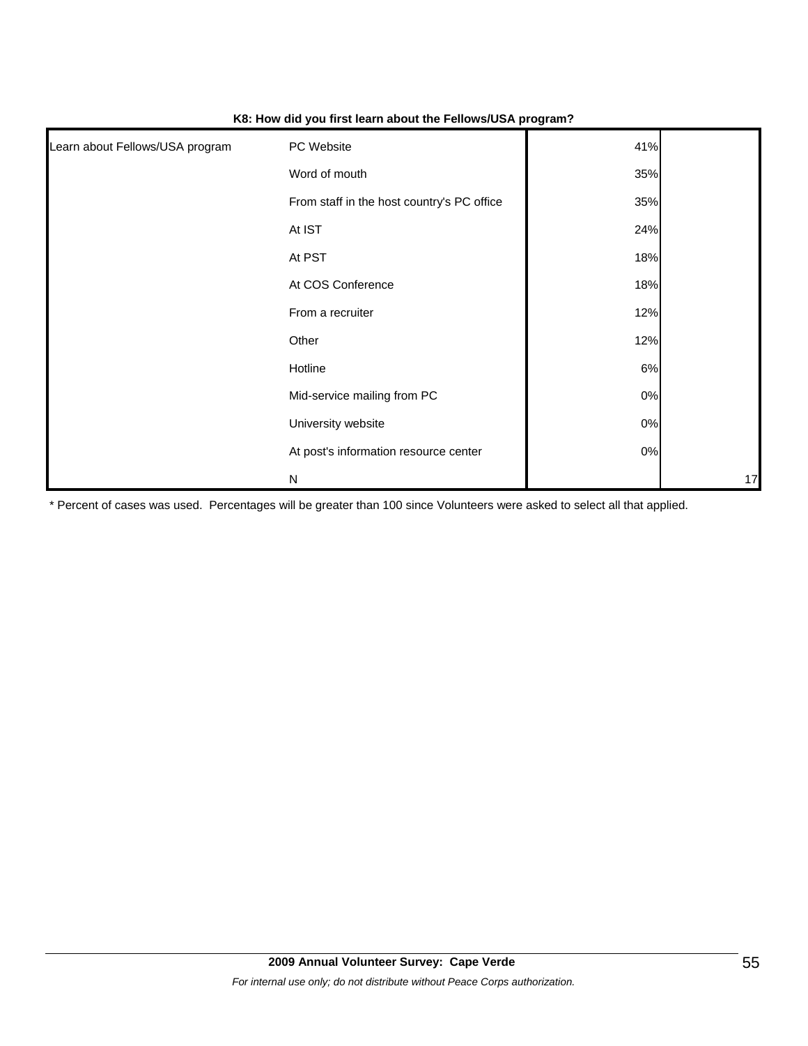**K8: How did you first learn about the Fellows/USA program?**

| | | | |
|---|---|---|---|
| Learn about Fellows/USA program | PC Website | 41% | |
| | Word of mouth | 35% | |
| | From staff in the host country's PC office | 35% | |
| | At IST | 24% | |
| | At PST | 18% | |
| | At COS Conference | 18% | |
| | From a recruiter | 12% | |
| | Other | 12% | |
| | Hotline | 6% | |
| | Mid-service mailing from PC | 0% | |
| | University website | 0% | |
| | At post's information resource center | 0% | |
| | N | | 17 |

* Percent of cases was used. Percentages will be greater than 100 since Volunteers were asked to select all that applied.

**2009 Annual Volunteer Survey: Cape Verde**

*For internal use only; do not distribute without Peace Corps authorization.*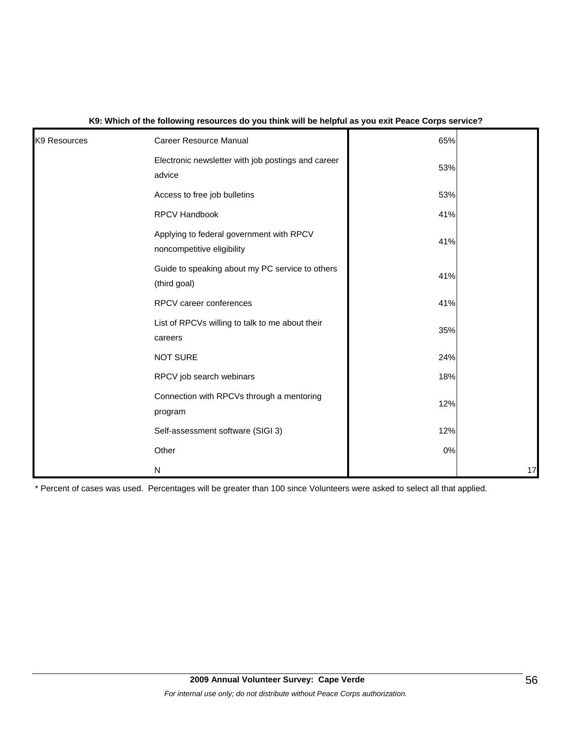**K9: Which of the following resources do you think will be helpful as you exit Peace Corps service?**

| | | | |
|---|---|---|---|
| K9 Resources | Career Resource Manual | 65% | |
| | Electronic newsletter with job postings and career advice | 53% | |
| | Access to free job bulletins | 53% | |
| | RPCV Handbook | 41% | |
| | Applying to federal government with RPCV noncompetitive eligibility | 41% | |
| | Guide to speaking about my PC service to others (third goal) | 41% | |
| | RPCV career conferences | 41% | |
| | List of RPCVs willing to talk to me about their careers | 35% | |
| | NOT SURE | 24% | |
| | RPCV job search webinars | 18% | |
| | Connection with RPCVs through a mentoring program | 12% | |
| | Self-assessment software (SIGI 3) | 12% | |
| | Other | 0% | |
| | N | | 17 |

* Percent of cases was used. Percentages will be greater than 100 since Volunteers were asked to select all that applied.

**2009 Annual Volunteer Survey: Cape Verde**

*For internal use only; do not distribute without Peace Corps authorization.*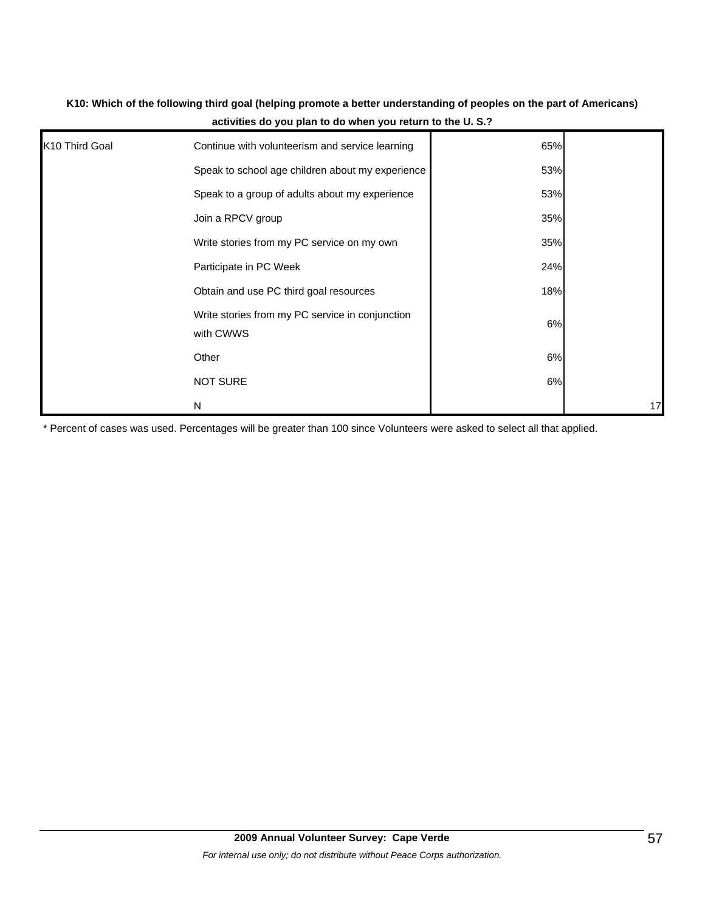**K10: Which of the following third goal (helping promote a better understanding of peoples on the part of Americans) activities do you plan to do when you return to the U. S.?**

| | | | |
|---|---|---|---|
| K10 Third Goal | Continue with volunteerism and service learning | 65% | |
| | Speak to school age children about my experience | 53% | |
| | Speak to a group of adults about my experience | 53% | |
| | Join a RPCV group | 35% | |
| | Write stories from my PC service on my own | 35% | |
| | Participate in PC Week | 24% | |
| | Obtain and use PC third goal resources | 18% | |
| | Write stories from my PC service in conjunction with CWWS | 6% | |
| | Other | 6% | |
| | NOT SURE | 6% | |
| | N | | 17 |

* Percent of cases was used. Percentages will be greater than 100 since Volunteers were asked to select all that applied.